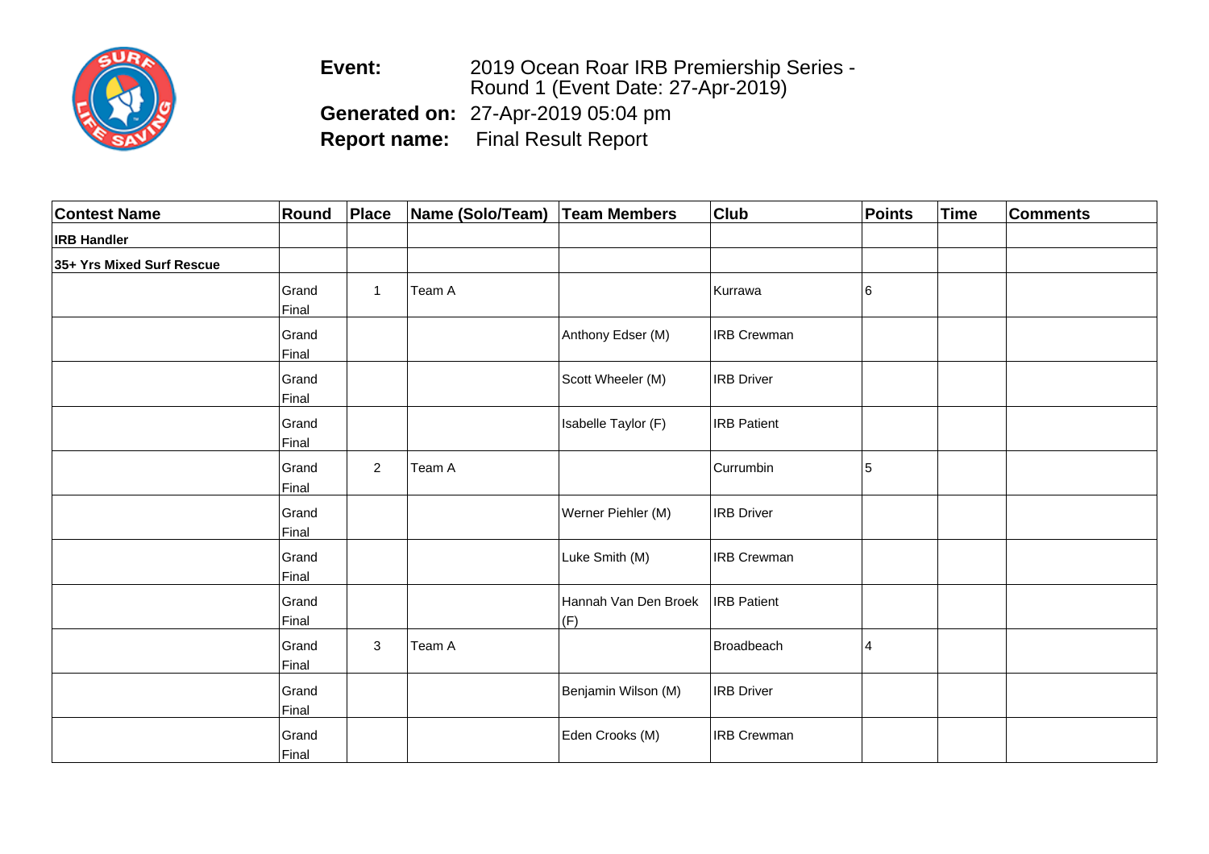**Event:** 2019 Ocean Roar IRB Premiership Series - Round 1 (Event Date: 27-Apr-2019)

**Generated on:** 27-Apr-2019 05:04 pm

**Report name:** Final Result Report

| Contest Name | Round | Place | Name (Solo/Team) | Team Members | Club | Points | Time | Comments |
|---|---|---|---|---|---|---|---|---|
| **IRB Handler** | | | | | | | | |
| **35+ Yrs Mixed Surf Rescue** | | | | | | | | |
| | Grand Final | 1 | Team A | | Kurrawa | 6 | | |
| | Grand Final | | | Anthony Edser (M) | IRB Crewman | | | |
| | Grand Final | | | Scott Wheeler (M) | IRB Driver | | | |
| | Grand Final | | | Isabelle Taylor (F) | IRB Patient | | | |
| | Grand Final | 2 | Team A | | Currumbin | 5 | | |
| | Grand Final | | | Werner Piehler (M) | IRB Driver | | | |
| | Grand Final | | | Luke Smith (M) | IRB Crewman | | | |
| | Grand Final | | | Hannah Van Den Broek (F) | IRB Patient | | | |
| | Grand Final | 3 | Team A | | Broadbeach | 4 | | |
| | Grand Final | | | Benjamin Wilson (M) | IRB Driver | | | |
| | Grand Final | | | Eden Crooks (M) | IRB Crewman | | | |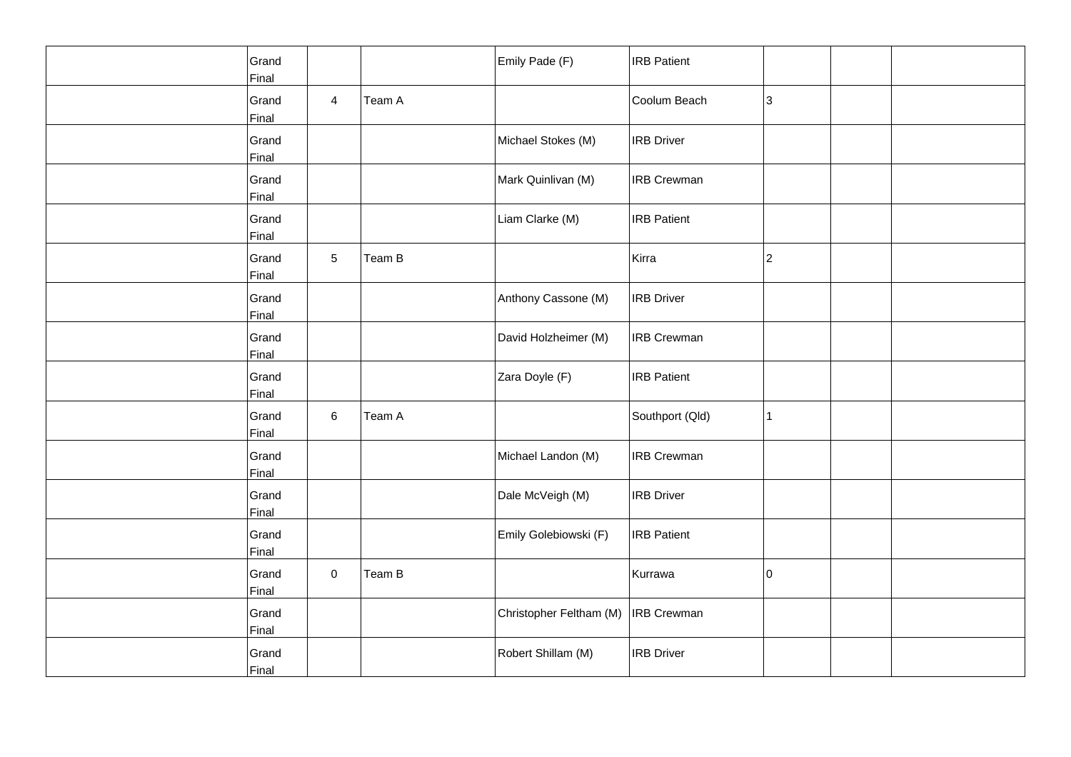|  |  |  |  |  |  |  |  |  |
|---|---|---|---|---|---|---|---|---|
|  | Grand Final |  |  | Emily Pade (F) | IRB Patient |  |  |  |
|  | Grand Final | 4 | Team A |  | Coolum Beach | 3 |  |  |
|  | Grand Final |  |  | Michael Stokes (M) | IRB Driver |  |  |  |
|  | Grand Final |  |  | Mark Quinlivan (M) | IRB Crewman |  |  |  |
|  | Grand Final |  |  | Liam Clarke (M) | IRB Patient |  |  |  |
|  | Grand Final | 5 | Team B |  | Kirra | 2 |  |  |
|  | Grand Final |  |  | Anthony Cassone (M) | IRB Driver |  |  |  |
|  | Grand Final |  |  | David Holzheimer (M) | IRB Crewman |  |  |  |
|  | Grand Final |  |  | Zara Doyle (F) | IRB Patient |  |  |  |
|  | Grand Final | 6 | Team A |  | Southport (Qld) | 1 |  |  |
|  | Grand Final |  |  | Michael Landon (M) | IRB Crewman |  |  |  |
|  | Grand Final |  |  | Dale McVeigh (M) | IRB Driver |  |  |  |
|  | Grand Final |  |  | Emily Golebiowski (F) | IRB Patient |  |  |  |
|  | Grand Final | 0 | Team B |  | Kurrawa | 0 |  |  |
|  | Grand Final |  |  | Christopher Feltham (M) | IRB Crewman |  |  |  |
|  | Grand Final |  |  | Robert Shillam (M) | IRB Driver |  |  |  |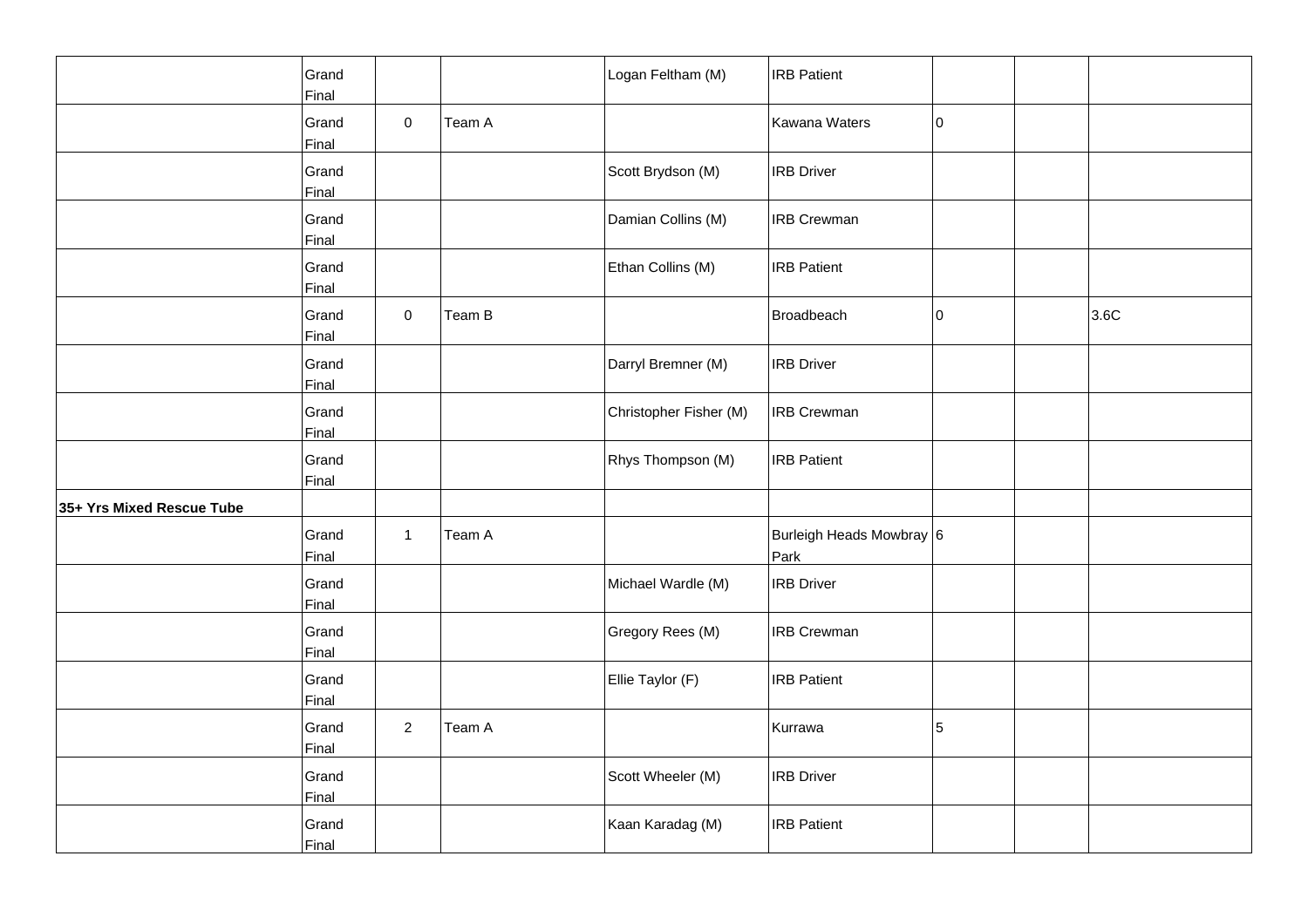| | | | | | | | | |
|---|---|---|---|---|---|---|---|---|
| | Grand Final | | | Logan Feltham (M) | IRB Patient | | | |
| | Grand Final | 0 | Team A | | Kawana Waters | 0 | | |
| | Grand Final | | | Scott Brydson (M) | IRB Driver | | | |
| | Grand Final | | | Damian Collins (M) | IRB Crewman | | | |
| | Grand Final | | | Ethan Collins (M) | IRB Patient | | | |
| | Grand Final | 0 | Team B | | Broadbeach | 0 | | 3.6C |
| | Grand Final | | | Darryl Bremner (M) | IRB Driver | | | |
| | Grand Final | | | Christopher Fisher (M) | IRB Crewman | | | |
| | Grand Final | | | Rhys Thompson (M) | IRB Patient | | | |
| **35+ Yrs Mixed Rescue Tube** | | | | | | | | |
| | Grand Final | 1 | Team A | | Burleigh Heads Mowbray Park | 6 | | |
| | Grand Final | | | Michael Wardle (M) | IRB Driver | | | |
| | Grand Final | | | Gregory Rees (M) | IRB Crewman | | | |
| | Grand Final | | | Ellie Taylor (F) | IRB Patient | | | |
| | Grand Final | 2 | Team A | | Kurrawa | 5 | | |
| | Grand Final | | | Scott Wheeler (M) | IRB Driver | | | |
| | Grand Final | | | Kaan Karadag (M) | IRB Patient | | | |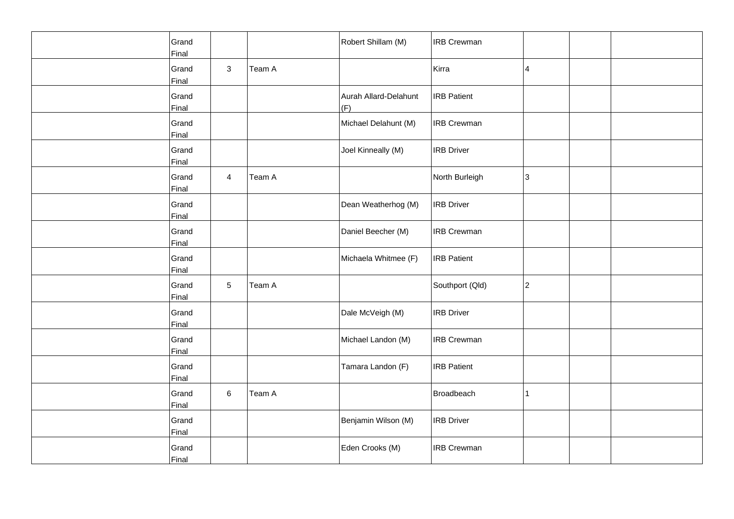| | | | | | | | | |
|---|---|---|---|---|---|---|---|---|
| | Grand Final | | | Robert Shillam (M) | IRB Crewman | | | |
| | Grand Final | 3 | Team A | | Kirra | 4 | | |
| | Grand Final | | | Aurah Allard-Delahunt (F) | IRB Patient | | | |
| | Grand Final | | | Michael Delahunt (M) | IRB Crewman | | | |
| | Grand Final | | | Joel Kinneally (M) | IRB Driver | | | |
| | Grand Final | 4 | Team A | | North Burleigh | 3 | | |
| | Grand Final | | | Dean Weatherhog (M) | IRB Driver | | | |
| | Grand Final | | | Daniel Beecher (M) | IRB Crewman | | | |
| | Grand Final | | | Michaela Whitmee (F) | IRB Patient | | | |
| | Grand Final | 5 | Team A | | Southport (Qld) | 2 | | |
| | Grand Final | | | Dale McVeigh (M) | IRB Driver | | | |
| | Grand Final | | | Michael Landon (M) | IRB Crewman | | | |
| | Grand Final | | | Tamara Landon (F) | IRB Patient | | | |
| | Grand Final | 6 | Team A | | Broadbeach | 1 | | |
| | Grand Final | | | Benjamin Wilson (M) | IRB Driver | | | |
| | Grand Final | | | Eden Crooks (M) | IRB Crewman | | | |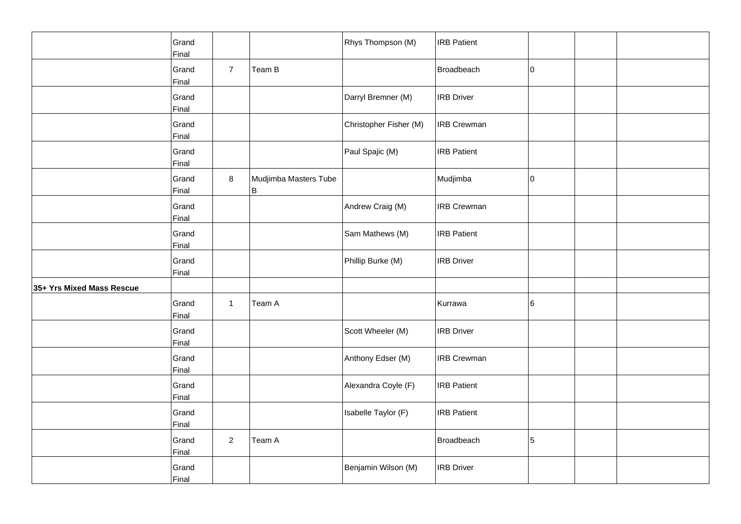| | | | | | | | | |
|---|---|---|---|---|---|---|---|---|
| | Grand Final | | | Rhys Thompson (M) | IRB Patient | | | |
| | Grand Final | 7 | Team B | | Broadbeach | 0 | | |
| | Grand Final | | | Darryl Bremner (M) | IRB Driver | | | |
| | Grand Final | | | Christopher Fisher (M) | IRB Crewman | | | |
| | Grand Final | | | Paul Spajic (M) | IRB Patient | | | |
| | Grand Final | 8 | Mudjimba Masters Tube B | | Mudjimba | 0 | | |
| | Grand Final | | | Andrew Craig (M) | IRB Crewman | | | |
| | Grand Final | | | Sam Mathews (M) | IRB Patient | | | |
| | Grand Final | | | Phillip Burke (M) | IRB Driver | | | |
| **35+ Yrs Mixed Mass Rescue** | | | | | | | | |
| | Grand Final | 1 | Team A | | Kurrawa | 6 | | |
| | Grand Final | | | Scott Wheeler (M) | IRB Driver | | | |
| | Grand Final | | | Anthony Edser (M) | IRB Crewman | | | |
| | Grand Final | | | Alexandra Coyle (F) | IRB Patient | | | |
| | Grand Final | | | Isabelle Taylor (F) | IRB Patient | | | |
| | Grand Final | 2 | Team A | | Broadbeach | 5 | | |
| | Grand Final | | | Benjamin Wilson (M) | IRB Driver | | | |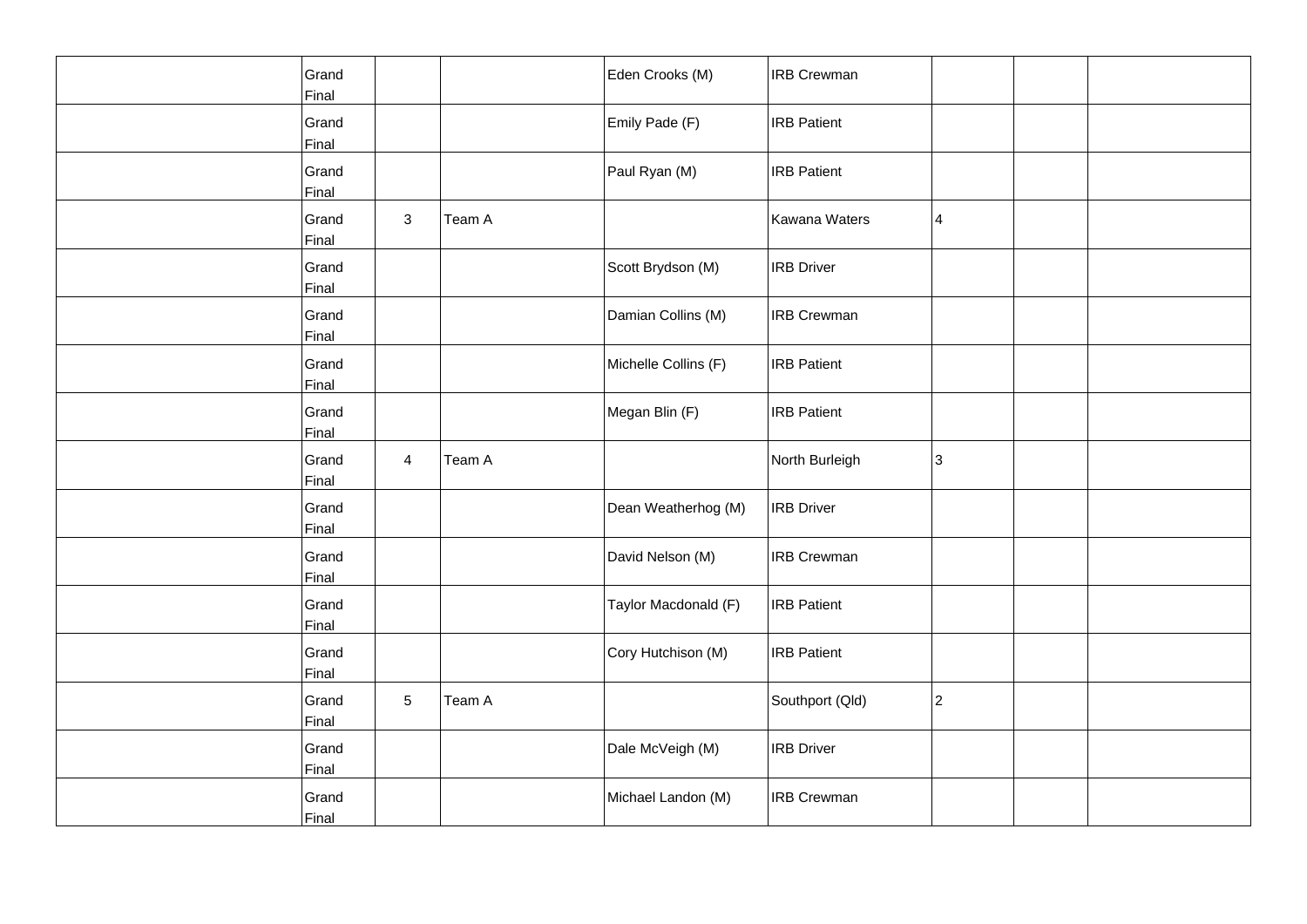| | | | | | | | | |
|---|---|---|---|---|---|---|---|---|
| | Grand Final | | | Eden Crooks (M) | IRB Crewman | | | |
| | Grand Final | | | Emily Pade (F) | IRB Patient | | | |
| | Grand Final | | | Paul Ryan (M) | IRB Patient | | | |
| | Grand Final | 3 | Team A | | Kawana Waters | 4 | | |
| | Grand Final | | | Scott Brydson (M) | IRB Driver | | | |
| | Grand Final | | | Damian Collins (M) | IRB Crewman | | | |
| | Grand Final | | | Michelle Collins (F) | IRB Patient | | | |
| | Grand Final | | | Megan Blin (F) | IRB Patient | | | |
| | Grand Final | 4 | Team A | | North Burleigh | 3 | | |
| | Grand Final | | | Dean Weatherhog (M) | IRB Driver | | | |
| | Grand Final | | | David Nelson (M) | IRB Crewman | | | |
| | Grand Final | | | Taylor Macdonald (F) | IRB Patient | | | |
| | Grand Final | | | Cory Hutchison (M) | IRB Patient | | | |
| | Grand Final | 5 | Team A | | Southport (Qld) | 2 | | |
| | Grand Final | | | Dale McVeigh (M) | IRB Driver | | | |
| | Grand Final | | | Michael Landon (M) | IRB Crewman | | | |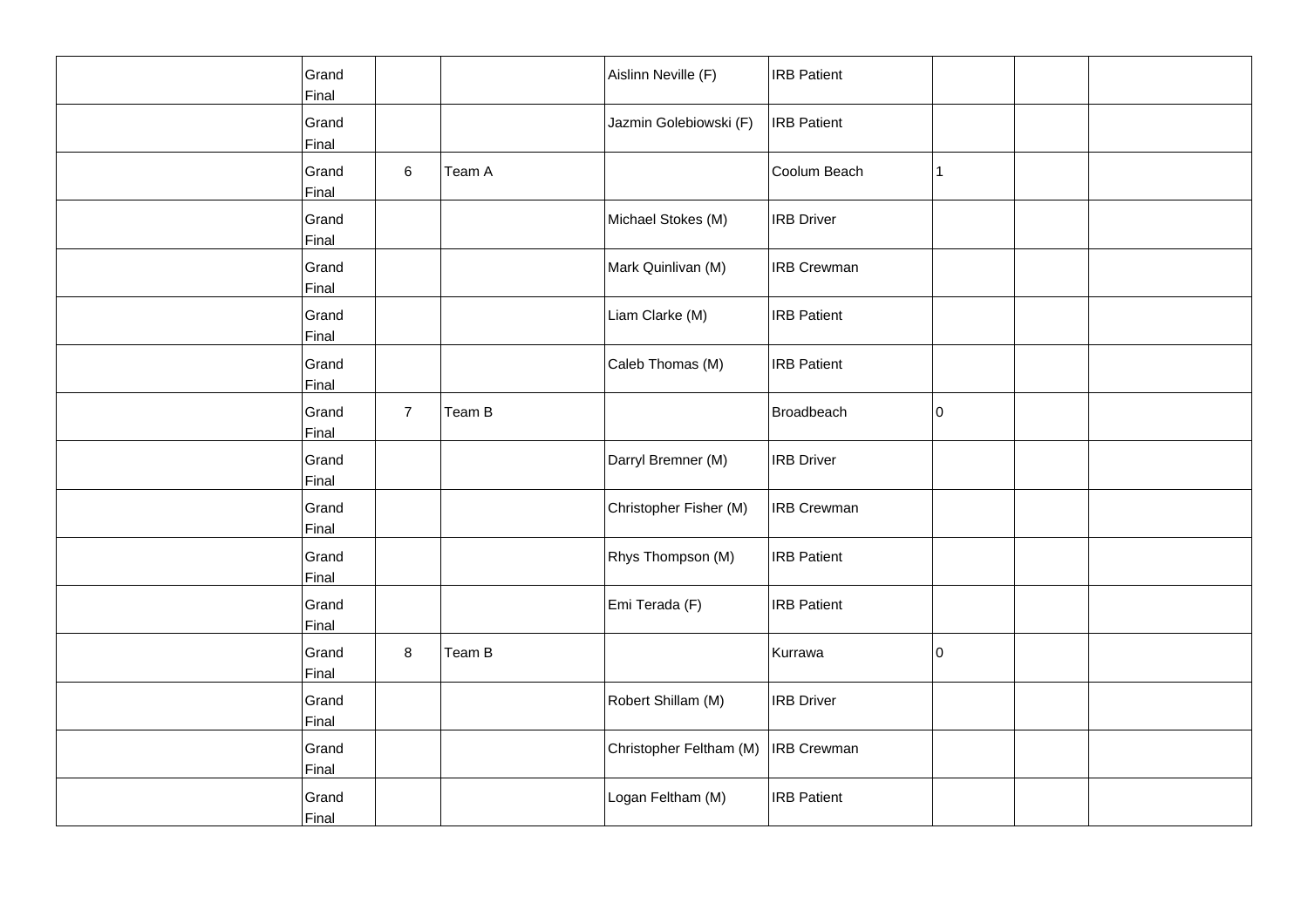|  |  |  |  |  |  |  |  |  |
|---|---|---|---|---|---|---|---|---|
|  | Grand Final |  |  | Aislinn Neville (F) | IRB Patient |  |  |  |
|  | Grand Final |  |  | Jazmin Golebiowski (F) | IRB Patient |  |  |  |
|  | Grand Final | 6 | Team A |  | Coolum Beach | 1 |  |  |
|  | Grand Final |  |  | Michael Stokes (M) | IRB Driver |  |  |  |
|  | Grand Final |  |  | Mark Quinlivan (M) | IRB Crewman |  |  |  |
|  | Grand Final |  |  | Liam Clarke (M) | IRB Patient |  |  |  |
|  | Grand Final |  |  | Caleb Thomas (M) | IRB Patient |  |  |  |
|  | Grand Final | 7 | Team B |  | Broadbeach | 0 |  |  |
|  | Grand Final |  |  | Darryl Bremner (M) | IRB Driver |  |  |  |
|  | Grand Final |  |  | Christopher Fisher (M) | IRB Crewman |  |  |  |
|  | Grand Final |  |  | Rhys Thompson (M) | IRB Patient |  |  |  |
|  | Grand Final |  |  | Emi Terada (F) | IRB Patient |  |  |  |
|  | Grand Final | 8 | Team B |  | Kurrawa | 0 |  |  |
|  | Grand Final |  |  | Robert Shillam (M) | IRB Driver |  |  |  |
|  | Grand Final |  |  | Christopher Feltham (M) | IRB Crewman |  |  |  |
|  | Grand Final |  |  | Logan Feltham (M) | IRB Patient |  |  |  |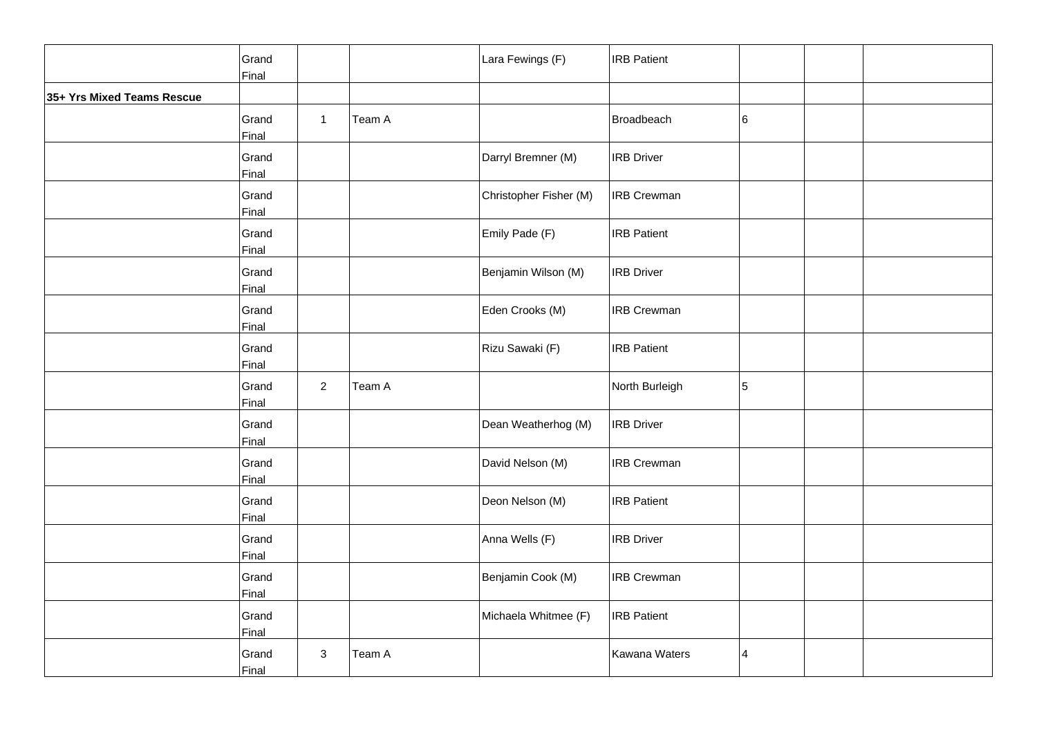| | | | | | | | | |
|---|---|---|---|---|---|---|---|---|
| | Grand Final | | | Lara Fewings (F) | IRB Patient | | | |
| **35+ Yrs Mixed Teams Rescue** | | | | | | | | |
| | Grand Final | 1 | Team A | | Broadbeach | 6 | | |
| | Grand Final | | | Darryl Bremner (M) | IRB Driver | | | |
| | Grand Final | | | Christopher Fisher (M) | IRB Crewman | | | |
| | Grand Final | | | Emily Pade (F) | IRB Patient | | | |
| | Grand Final | | | Benjamin Wilson (M) | IRB Driver | | | |
| | Grand Final | | | Eden Crooks (M) | IRB Crewman | | | |
| | Grand Final | | | Rizu Sawaki (F) | IRB Patient | | | |
| | Grand Final | 2 | Team A | | North Burleigh | 5 | | |
| | Grand Final | | | Dean Weatherhog (M) | IRB Driver | | | |
| | Grand Final | | | David Nelson (M) | IRB Crewman | | | |
| | Grand Final | | | Deon Nelson (M) | IRB Patient | | | |
| | Grand Final | | | Anna Wells (F) | IRB Driver | | | |
| | Grand Final | | | Benjamin Cook (M) | IRB Crewman | | | |
| | Grand Final | | | Michaela Whitmee (F) | IRB Patient | | | |
| | Grand Final | 3 | Team A | | Kawana Waters | 4 | | |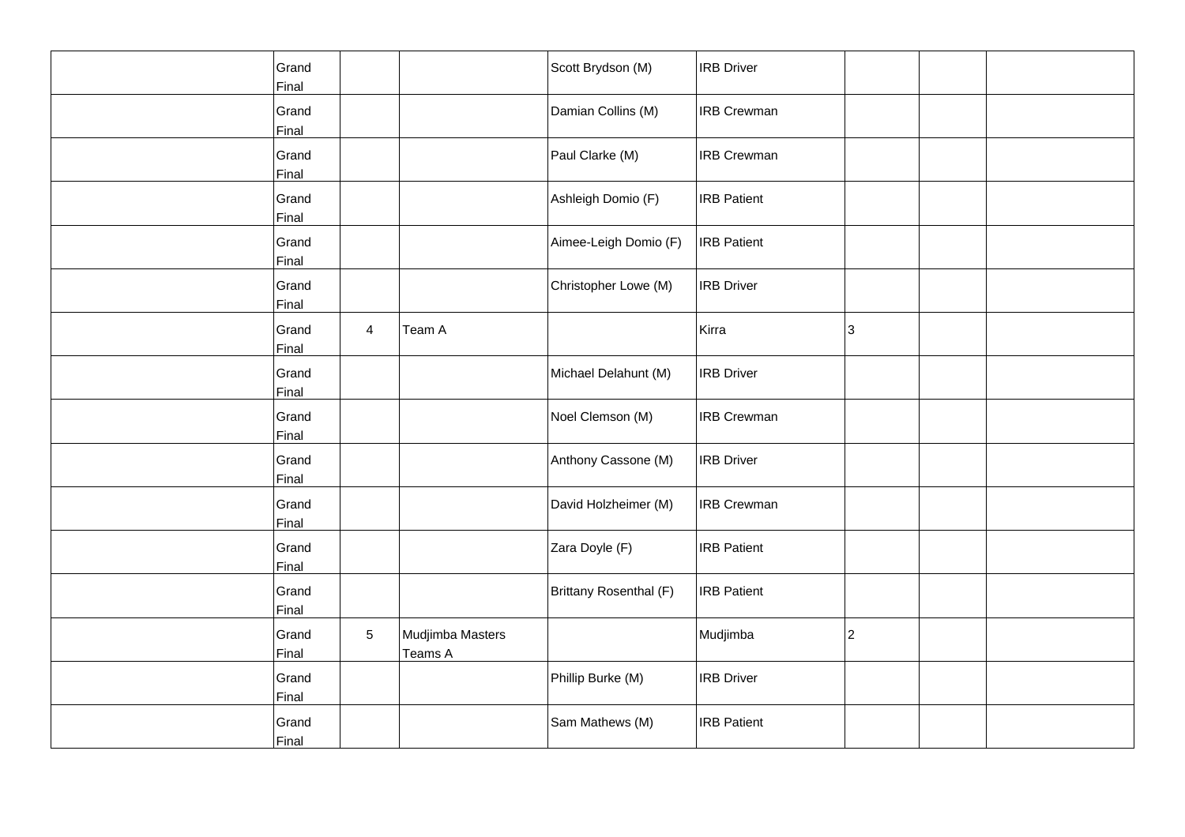| | | | | | | | | |
|---|---|---|---|---|---|---|---|---|
| | Grand Final | | | Scott Brydson (M) | IRB Driver | | | |
| | Grand Final | | | Damian Collins (M) | IRB Crewman | | | |
| | Grand Final | | | Paul Clarke (M) | IRB Crewman | | | |
| | Grand Final | | | Ashleigh Domio (F) | IRB Patient | | | |
| | Grand Final | | | Aimee-Leigh Domio (F) | IRB Patient | | | |
| | Grand Final | | | Christopher Lowe (M) | IRB Driver | | | |
| | Grand Final | 4 | Team A | | Kirra | 3 | | |
| | Grand Final | | | Michael Delahunt (M) | IRB Driver | | | |
| | Grand Final | | | Noel Clemson (M) | IRB Crewman | | | |
| | Grand Final | | | Anthony Cassone (M) | IRB Driver | | | |
| | Grand Final | | | David Holzheimer (M) | IRB Crewman | | | |
| | Grand Final | | | Zara Doyle (F) | IRB Patient | | | |
| | Grand Final | | | Brittany Rosenthal (F) | IRB Patient | | | |
| | Grand Final | 5 | Mudjimba Masters Teams A | | Mudjimba | 2 | | |
| | Grand Final | | | Phillip Burke (M) | IRB Driver | | | |
| | Grand Final | | | Sam Mathews (M) | IRB Patient | | | |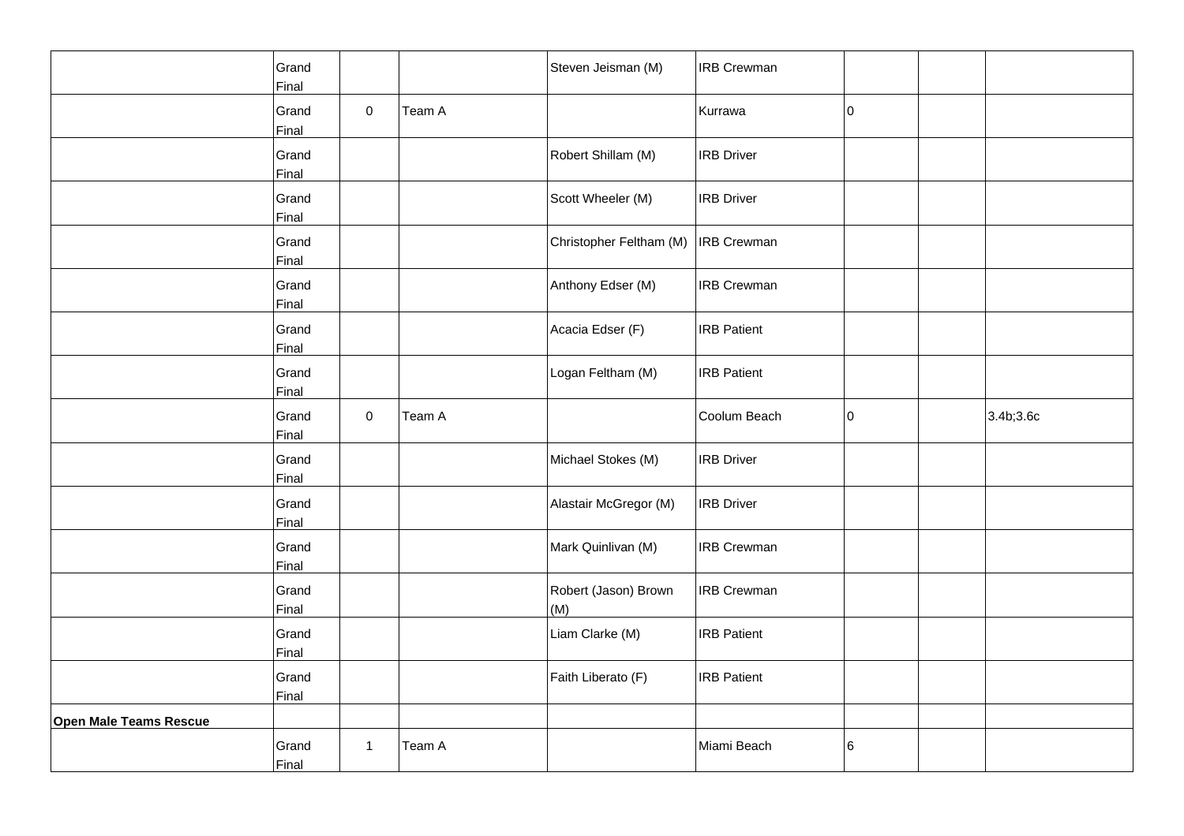| | | | | | | | | |
|---|---|---|---|---|---|---|---|---|
| | Grand Final | | | Steven Jeisman (M) | IRB Crewman | | | |
| | Grand Final | 0 | Team A | | Kurrawa | 0 | | |
| | Grand Final | | | Robert Shillam (M) | IRB Driver | | | |
| | Grand Final | | | Scott Wheeler (M) | IRB Driver | | | |
| | Grand Final | | | Christopher Feltham (M) | IRB Crewman | | | |
| | Grand Final | | | Anthony Edser (M) | IRB Crewman | | | |
| | Grand Final | | | Acacia Edser (F) | IRB Patient | | | |
| | Grand Final | | | Logan Feltham (M) | IRB Patient | | | |
| | Grand Final | 0 | Team A | | Coolum Beach | 0 | | 3.4b;3.6c |
| | Grand Final | | | Michael Stokes (M) | IRB Driver | | | |
| | Grand Final | | | Alastair McGregor (M) | IRB Driver | | | |
| | Grand Final | | | Mark Quinlivan (M) | IRB Crewman | | | |
| | Grand Final | | | Robert (Jason) Brown (M) | IRB Crewman | | | |
| | Grand Final | | | Liam Clarke (M) | IRB Patient | | | |
| | Grand Final | | | Faith Liberato (F) | IRB Patient | | | |
| **Open Male Teams Rescue** | | | | | | | | |
| | Grand Final | 1 | Team A | | Miami Beach | 6 | | |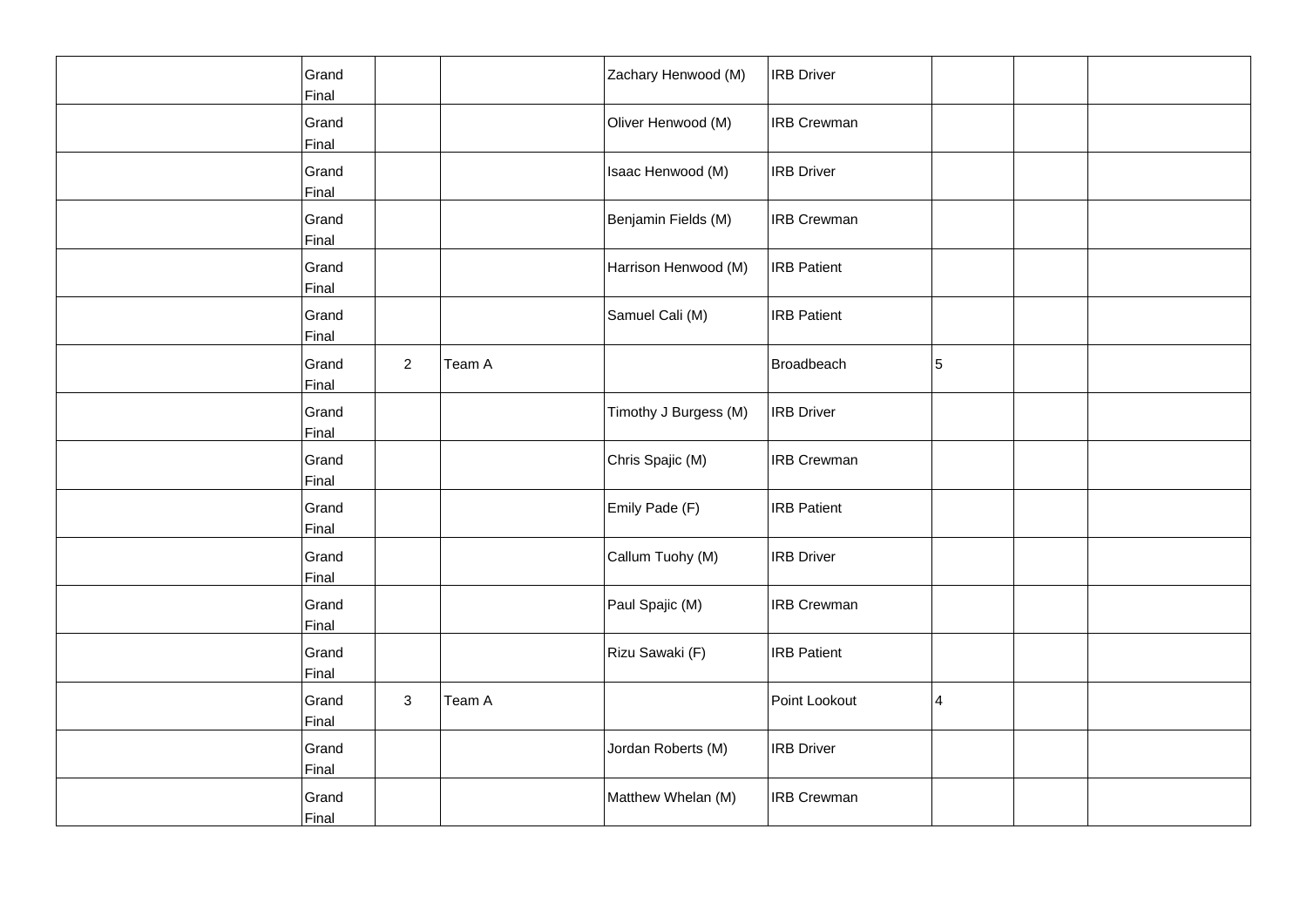| | | | | | | | | |
|---|---|---|---|---|---|---|---|---|
| | Grand Final | | | Zachary Henwood (M) | IRB Driver | | | |
| | Grand Final | | | Oliver Henwood (M) | IRB Crewman | | | |
| | Grand Final | | | Isaac Henwood (M) | IRB Driver | | | |
| | Grand Final | | | Benjamin Fields (M) | IRB Crewman | | | |
| | Grand Final | | | Harrison Henwood (M) | IRB Patient | | | |
| | Grand Final | | | Samuel Cali (M) | IRB Patient | | | |
| | Grand Final | 2 | Team A | | Broadbeach | 5 | | |
| | Grand Final | | | Timothy J Burgess (M) | IRB Driver | | | |
| | Grand Final | | | Chris Spajic (M) | IRB Crewman | | | |
| | Grand Final | | | Emily Pade (F) | IRB Patient | | | |
| | Grand Final | | | Callum Tuohy (M) | IRB Driver | | | |
| | Grand Final | | | Paul Spajic (M) | IRB Crewman | | | |
| | Grand Final | | | Rizu Sawaki (F) | IRB Patient | | | |
| | Grand Final | 3 | Team A | | Point Lookout | 4 | | |
| | Grand Final | | | Jordan Roberts (M) | IRB Driver | | | |
| | Grand Final | | | Matthew Whelan (M) | IRB Crewman | | | |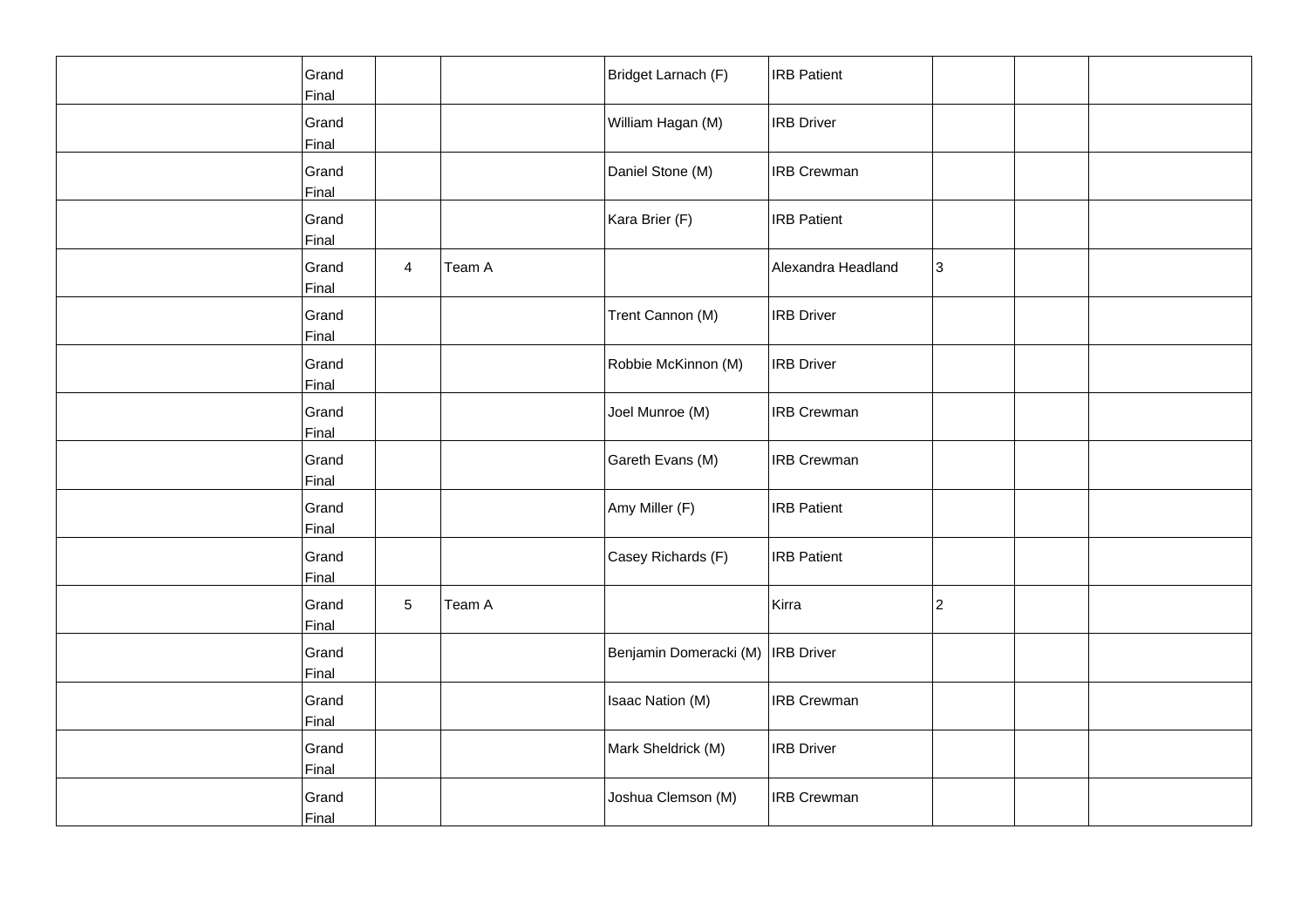| | | | | | | | | |
|---|---|---|---|---|---|---|---|---|
| | Grand Final | | | Bridget Larnach (F) | IRB Patient | | | |
| | Grand Final | | | William Hagan (M) | IRB Driver | | | |
| | Grand Final | | | Daniel Stone (M) | IRB Crewman | | | |
| | Grand Final | | | Kara Brier (F) | IRB Patient | | | |
| | Grand Final | 4 | Team A | | Alexandra Headland | 3 | | |
| | Grand Final | | | Trent Cannon (M) | IRB Driver | | | |
| | Grand Final | | | Robbie McKinnon (M) | IRB Driver | | | |
| | Grand Final | | | Joel Munroe (M) | IRB Crewman | | | |
| | Grand Final | | | Gareth Evans (M) | IRB Crewman | | | |
| | Grand Final | | | Amy Miller (F) | IRB Patient | | | |
| | Grand Final | | | Casey Richards (F) | IRB Patient | | | |
| | Grand Final | 5 | Team A | | Kirra | 2 | | |
| | Grand Final | | | Benjamin Domeracki (M) | IRB Driver | | | |
| | Grand Final | | | Isaac Nation (M) | IRB Crewman | | | |
| | Grand Final | | | Mark Sheldrick (M) | IRB Driver | | | |
| | Grand Final | | | Joshua Clemson (M) | IRB Crewman | | | |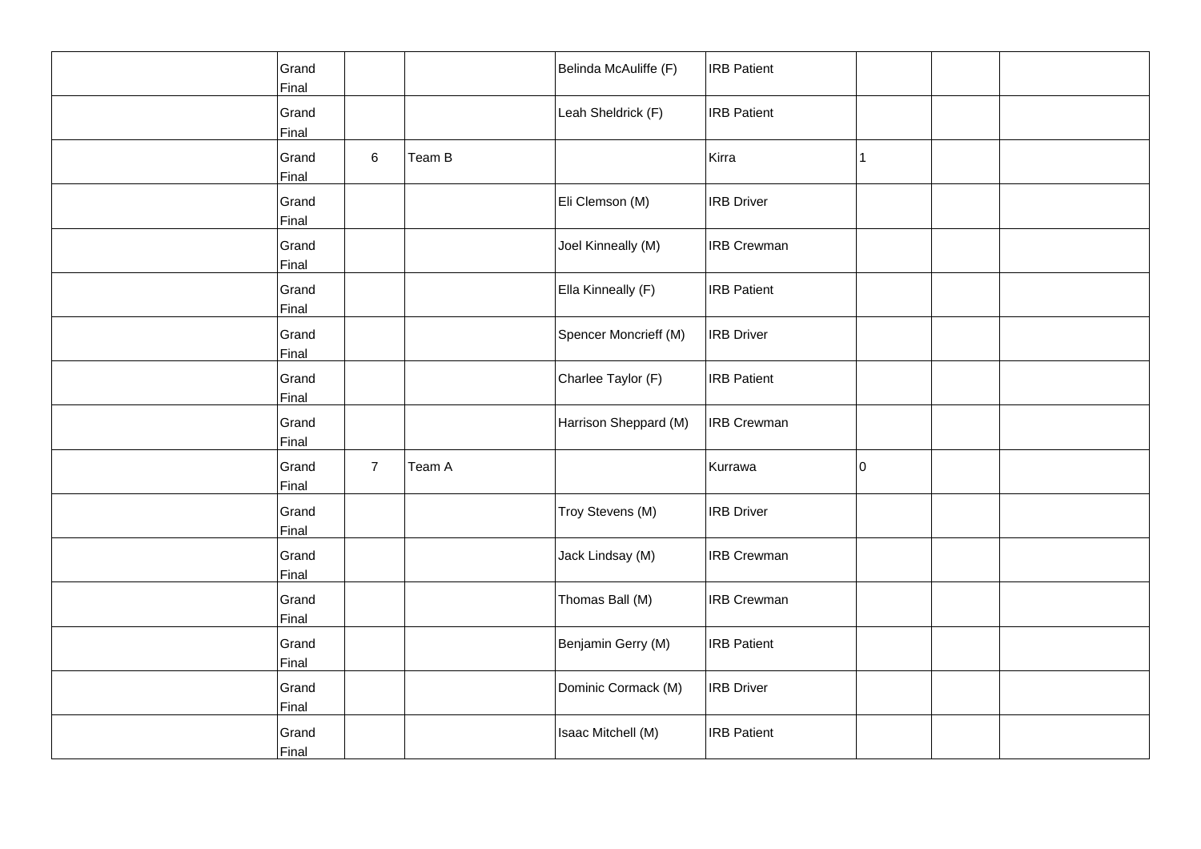| | | | | | | | | |
|---|---|---|---|---|---|---|---|---|
| | Grand Final | | | Belinda McAuliffe (F) | IRB Patient | | | |
| | Grand Final | | | Leah Sheldrick (F) | IRB Patient | | | |
| | Grand Final | 6 | Team B | | Kirra | 1 | | |
| | Grand Final | | | Eli Clemson (M) | IRB Driver | | | |
| | Grand Final | | | Joel Kinneally (M) | IRB Crewman | | | |
| | Grand Final | | | Ella Kinneally (F) | IRB Patient | | | |
| | Grand Final | | | Spencer Moncrieff (M) | IRB Driver | | | |
| | Grand Final | | | Charlee Taylor (F) | IRB Patient | | | |
| | Grand Final | | | Harrison Sheppard (M) | IRB Crewman | | | |
| | Grand Final | 7 | Team A | | Kurrawa | 0 | | |
| | Grand Final | | | Troy Stevens (M) | IRB Driver | | | |
| | Grand Final | | | Jack Lindsay (M) | IRB Crewman | | | |
| | Grand Final | | | Thomas Ball (M) | IRB Crewman | | | |
| | Grand Final | | | Benjamin Gerry (M) | IRB Patient | | | |
| | Grand Final | | | Dominic Cormack (M) | IRB Driver | | | |
| | Grand Final | | | Isaac Mitchell (M) | IRB Patient | | | |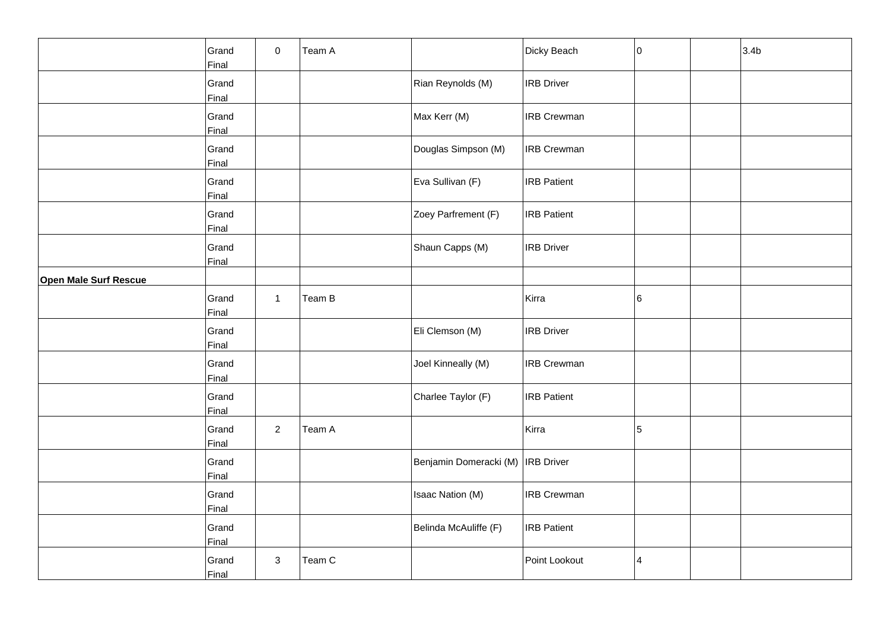| | | | | | | | | |
|---|---|---|---|---|---|---|---|---|
| | Grand Final | 0 | Team A | | Dicky Beach | 0 | | 3.4b |
| | Grand Final | | | Rian Reynolds (M) | IRB Driver | | | |
| | Grand Final | | | Max Kerr (M) | IRB Crewman | | | |
| | Grand Final | | | Douglas Simpson (M) | IRB Crewman | | | |
| | Grand Final | | | Eva Sullivan (F) | IRB Patient | | | |
| | Grand Final | | | Zoey Parfrement (F) | IRB Patient | | | |
| | Grand Final | | | Shaun Capps (M) | IRB Driver | | | |
| **Open Male Surf Rescue** | | | | | | | | |
| | Grand Final | 1 | Team B | | Kirra | 6 | | |
| | Grand Final | | | Eli Clemson (M) | IRB Driver | | | |
| | Grand Final | | | Joel Kinneally (M) | IRB Crewman | | | |
| | Grand Final | | | Charlee Taylor (F) | IRB Patient | | | |
| | Grand Final | 2 | Team A | | Kirra | 5 | | |
| | Grand Final | | | Benjamin Domeracki (M) | IRB Driver | | | |
| | Grand Final | | | Isaac Nation (M) | IRB Crewman | | | |
| | Grand Final | | | Belinda McAuliffe (F) | IRB Patient | | | |
| | Grand Final | 3 | Team C | | Point Lookout | 4 | | |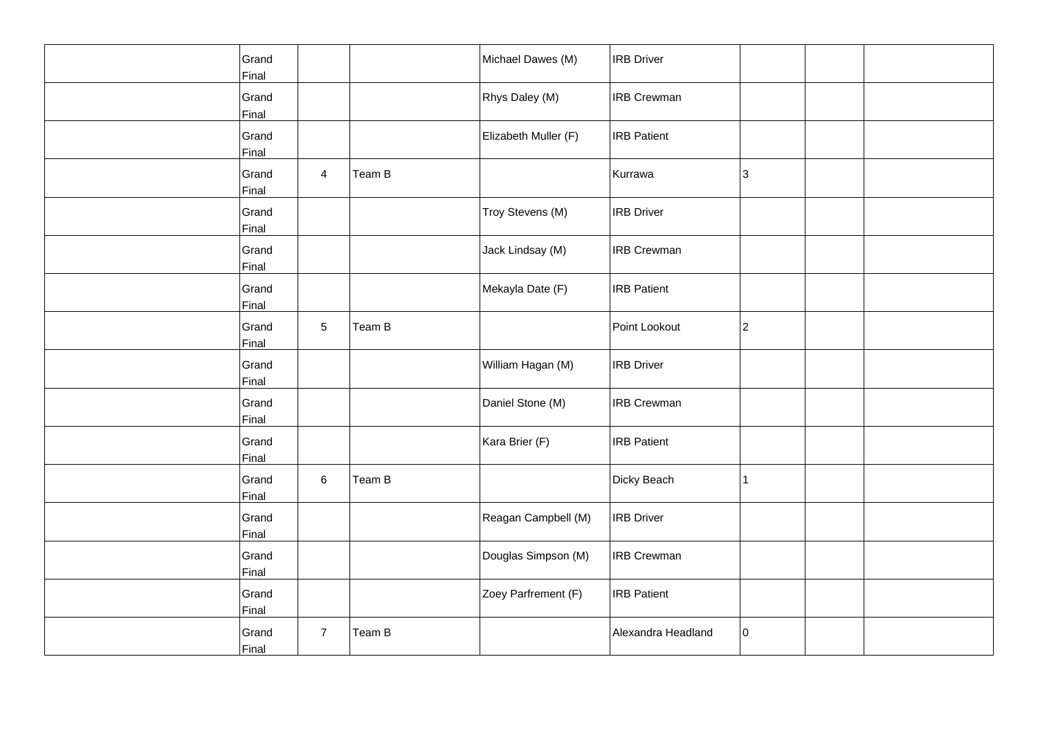| | | | | | | | | |
|---|---|---|---|---|---|---|---|---|
| | Grand Final | | | Michael Dawes (M) | IRB Driver | | | |
| | Grand Final | | | Rhys Daley (M) | IRB Crewman | | | |
| | Grand Final | | | Elizabeth Muller (F) | IRB Patient | | | |
| | Grand Final | 4 | Team B | | Kurrawa | 3 | | |
| | Grand Final | | | Troy Stevens (M) | IRB Driver | | | |
| | Grand Final | | | Jack Lindsay (M) | IRB Crewman | | | |
| | Grand Final | | | Mekayla Date (F) | IRB Patient | | | |
| | Grand Final | 5 | Team B | | Point Lookout | 2 | | |
| | Grand Final | | | William Hagan (M) | IRB Driver | | | |
| | Grand Final | | | Daniel Stone (M) | IRB Crewman | | | |
| | Grand Final | | | Kara Brier (F) | IRB Patient | | | |
| | Grand Final | 6 | Team B | | Dicky Beach | 1 | | |
| | Grand Final | | | Reagan Campbell (M) | IRB Driver | | | |
| | Grand Final | | | Douglas Simpson (M) | IRB Crewman | | | |
| | Grand Final | | | Zoey Parfrement (F) | IRB Patient | | | |
| | Grand Final | 7 | Team B | | Alexandra Headland | 0 | | |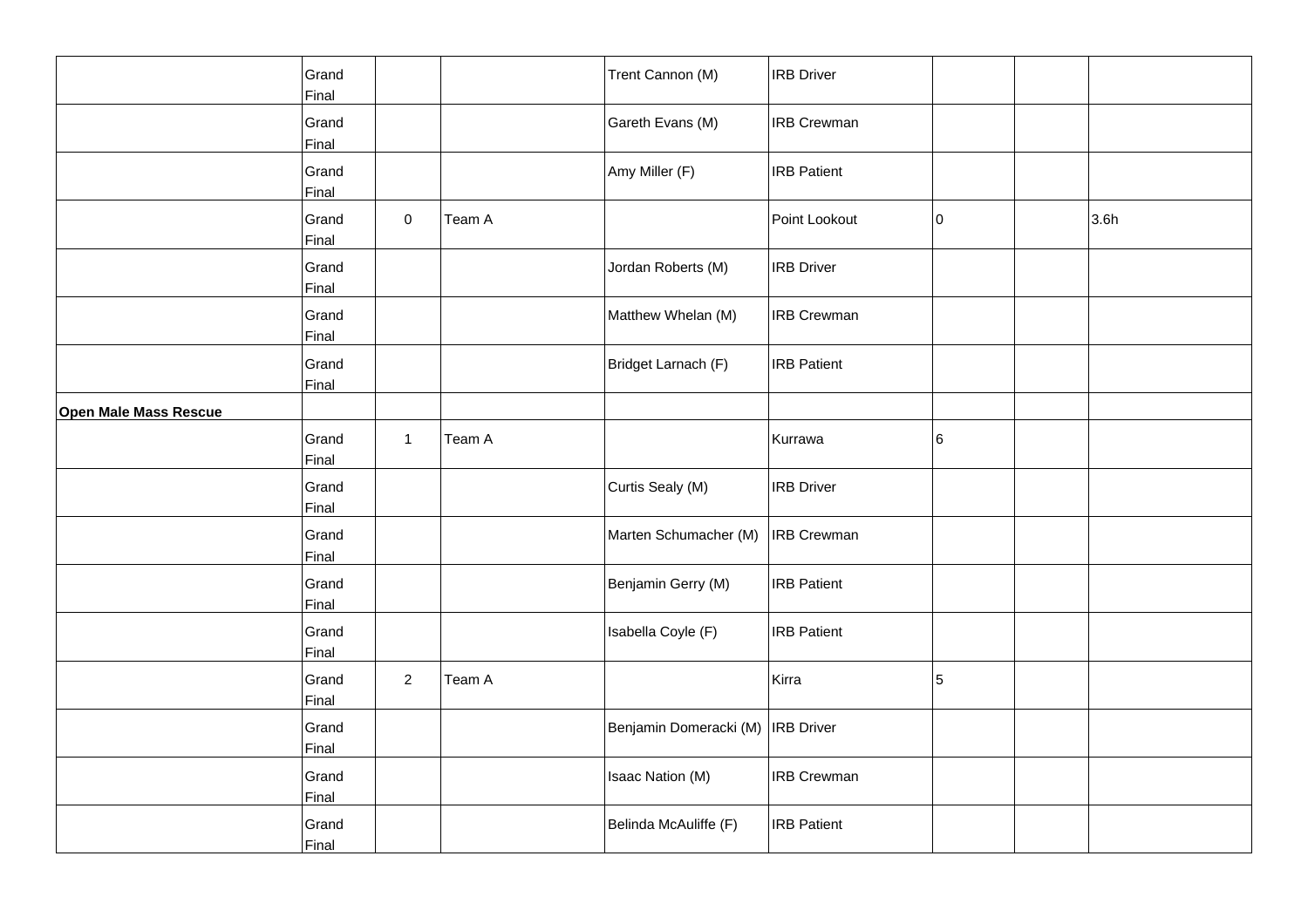| | | | | | | | | |
|---|---|---|---|---|---|---|---|---|
| | Grand Final | | | Trent Cannon (M) | IRB Driver | | | |
| | Grand Final | | | Gareth Evans (M) | IRB Crewman | | | |
| | Grand Final | | | Amy Miller (F) | IRB Patient | | | |
| | Grand Final | 0 | Team A | | Point Lookout | 0 | | 3.6h |
| | Grand Final | | | Jordan Roberts (M) | IRB Driver | | | |
| | Grand Final | | | Matthew Whelan (M) | IRB Crewman | | | |
| | Grand Final | | | Bridget Larnach (F) | IRB Patient | | | |
| **Open Male Mass Rescue** | | | | | | | | |
| | Grand Final | 1 | Team A | | Kurrawa | 6 | | |
| | Grand Final | | | Curtis Sealy (M) | IRB Driver | | | |
| | Grand Final | | | Marten Schumacher (M) | IRB Crewman | | | |
| | Grand Final | | | Benjamin Gerry (M) | IRB Patient | | | |
| | Grand Final | | | Isabella Coyle (F) | IRB Patient | | | |
| | Grand Final | 2 | Team A | | Kirra | 5 | | |
| | Grand Final | | | Benjamin Domeracki (M) | IRB Driver | | | |
| | Grand Final | | | Isaac Nation (M) | IRB Crewman | | | |
| | Grand Final | | | Belinda McAuliffe (F) | IRB Patient | | | |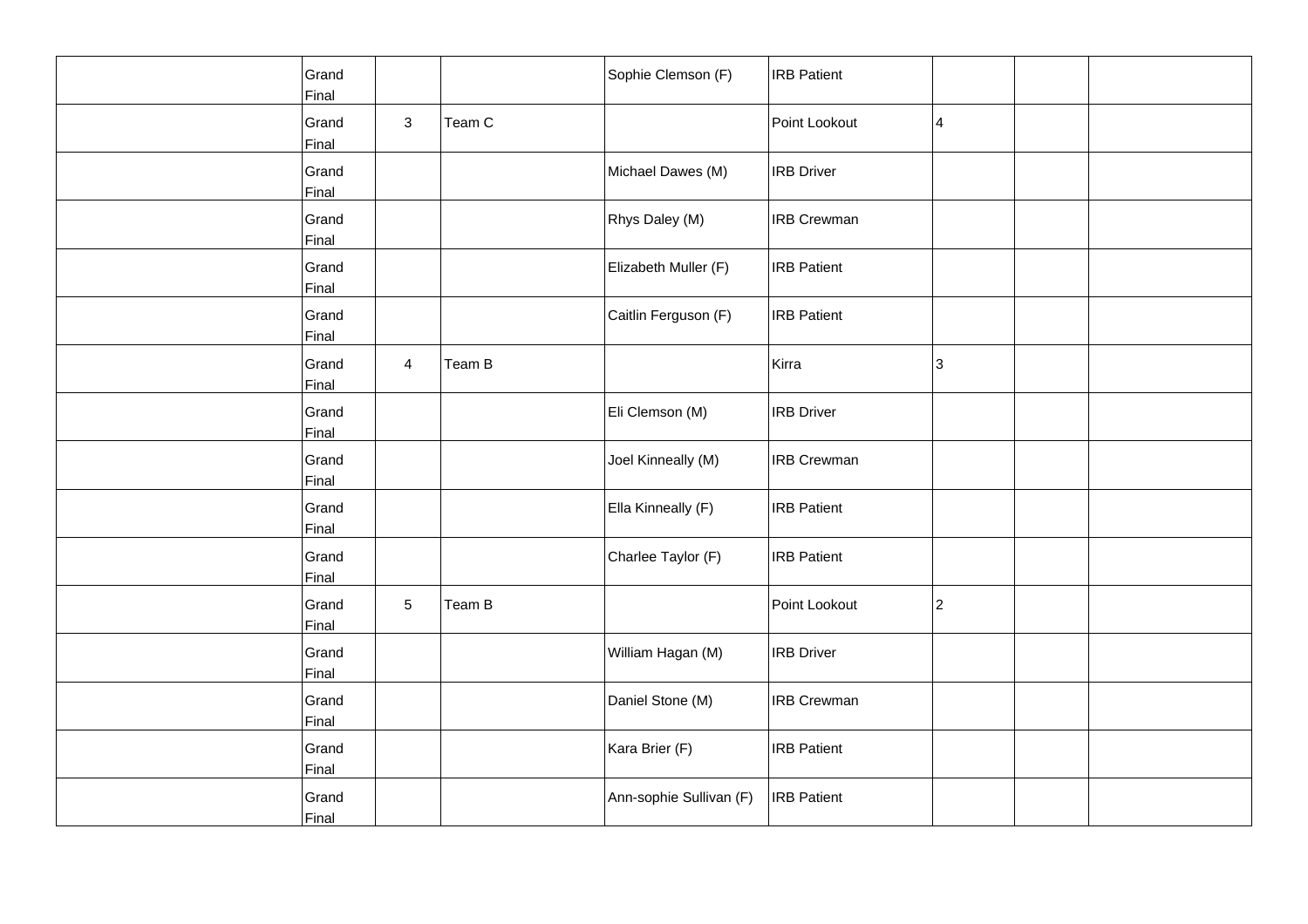| | | | | | | | | |
|---|---|---|---|---|---|---|---|---|
| | Grand Final | | | Sophie Clemson (F) | IRB Patient | | | |
| | Grand Final | 3 | Team C | | Point Lookout | 4 | | |
| | Grand Final | | | Michael Dawes (M) | IRB Driver | | | |
| | Grand Final | | | Rhys Daley (M) | IRB Crewman | | | |
| | Grand Final | | | Elizabeth Muller (F) | IRB Patient | | | |
| | Grand Final | | | Caitlin Ferguson (F) | IRB Patient | | | |
| | Grand Final | 4 | Team B | | Kirra | 3 | | |
| | Grand Final | | | Eli Clemson (M) | IRB Driver | | | |
| | Grand Final | | | Joel Kinneally (M) | IRB Crewman | | | |
| | Grand Final | | | Ella Kinneally (F) | IRB Patient | | | |
| | Grand Final | | | Charlee Taylor (F) | IRB Patient | | | |
| | Grand Final | 5 | Team B | | Point Lookout | 2 | | |
| | Grand Final | | | William Hagan (M) | IRB Driver | | | |
| | Grand Final | | | Daniel Stone (M) | IRB Crewman | | | |
| | Grand Final | | | Kara Brier (F) | IRB Patient | | | |
| | Grand Final | | | Ann-sophie Sullivan (F) | IRB Patient | | | |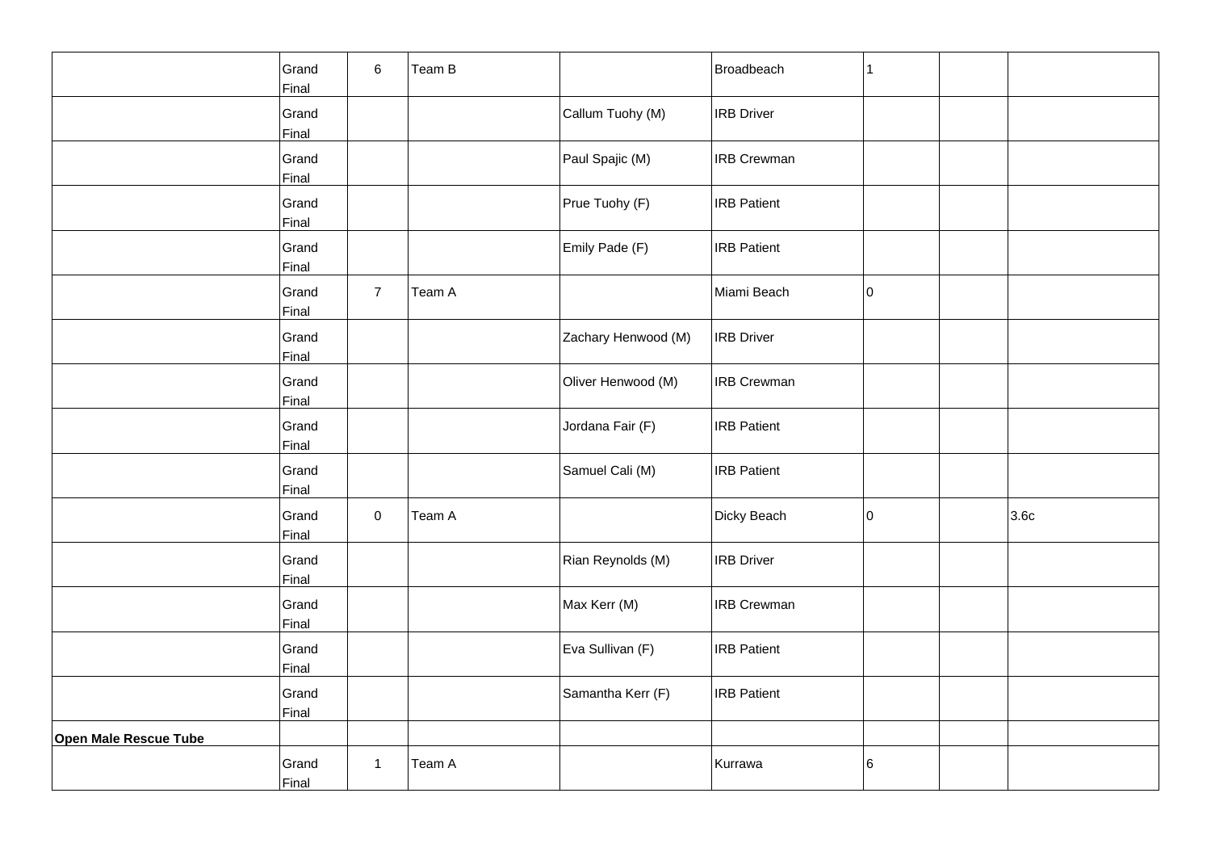| | | | | | | | | |
|---|---|---|---|---|---|---|---|---|
| | Grand Final | 6 | Team B | | Broadbeach | 1 | | |
| | Grand Final | | | Callum Tuohy (M) | IRB Driver | | | |
| | Grand Final | | | Paul Spajic (M) | IRB Crewman | | | |
| | Grand Final | | | Prue Tuohy (F) | IRB Patient | | | |
| | Grand Final | | | Emily Pade (F) | IRB Patient | | | |
| | Grand Final | 7 | Team A | | Miami Beach | 0 | | |
| | Grand Final | | | Zachary Henwood (M) | IRB Driver | | | |
| | Grand Final | | | Oliver Henwood (M) | IRB Crewman | | | |
| | Grand Final | | | Jordana Fair (F) | IRB Patient | | | |
| | Grand Final | | | Samuel Cali (M) | IRB Patient | | | |
| | Grand Final | 0 | Team A | | Dicky Beach | 0 | | 3.6c |
| | Grand Final | | | Rian Reynolds (M) | IRB Driver | | | |
| | Grand Final | | | Max Kerr (M) | IRB Crewman | | | |
| | Grand Final | | | Eva Sullivan (F) | IRB Patient | | | |
| | Grand Final | | | Samantha Kerr (F) | IRB Patient | | | |
| **Open Male Rescue Tube** | | | | | | | | |
| | Grand Final | 1 | Team A | | Kurrawa | 6 | | |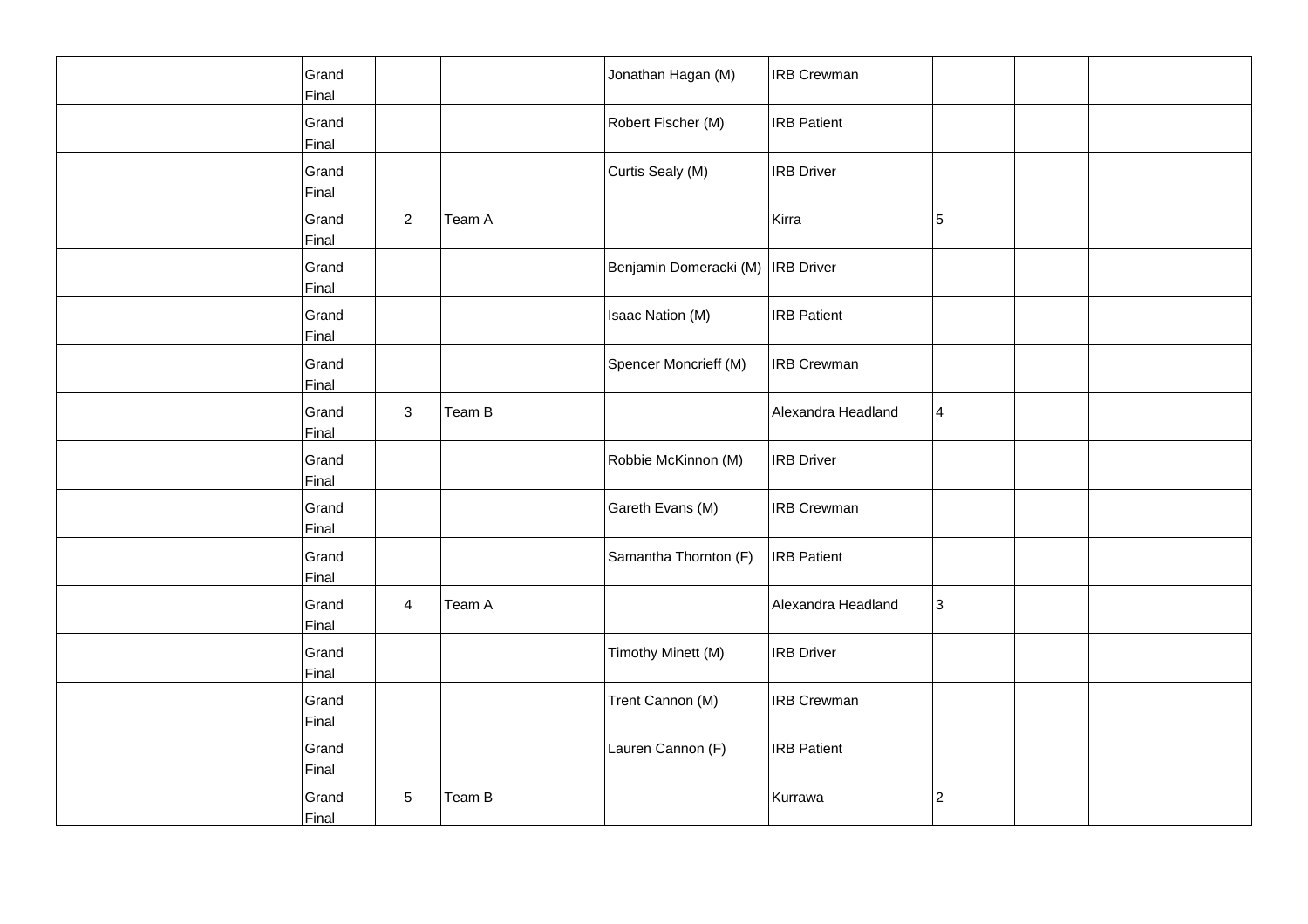| | | | | | | | | |
|---|---|---|---|---|---|---|---|---|
| | Grand Final | | | Jonathan Hagan (M) | IRB Crewman | | | |
| | Grand Final | | | Robert Fischer (M) | IRB Patient | | | |
| | Grand Final | | | Curtis Sealy (M) | IRB Driver | | | |
| | Grand Final | 2 | Team A | | Kirra | 5 | | |
| | Grand Final | | | Benjamin Domeracki (M) | IRB Driver | | | |
| | Grand Final | | | Isaac Nation (M) | IRB Patient | | | |
| | Grand Final | | | Spencer Moncrieff (M) | IRB Crewman | | | |
| | Grand Final | 3 | Team B | | Alexandra Headland | 4 | | |
| | Grand Final | | | Robbie McKinnon (M) | IRB Driver | | | |
| | Grand Final | | | Gareth Evans (M) | IRB Crewman | | | |
| | Grand Final | | | Samantha Thornton (F) | IRB Patient | | | |
| | Grand Final | 4 | Team A | | Alexandra Headland | 3 | | |
| | Grand Final | | | Timothy Minett (M) | IRB Driver | | | |
| | Grand Final | | | Trent Cannon (M) | IRB Crewman | | | |
| | Grand Final | | | Lauren Cannon (F) | IRB Patient | | | |
| | Grand Final | 5 | Team B | | Kurrawa | 2 | | |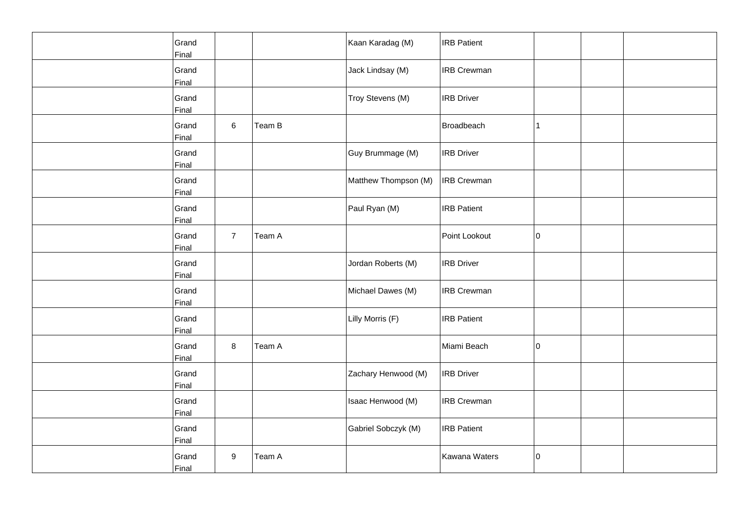| | | | | | | | | |
|---|---|---|---|---|---|---|---|---|
| | Grand Final | | | Kaan Karadag (M) | IRB Patient | | | |
| | Grand Final | | | Jack Lindsay (M) | IRB Crewman | | | |
| | Grand Final | | | Troy Stevens (M) | IRB Driver | | | |
| | Grand Final | 6 | Team B | | Broadbeach | 1 | | |
| | Grand Final | | | Guy Brummage (M) | IRB Driver | | | |
| | Grand Final | | | Matthew Thompson (M) | IRB Crewman | | | |
| | Grand Final | | | Paul Ryan (M) | IRB Patient | | | |
| | Grand Final | 7 | Team A | | Point Lookout | 0 | | |
| | Grand Final | | | Jordan Roberts (M) | IRB Driver | | | |
| | Grand Final | | | Michael Dawes (M) | IRB Crewman | | | |
| | Grand Final | | | Lilly Morris (F) | IRB Patient | | | |
| | Grand Final | 8 | Team A | | Miami Beach | 0 | | |
| | Grand Final | | | Zachary Henwood (M) | IRB Driver | | | |
| | Grand Final | | | Isaac Henwood (M) | IRB Crewman | | | |
| | Grand Final | | | Gabriel Sobczyk (M) | IRB Patient | | | |
| | Grand Final | 9 | Team A | | Kawana Waters | 0 | | |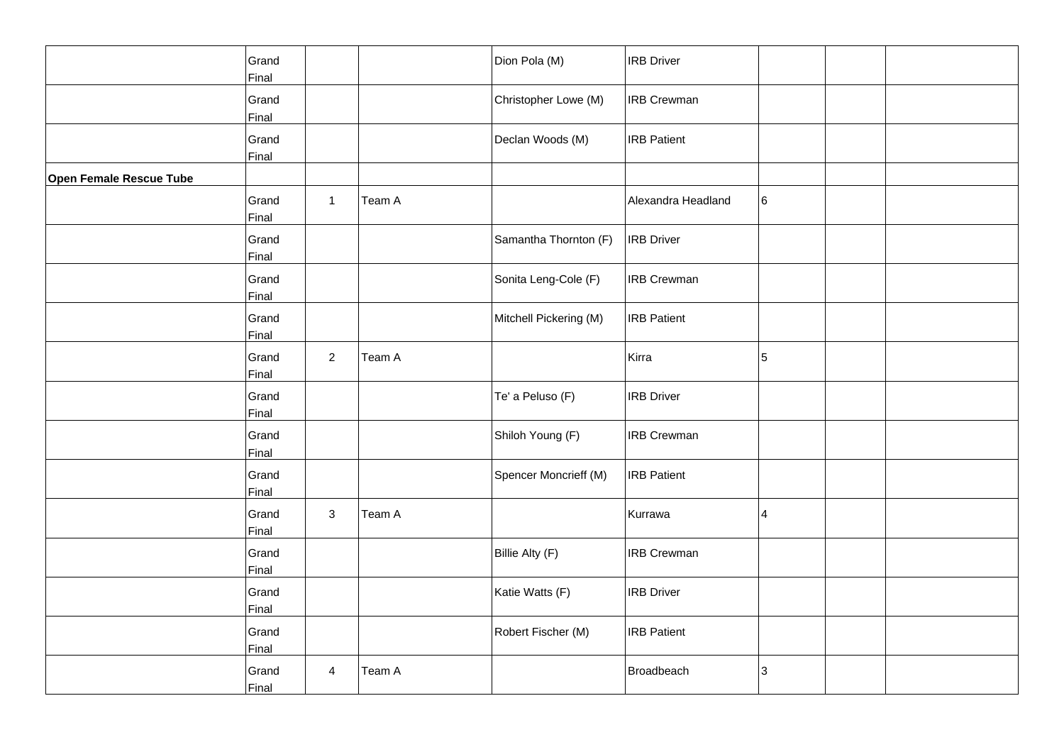| | | | | | | | | |
|---|---|---|---|---|---|---|---|---|
| | Grand Final | | | Dion Pola (M) | IRB Driver | | | |
| | Grand Final | | | Christopher Lowe (M) | IRB Crewman | | | |
| | Grand Final | | | Declan Woods (M) | IRB Patient | | | |
| **Open Female Rescue Tube** | | | | | | | | |
| | Grand Final | 1 | Team A | | Alexandra Headland | 6 | | |
| | Grand Final | | | Samantha Thornton (F) | IRB Driver | | | |
| | Grand Final | | | Sonita Leng-Cole (F) | IRB Crewman | | | |
| | Grand Final | | | Mitchell Pickering (M) | IRB Patient | | | |
| | Grand Final | 2 | Team A | | Kirra | 5 | | |
| | Grand Final | | | Te' a Peluso (F) | IRB Driver | | | |
| | Grand Final | | | Shiloh Young (F) | IRB Crewman | | | |
| | Grand Final | | | Spencer Moncrieff (M) | IRB Patient | | | |
| | Grand Final | 3 | Team A | | Kurrawa | 4 | | |
| | Grand Final | | | Billie Alty (F) | IRB Crewman | | | |
| | Grand Final | | | Katie Watts (F) | IRB Driver | | | |
| | Grand Final | | | Robert Fischer (M) | IRB Patient | | | |
| | Grand Final | 4 | Team A | | Broadbeach | 3 | | |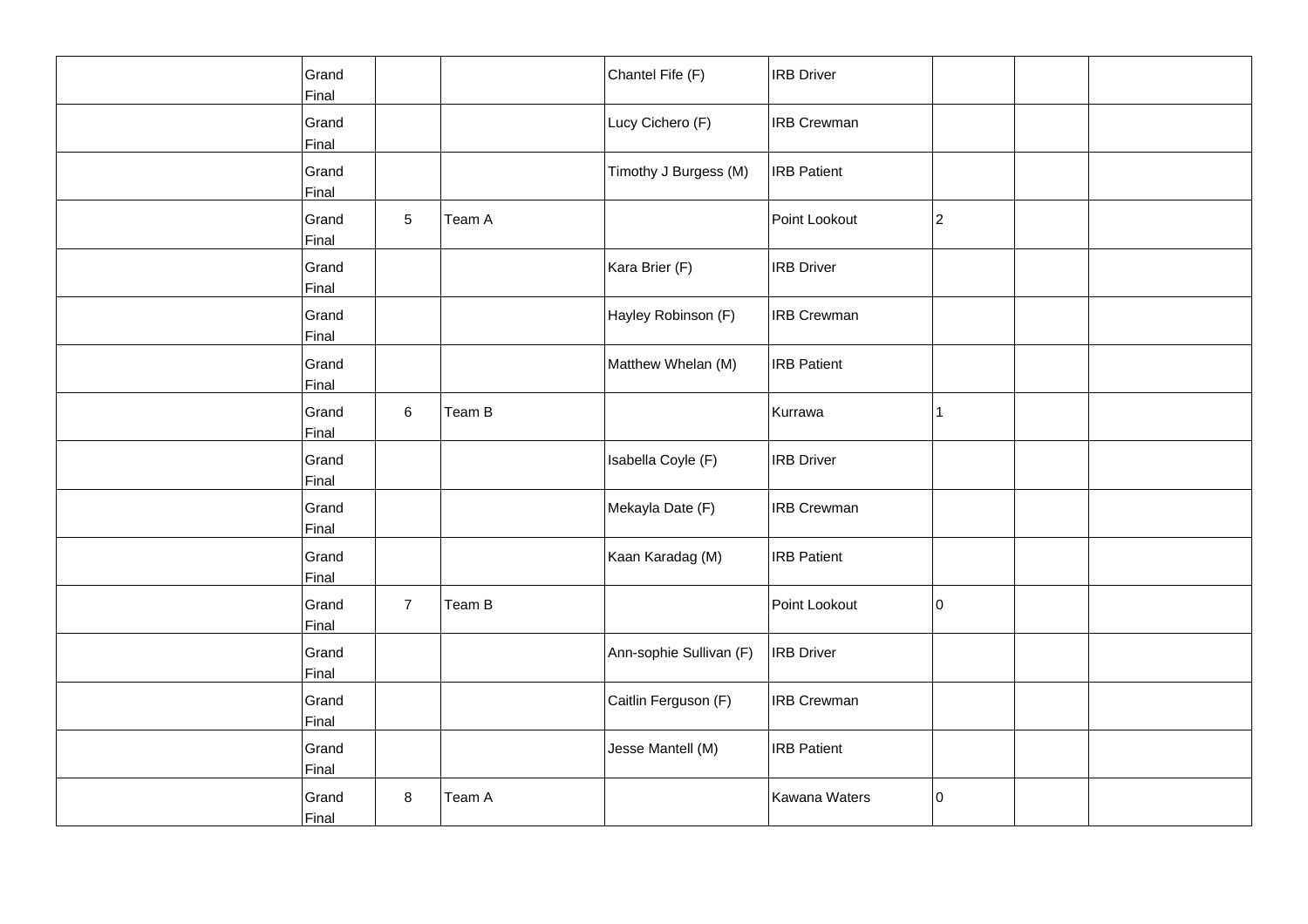| | | | | | | | | |
|---|---|---|---|---|---|---|---|---|
| | Grand Final | | | Chantel Fife (F) | IRB Driver | | | |
| | Grand Final | | | Lucy Cichero (F) | IRB Crewman | | | |
| | Grand Final | | | Timothy J Burgess (M) | IRB Patient | | | |
| | Grand Final | 5 | Team A | | Point Lookout | 2 | | |
| | Grand Final | | | Kara Brier (F) | IRB Driver | | | |
| | Grand Final | | | Hayley Robinson (F) | IRB Crewman | | | |
| | Grand Final | | | Matthew Whelan (M) | IRB Patient | | | |
| | Grand Final | 6 | Team B | | Kurrawa | 1 | | |
| | Grand Final | | | Isabella Coyle (F) | IRB Driver | | | |
| | Grand Final | | | Mekayla Date (F) | IRB Crewman | | | |
| | Grand Final | | | Kaan Karadag (M) | IRB Patient | | | |
| | Grand Final | 7 | Team B | | Point Lookout | 0 | | |
| | Grand Final | | | Ann-sophie Sullivan (F) | IRB Driver | | | |
| | Grand Final | | | Caitlin Ferguson (F) | IRB Crewman | | | |
| | Grand Final | | | Jesse Mantell (M) | IRB Patient | | | |
| | Grand Final | 8 | Team A | | Kawana Waters | 0 | | |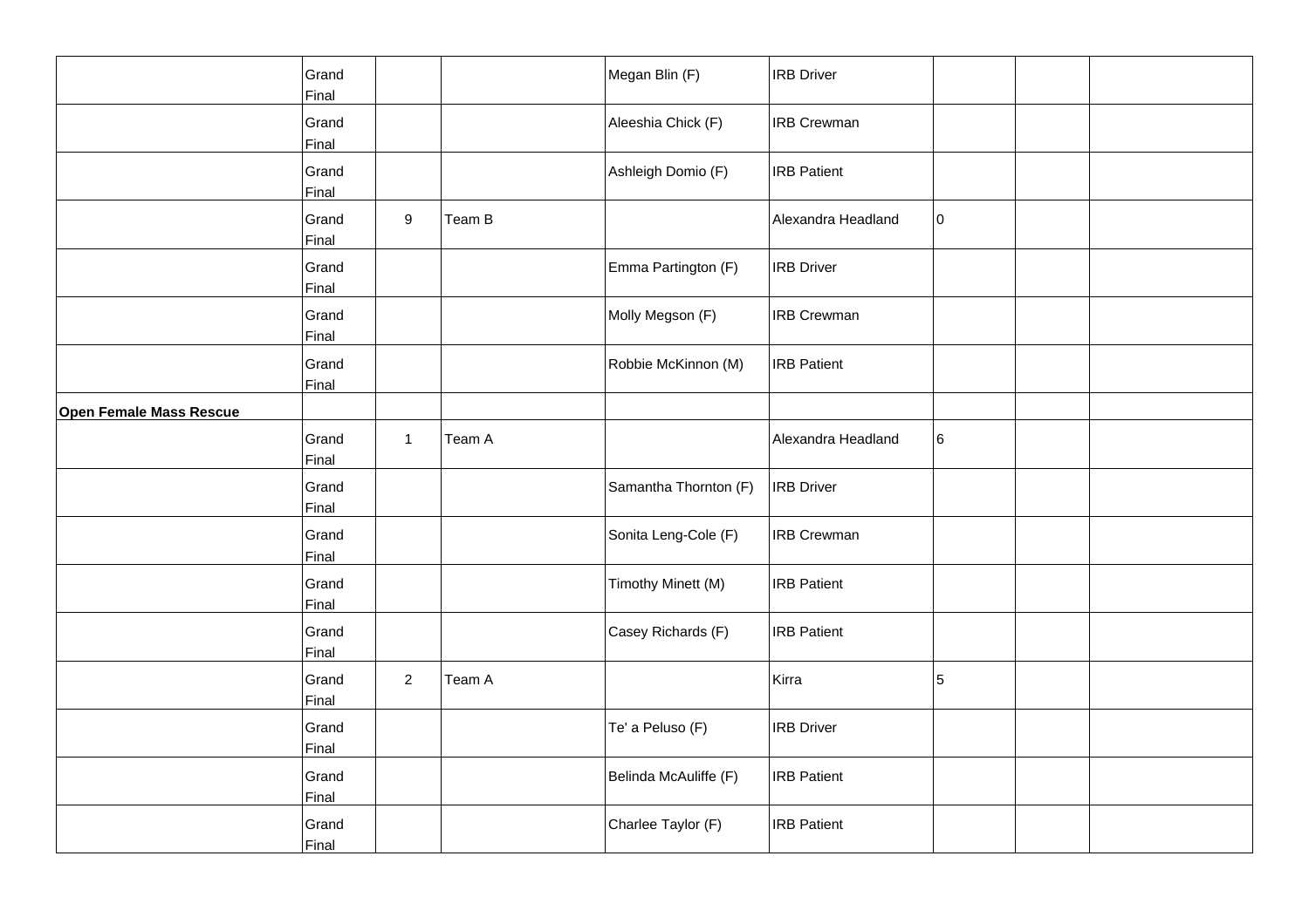| | | | | | | | | |
|---|---|---|---|---|---|---|---|---|
| | Grand Final | | | Megan Blin (F) | IRB Driver | | | |
| | Grand Final | | | Aleeshia Chick (F) | IRB Crewman | | | |
| | Grand Final | | | Ashleigh Domio (F) | IRB Patient | | | |
| | Grand Final | 9 | Team B | | Alexandra Headland | 0 | | |
| | Grand Final | | | Emma Partington (F) | IRB Driver | | | |
| | Grand Final | | | Molly Megson (F) | IRB Crewman | | | |
| | Grand Final | | | Robbie McKinnon (M) | IRB Patient | | | |
| **Open Female Mass Rescue** | | | | | | | | |
| | Grand Final | 1 | Team A | | Alexandra Headland | 6 | | |
| | Grand Final | | | Samantha Thornton (F) | IRB Driver | | | |
| | Grand Final | | | Sonita Leng-Cole (F) | IRB Crewman | | | |
| | Grand Final | | | Timothy Minett (M) | IRB Patient | | | |
| | Grand Final | | | Casey Richards (F) | IRB Patient | | | |
| | Grand Final | 2 | Team A | | Kirra | 5 | | |
| | Grand Final | | | Te' a Peluso (F) | IRB Driver | | | |
| | Grand Final | | | Belinda McAuliffe (F) | IRB Patient | | | |
| | Grand Final | | | Charlee Taylor (F) | IRB Patient | | | |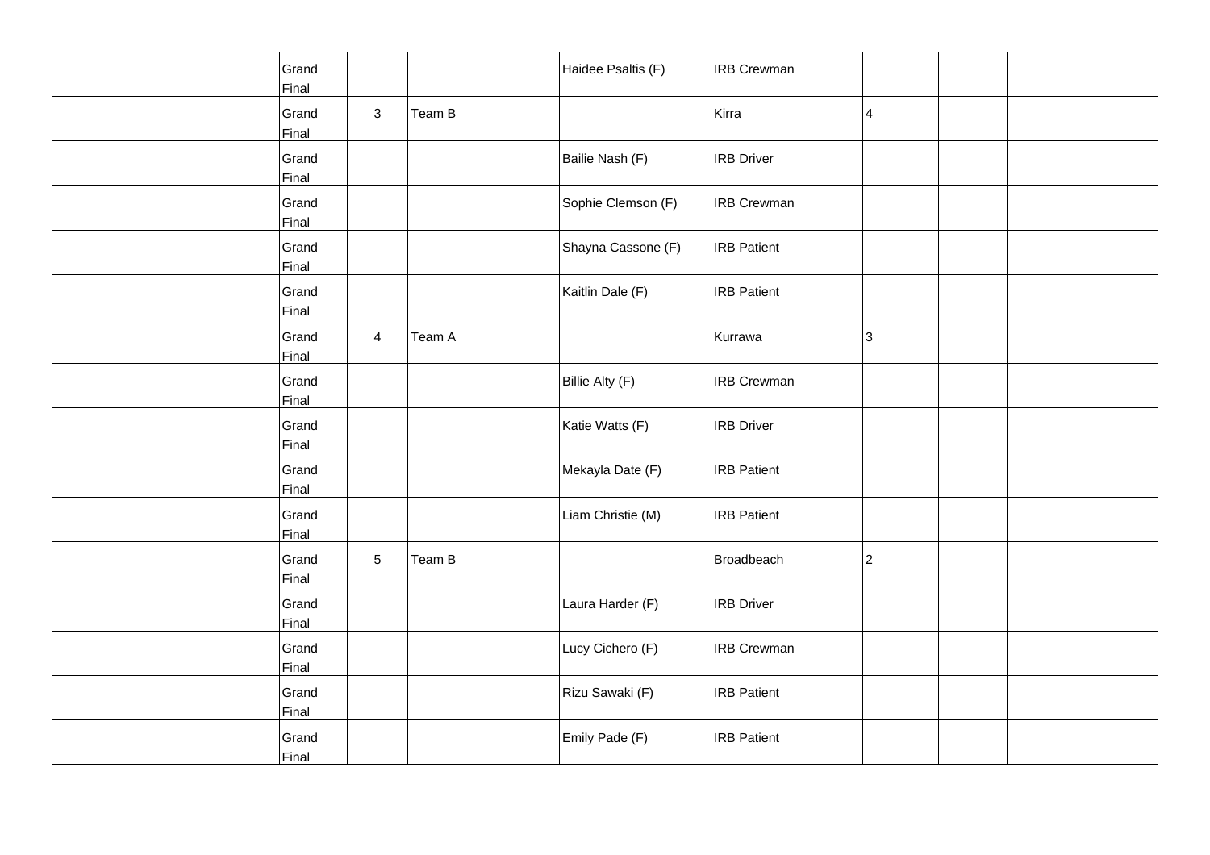| | | | | | | | | |
|---|---|---|---|---|---|---|---|---|
| | Grand Final | | | Haidee Psaltis (F) | IRB Crewman | | | |
| | Grand Final | 3 | Team B | | Kirra | 4 | | |
| | Grand Final | | | Bailie Nash (F) | IRB Driver | | | |
| | Grand Final | | | Sophie Clemson (F) | IRB Crewman | | | |
| | Grand Final | | | Shayna Cassone (F) | IRB Patient | | | |
| | Grand Final | | | Kaitlin Dale (F) | IRB Patient | | | |
| | Grand Final | 4 | Team A | | Kurrawa | 3 | | |
| | Grand Final | | | Billie Alty (F) | IRB Crewman | | | |
| | Grand Final | | | Katie Watts (F) | IRB Driver | | | |
| | Grand Final | | | Mekayla Date (F) | IRB Patient | | | |
| | Grand Final | | | Liam Christie (M) | IRB Patient | | | |
| | Grand Final | 5 | Team B | | Broadbeach | 2 | | |
| | Grand Final | | | Laura Harder (F) | IRB Driver | | | |
| | Grand Final | | | Lucy Cichero (F) | IRB Crewman | | | |
| | Grand Final | | | Rizu Sawaki (F) | IRB Patient | | | |
| | Grand Final | | | Emily Pade (F) | IRB Patient | | | |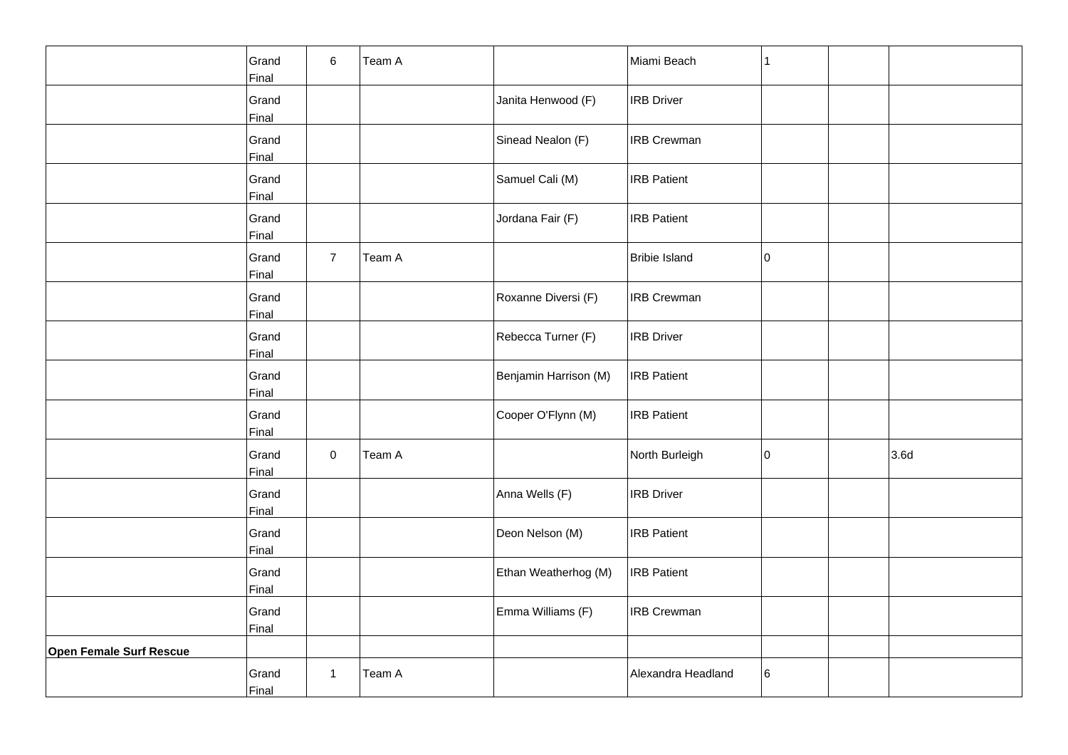| | | | | | | | | |
|---|---|---|---|---|---|---|---|---|
| | Grand Final | 6 | Team A | | Miami Beach | 1 | | |
| | Grand Final | | | Janita Henwood (F) | IRB Driver | | | |
| | Grand Final | | | Sinead Nealon (F) | IRB Crewman | | | |
| | Grand Final | | | Samuel Cali (M) | IRB Patient | | | |
| | Grand Final | | | Jordana Fair (F) | IRB Patient | | | |
| | Grand Final | 7 | Team A | | Bribie Island | 0 | | |
| | Grand Final | | | Roxanne Diversi (F) | IRB Crewman | | | |
| | Grand Final | | | Rebecca Turner (F) | IRB Driver | | | |
| | Grand Final | | | Benjamin Harrison (M) | IRB Patient | | | |
| | Grand Final | | | Cooper O'Flynn (M) | IRB Patient | | | |
| | Grand Final | 0 | Team A | | North Burleigh | 0 | | 3.6d |
| | Grand Final | | | Anna Wells (F) | IRB Driver | | | |
| | Grand Final | | | Deon Nelson (M) | IRB Patient | | | |
| | Grand Final | | | Ethan Weatherhog (M) | IRB Patient | | | |
| | Grand Final | | | Emma Williams (F) | IRB Crewman | | | |
| **Open Female Surf Rescue** | | | | | | | | |
| | Grand Final | 1 | Team A | | Alexandra Headland | 6 | | |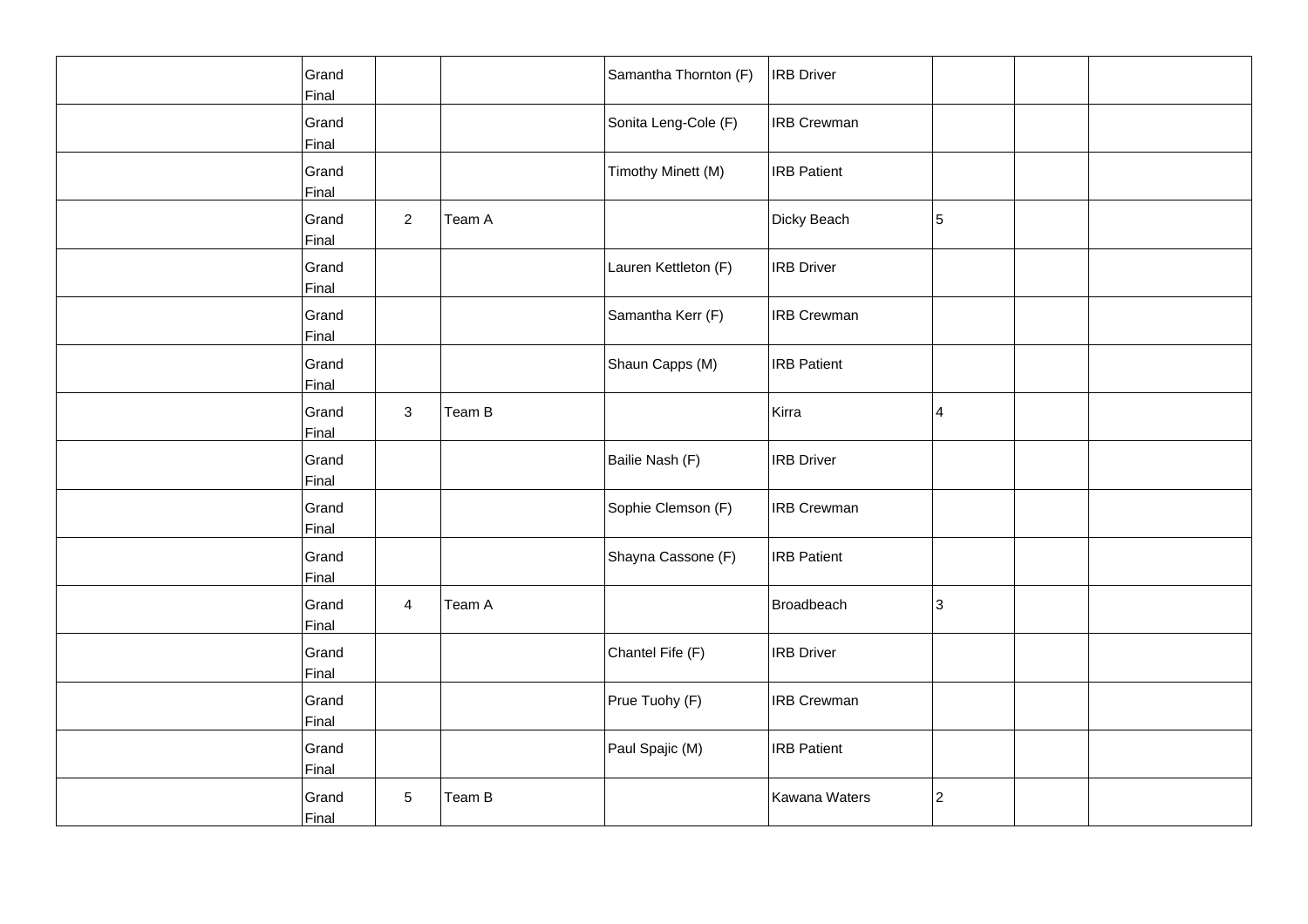| | | | | | | | | |
|---|---|---|---|---|---|---|---|---|
| | Grand Final | | | Samantha Thornton (F) | IRB Driver | | | |
| | Grand Final | | | Sonita Leng-Cole (F) | IRB Crewman | | | |
| | Grand Final | | | Timothy Minett (M) | IRB Patient | | | |
| | Grand Final | 2 | Team A | | Dicky Beach | 5 | | |
| | Grand Final | | | Lauren Kettleton (F) | IRB Driver | | | |
| | Grand Final | | | Samantha Kerr (F) | IRB Crewman | | | |
| | Grand Final | | | Shaun Capps (M) | IRB Patient | | | |
| | Grand Final | 3 | Team B | | Kirra | 4 | | |
| | Grand Final | | | Bailie Nash (F) | IRB Driver | | | |
| | Grand Final | | | Sophie Clemson (F) | IRB Crewman | | | |
| | Grand Final | | | Shayna Cassone (F) | IRB Patient | | | |
| | Grand Final | 4 | Team A | | Broadbeach | 3 | | |
| | Grand Final | | | Chantel Fife (F) | IRB Driver | | | |
| | Grand Final | | | Prue Tuohy (F) | IRB Crewman | | | |
| | Grand Final | | | Paul Spajic (M) | IRB Patient | | | |
| | Grand Final | 5 | Team B | | Kawana Waters | 2 | | |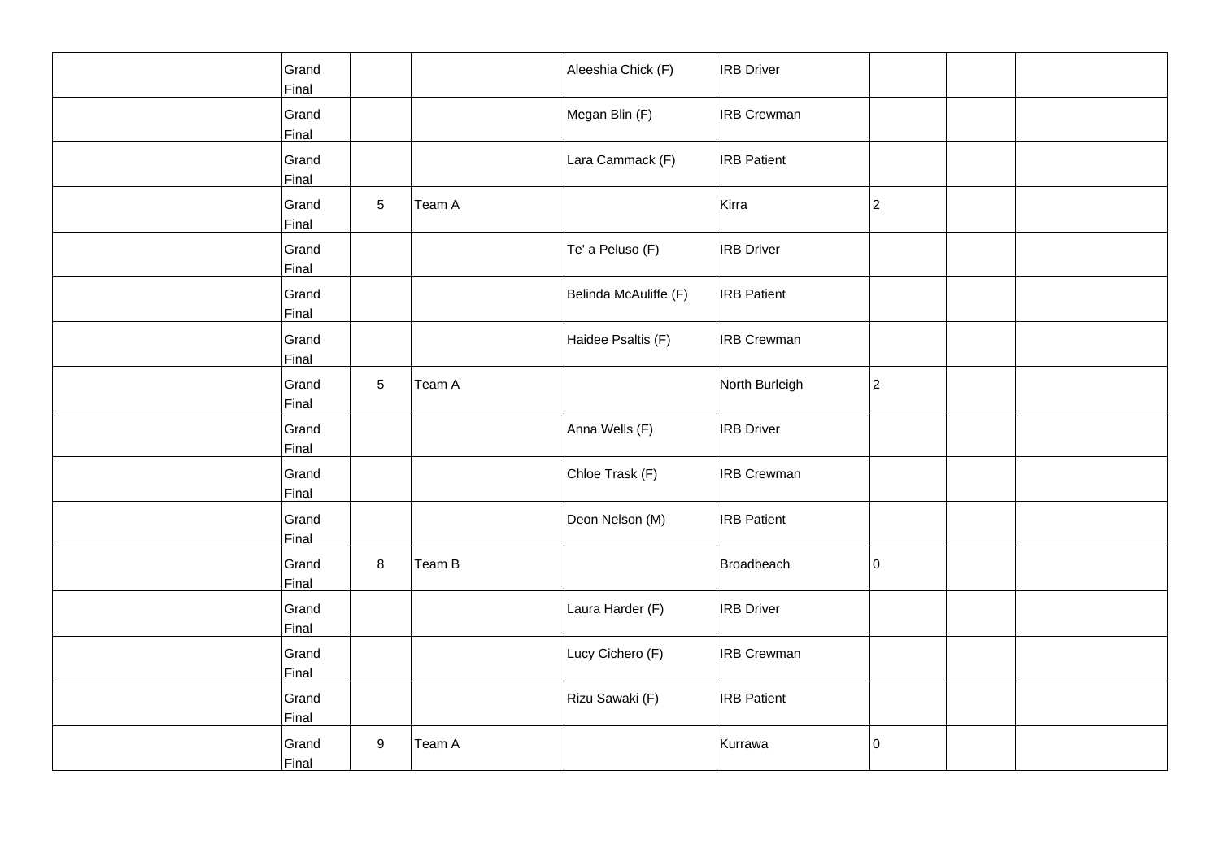| | | | | | | | | |
|---|---|---|---|---|---|---|---|---|
| | Grand Final | | | Aleeshia Chick (F) | IRB Driver | | | |
| | Grand Final | | | Megan Blin (F) | IRB Crewman | | | |
| | Grand Final | | | Lara Cammack (F) | IRB Patient | | | |
| | Grand Final | 5 | Team A | | Kirra | 2 | | |
| | Grand Final | | | Te' a Peluso (F) | IRB Driver | | | |
| | Grand Final | | | Belinda McAuliffe (F) | IRB Patient | | | |
| | Grand Final | | | Haidee Psaltis (F) | IRB Crewman | | | |
| | Grand Final | 5 | Team A | | North Burleigh | 2 | | |
| | Grand Final | | | Anna Wells (F) | IRB Driver | | | |
| | Grand Final | | | Chloe Trask (F) | IRB Crewman | | | |
| | Grand Final | | | Deon Nelson (M) | IRB Patient | | | |
| | Grand Final | 8 | Team B | | Broadbeach | 0 | | |
| | Grand Final | | | Laura Harder (F) | IRB Driver | | | |
| | Grand Final | | | Lucy Cichero (F) | IRB Crewman | | | |
| | Grand Final | | | Rizu Sawaki (F) | IRB Patient | | | |
| | Grand Final | 9 | Team A | | Kurrawa | 0 | | |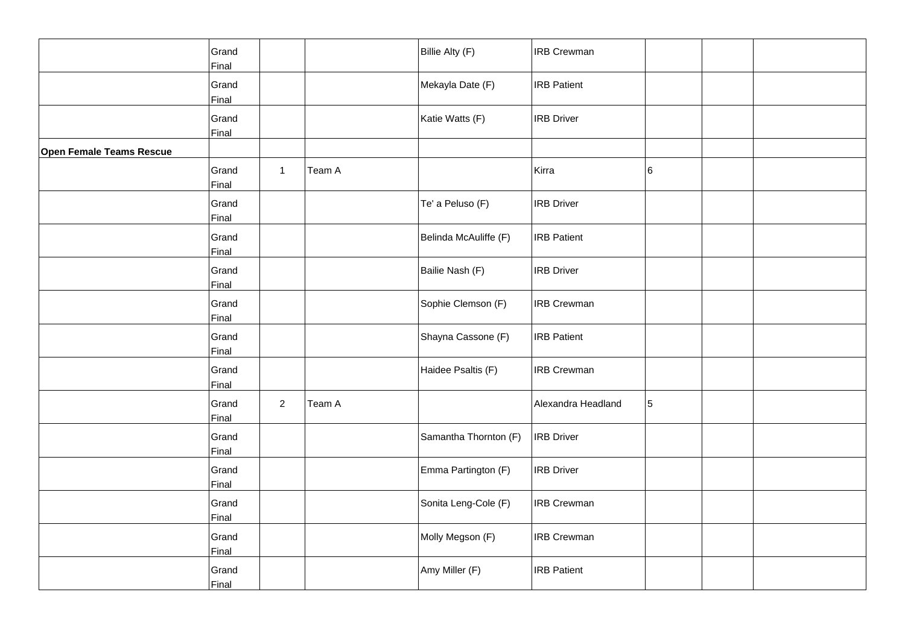| | | | | | | | | |
|---|---|---|---|---|---|---|---|---|
| | Grand Final | | | Billie Alty (F) | IRB Crewman | | | |
| | Grand Final | | | Mekayla Date (F) | IRB Patient | | | |
| | Grand Final | | | Katie Watts (F) | IRB Driver | | | |
| **Open Female Teams Rescue** | | | | | | | | |
| | Grand Final | 1 | Team A | | Kirra | 6 | | |
| | Grand Final | | | Te' a Peluso (F) | IRB Driver | | | |
| | Grand Final | | | Belinda McAuliffe (F) | IRB Patient | | | |
| | Grand Final | | | Bailie Nash (F) | IRB Driver | | | |
| | Grand Final | | | Sophie Clemson (F) | IRB Crewman | | | |
| | Grand Final | | | Shayna Cassone (F) | IRB Patient | | | |
| | Grand Final | | | Haidee Psaltis (F) | IRB Crewman | | | |
| | Grand Final | 2 | Team A | | Alexandra Headland | 5 | | |
| | Grand Final | | | Samantha Thornton (F) | IRB Driver | | | |
| | Grand Final | | | Emma Partington (F) | IRB Driver | | | |
| | Grand Final | | | Sonita Leng-Cole (F) | IRB Crewman | | | |
| | Grand Final | | | Molly Megson (F) | IRB Crewman | | | |
| | Grand Final | | | Amy Miller (F) | IRB Patient | | | |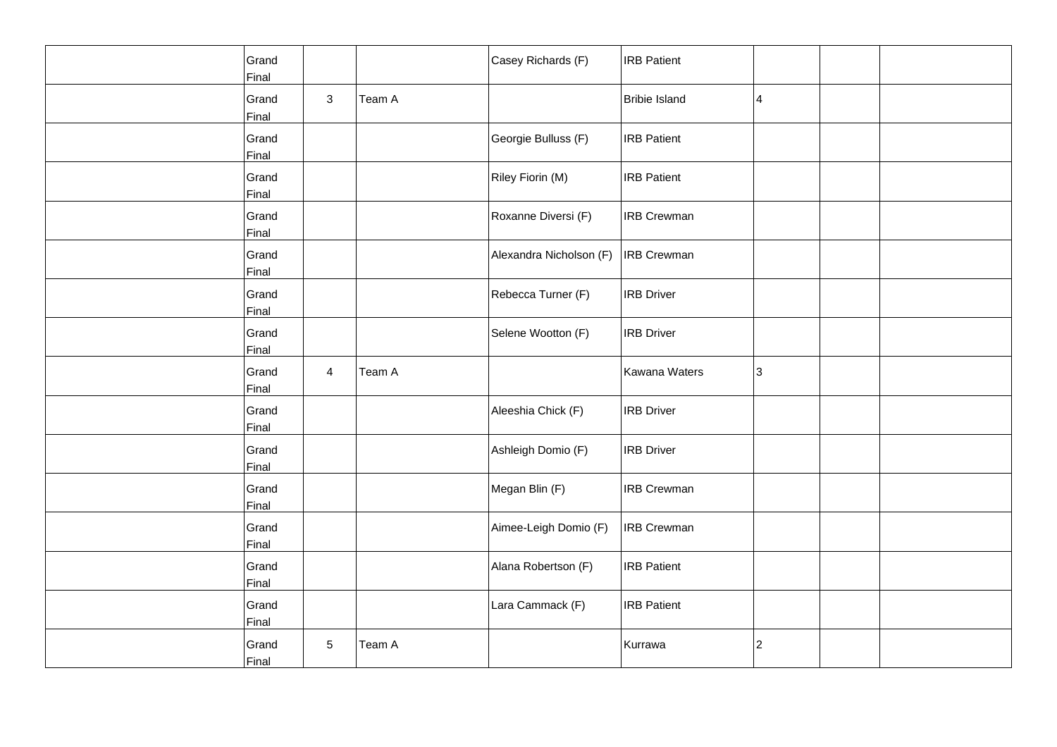| | | | | | | | | |
|---|---|---|---|---|---|---|---|---|
| | Grand Final | | | Casey Richards (F) | IRB Patient | | | |
| | Grand Final | 3 | Team A | | Bribie Island | 4 | | |
| | Grand Final | | | Georgie Bulluss (F) | IRB Patient | | | |
| | Grand Final | | | Riley Fiorin (M) | IRB Patient | | | |
| | Grand Final | | | Roxanne Diversi (F) | IRB Crewman | | | |
| | Grand Final | | | Alexandra Nicholson (F) | IRB Crewman | | | |
| | Grand Final | | | Rebecca Turner (F) | IRB Driver | | | |
| | Grand Final | | | Selene Wootton (F) | IRB Driver | | | |
| | Grand Final | 4 | Team A | | Kawana Waters | 3 | | |
| | Grand Final | | | Aleeshia Chick (F) | IRB Driver | | | |
| | Grand Final | | | Ashleigh Domio (F) | IRB Driver | | | |
| | Grand Final | | | Megan Blin (F) | IRB Crewman | | | |
| | Grand Final | | | Aimee-Leigh Domio (F) | IRB Crewman | | | |
| | Grand Final | | | Alana Robertson (F) | IRB Patient | | | |
| | Grand Final | | | Lara Cammack (F) | IRB Patient | | | |
| | Grand Final | 5 | Team A | | Kurrawa | 2 | | |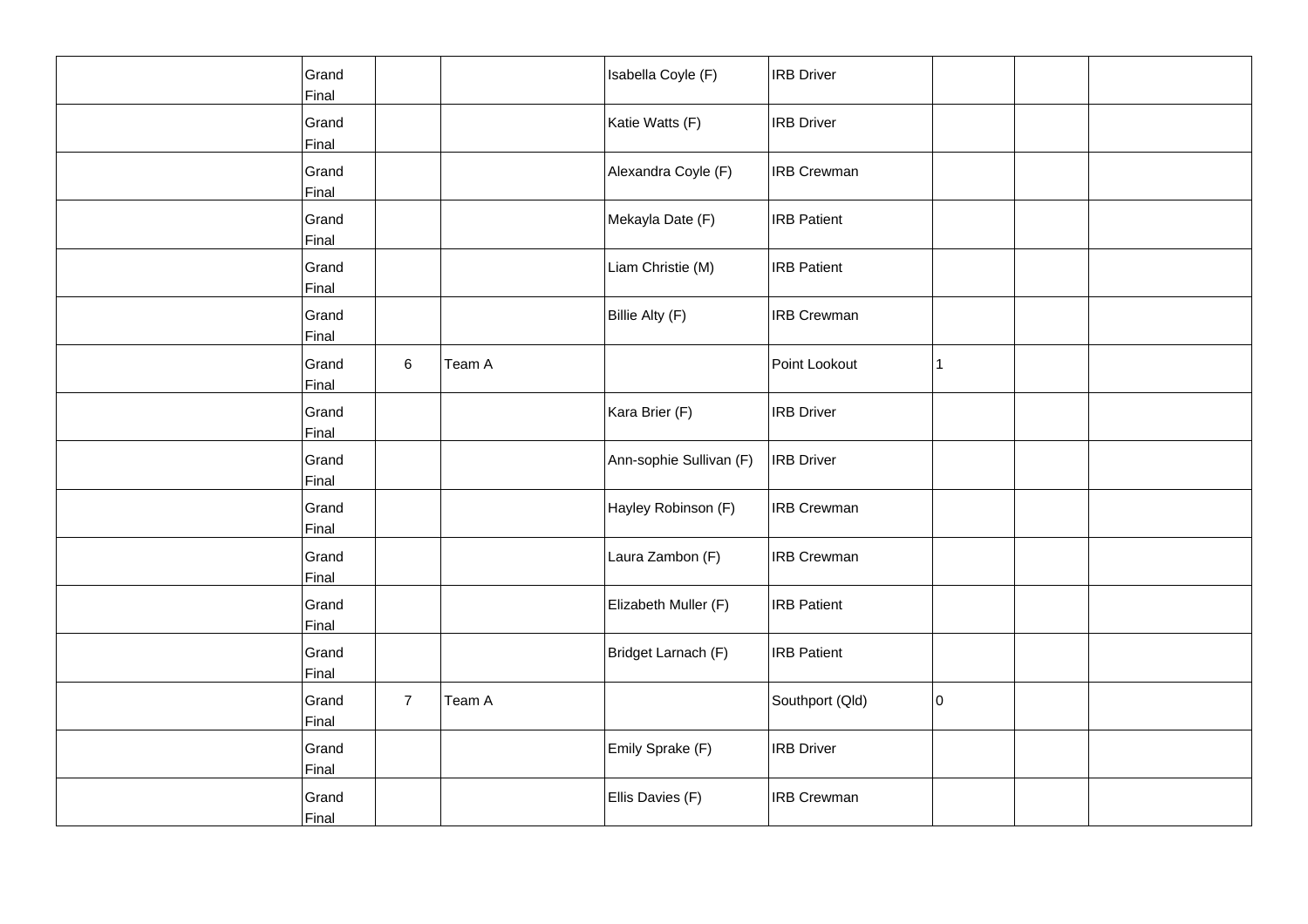| | | | | | | | | |
|---|---|---|---|---|---|---|---|---|
| | Grand Final | | | Isabella Coyle (F) | IRB Driver | | | |
| | Grand Final | | | Katie Watts (F) | IRB Driver | | | |
| | Grand Final | | | Alexandra Coyle (F) | IRB Crewman | | | |
| | Grand Final | | | Mekayla Date (F) | IRB Patient | | | |
| | Grand Final | | | Liam Christie (M) | IRB Patient | | | |
| | Grand Final | | | Billie Alty (F) | IRB Crewman | | | |
| | Grand Final | 6 | Team A | | Point Lookout | 1 | | |
| | Grand Final | | | Kara Brier (F) | IRB Driver | | | |
| | Grand Final | | | Ann-sophie Sullivan (F) | IRB Driver | | | |
| | Grand Final | | | Hayley Robinson (F) | IRB Crewman | | | |
| | Grand Final | | | Laura Zambon (F) | IRB Crewman | | | |
| | Grand Final | | | Elizabeth Muller (F) | IRB Patient | | | |
| | Grand Final | | | Bridget Larnach (F) | IRB Patient | | | |
| | Grand Final | 7 | Team A | | Southport (Qld) | 0 | | |
| | Grand Final | | | Emily Sprake (F) | IRB Driver | | | |
| | Grand Final | | | Ellis Davies (F) | IRB Crewman | | | |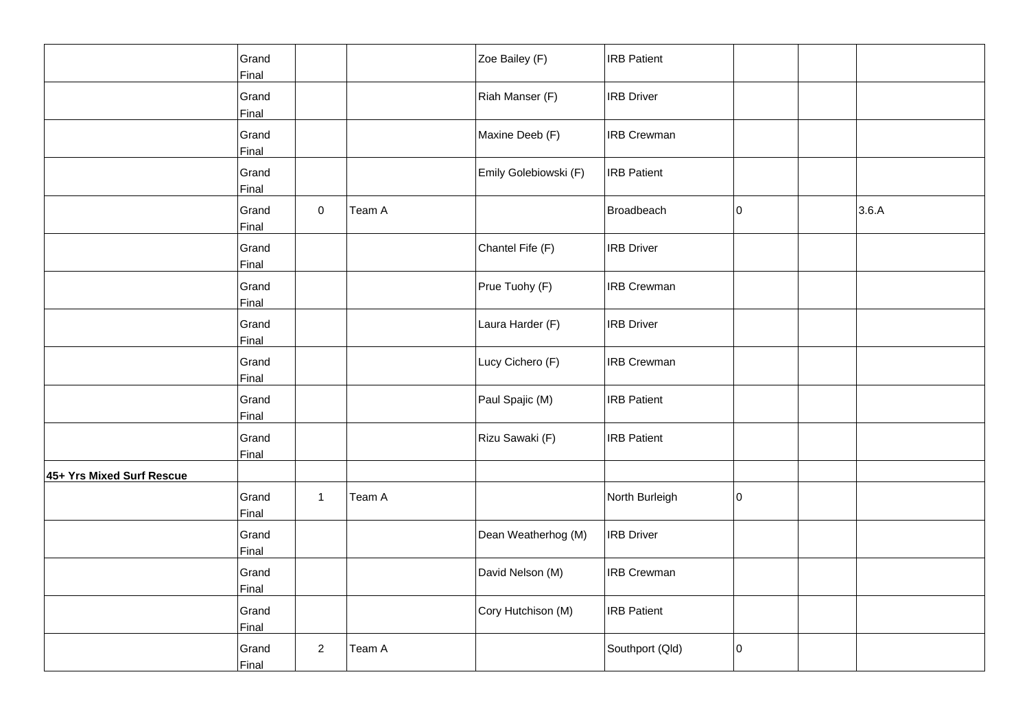| | | | | | | | | |
|---|---|---|---|---|---|---|---|---|
| | Grand Final | | | Zoe Bailey (F) | IRB Patient | | | |
| | Grand Final | | | Riah Manser (F) | IRB Driver | | | |
| | Grand Final | | | Maxine Deeb (F) | IRB Crewman | | | |
| | Grand Final | | | Emily Golebiowski (F) | IRB Patient | | | |
| | Grand Final | 0 | Team A | | Broadbeach | 0 | | 3.6.A |
| | Grand Final | | | Chantel Fife (F) | IRB Driver | | | |
| | Grand Final | | | Prue Tuohy (F) | IRB Crewman | | | |
| | Grand Final | | | Laura Harder (F) | IRB Driver | | | |
| | Grand Final | | | Lucy Cichero (F) | IRB Crewman | | | |
| | Grand Final | | | Paul Spajic (M) | IRB Patient | | | |
| | Grand Final | | | Rizu Sawaki (F) | IRB Patient | | | |
| **45+ Yrs Mixed Surf Rescue** | | | | | | | | |
| | Grand Final | 1 | Team A | | North Burleigh | 0 | | |
| | Grand Final | | | Dean Weatherhog (M) | IRB Driver | | | |
| | Grand Final | | | David Nelson (M) | IRB Crewman | | | |
| | Grand Final | | | Cory Hutchison (M) | IRB Patient | | | |
| | Grand Final | 2 | Team A | | Southport (Qld) | 0 | | |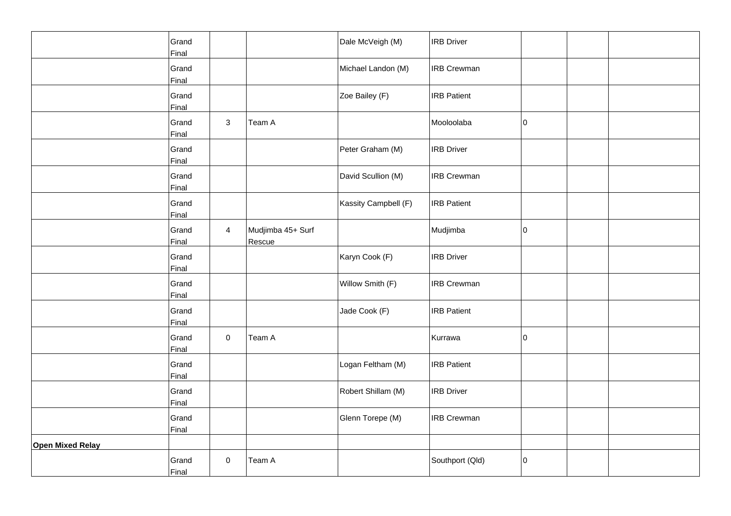| | | | | | | | | |
|---|---|---|---|---|---|---|---|---|
| | Grand Final | | | Dale McVeigh (M) | IRB Driver | | | |
| | Grand Final | | | Michael Landon (M) | IRB Crewman | | | |
| | Grand Final | | | Zoe Bailey (F) | IRB Patient | | | |
| | Grand Final | 3 | Team A | | Mooloolaba | 0 | | |
| | Grand Final | | | Peter Graham (M) | IRB Driver | | | |
| | Grand Final | | | David Scullion (M) | IRB Crewman | | | |
| | Grand Final | | | Kassity Campbell (F) | IRB Patient | | | |
| | Grand Final | 4 | Mudjimba 45+ Surf Rescue | | Mudjimba | 0 | | |
| | Grand Final | | | Karyn Cook (F) | IRB Driver | | | |
| | Grand Final | | | Willow Smith (F) | IRB Crewman | | | |
| | Grand Final | | | Jade Cook (F) | IRB Patient | | | |
| | Grand Final | 0 | Team A | | Kurrawa | 0 | | |
| | Grand Final | | | Logan Feltham (M) | IRB Patient | | | |
| | Grand Final | | | Robert Shillam (M) | IRB Driver | | | |
| | Grand Final | | | Glenn Torepe (M) | IRB Crewman | | | |
| **Open Mixed Relay** | | | | | | | | |
| | Grand Final | 0 | Team A | | Southport (Qld) | 0 | | |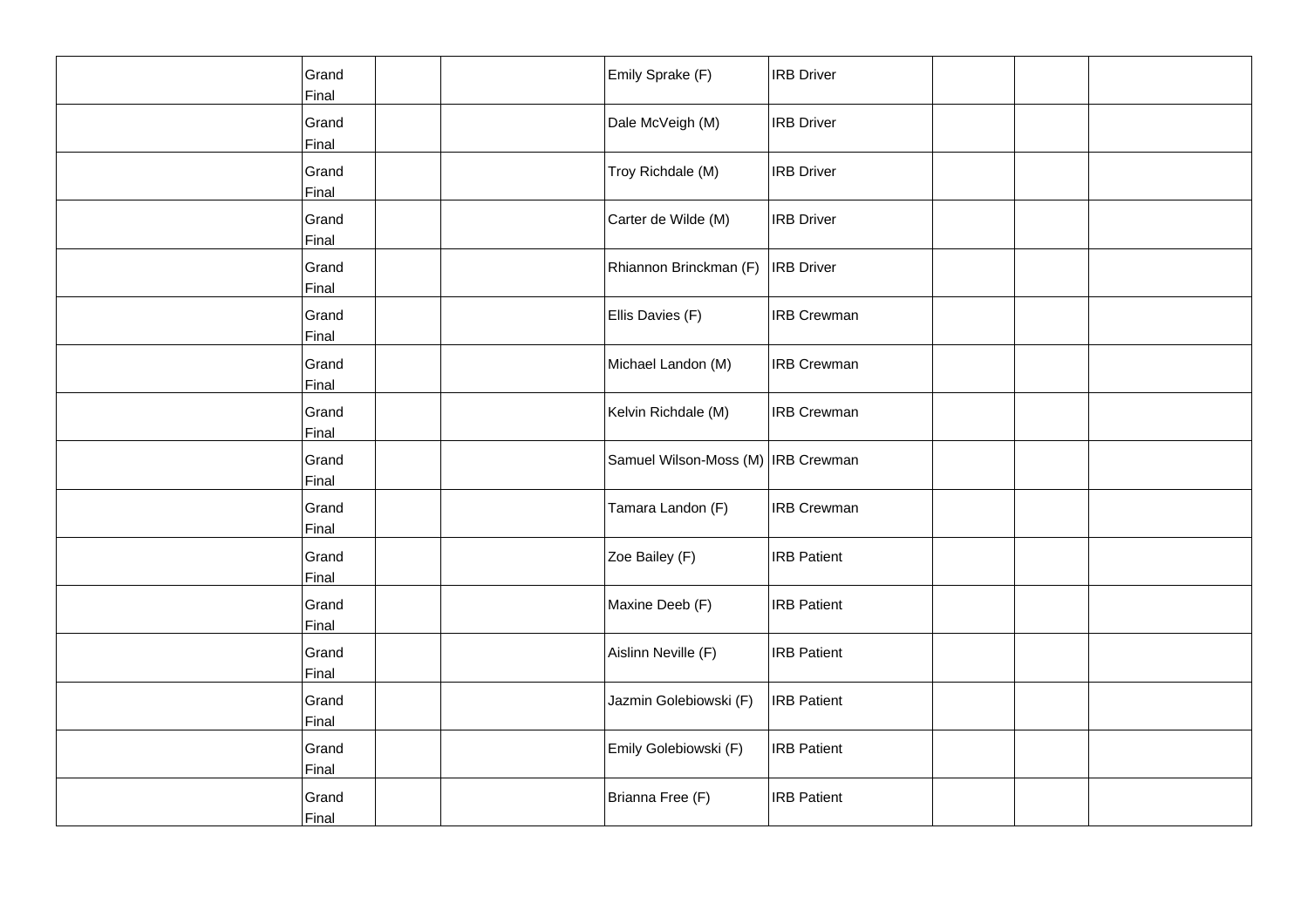| | | | | | | | | |
|---|---|---|---|---|---|---|---|---|
| | Grand Final | | | Emily Sprake (F) | IRB Driver | | | |
| | Grand Final | | | Dale McVeigh (M) | IRB Driver | | | |
| | Grand Final | | | Troy Richdale (M) | IRB Driver | | | |
| | Grand Final | | | Carter de Wilde (M) | IRB Driver | | | |
| | Grand Final | | | Rhiannon Brinckman (F) | IRB Driver | | | |
| | Grand Final | | | Ellis Davies (F) | IRB Crewman | | | |
| | Grand Final | | | Michael Landon (M) | IRB Crewman | | | |
| | Grand Final | | | Kelvin Richdale (M) | IRB Crewman | | | |
| | Grand Final | | | Samuel Wilson-Moss (M) | IRB Crewman | | | |
| | Grand Final | | | Tamara Landon (F) | IRB Crewman | | | |
| | Grand Final | | | Zoe Bailey (F) | IRB Patient | | | |
| | Grand Final | | | Maxine Deeb (F) | IRB Patient | | | |
| | Grand Final | | | Aislinn Neville (F) | IRB Patient | | | |
| | Grand Final | | | Jazmin Golebiowski (F) | IRB Patient | | | |
| | Grand Final | | | Emily Golebiowski (F) | IRB Patient | | | |
| | Grand Final | | | Brianna Free (F) | IRB Patient | | | |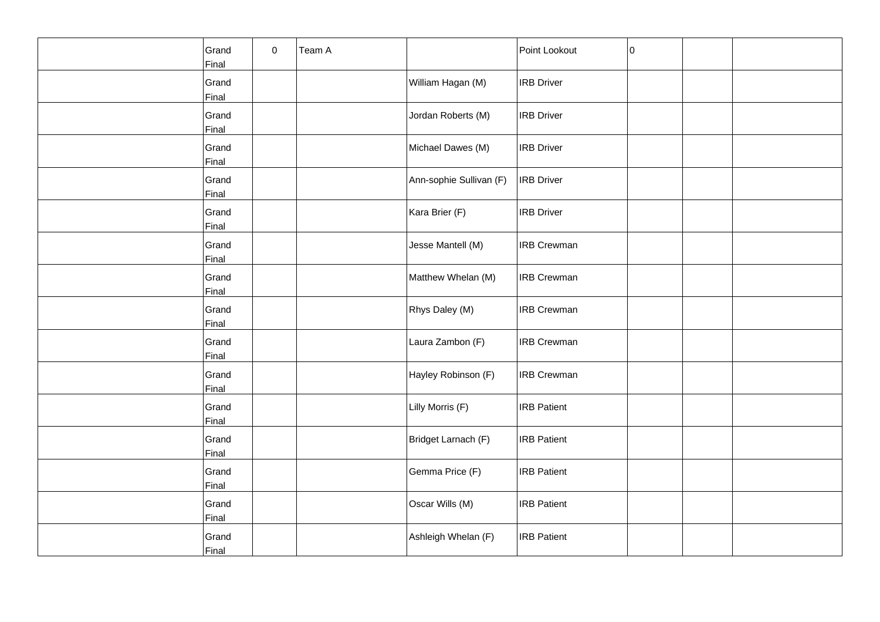| | | | | | | | | |
|---|---|---|---|---|---|---|---|---|
| | Grand Final | 0 | Team A | | Point Lookout | 0 | | |
| | Grand Final | | | William Hagan (M) | IRB Driver | | | |
| | Grand Final | | | Jordan Roberts (M) | IRB Driver | | | |
| | Grand Final | | | Michael Dawes (M) | IRB Driver | | | |
| | Grand Final | | | Ann-sophie Sullivan (F) | IRB Driver | | | |
| | Grand Final | | | Kara Brier (F) | IRB Driver | | | |
| | Grand Final | | | Jesse Mantell (M) | IRB Crewman | | | |
| | Grand Final | | | Matthew Whelan (M) | IRB Crewman | | | |
| | Grand Final | | | Rhys Daley (M) | IRB Crewman | | | |
| | Grand Final | | | Laura Zambon (F) | IRB Crewman | | | |
| | Grand Final | | | Hayley Robinson (F) | IRB Crewman | | | |
| | Grand Final | | | Lilly Morris (F) | IRB Patient | | | |
| | Grand Final | | | Bridget Larnach (F) | IRB Patient | | | |
| | Grand Final | | | Gemma Price (F) | IRB Patient | | | |
| | Grand Final | | | Oscar Wills (M) | IRB Patient | | | |
| | Grand Final | | | Ashleigh Whelan (F) | IRB Patient | | | |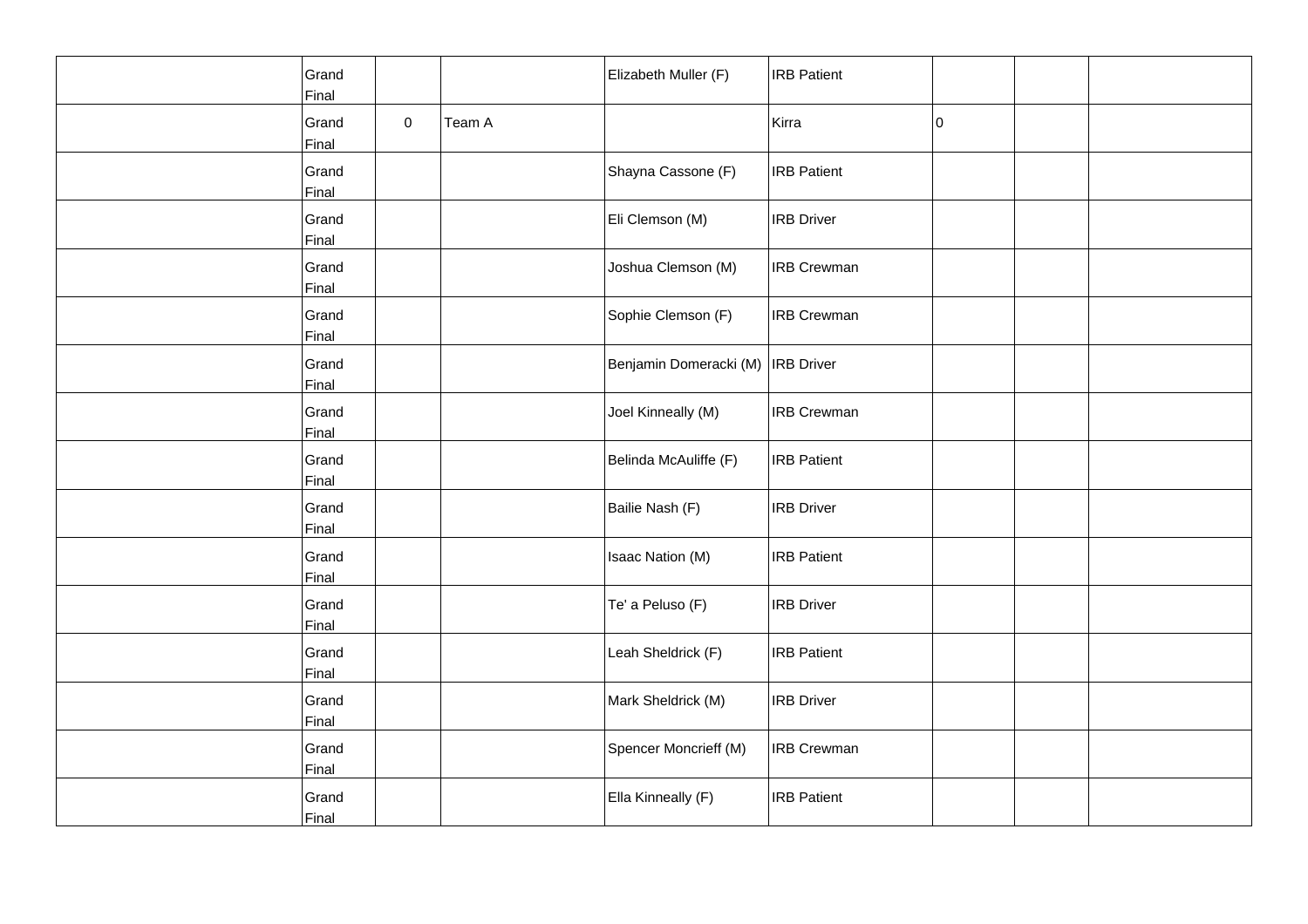| | | | | | | | | |
|---|---|---|---|---|---|---|---|---|
| | Grand Final | | | Elizabeth Muller (F) | IRB Patient | | | |
| | Grand Final | 0 | Team A | | Kirra | 0 | | |
| | Grand Final | | | Shayna Cassone (F) | IRB Patient | | | |
| | Grand Final | | | Eli Clemson (M) | IRB Driver | | | |
| | Grand Final | | | Joshua Clemson (M) | IRB Crewman | | | |
| | Grand Final | | | Sophie Clemson (F) | IRB Crewman | | | |
| | Grand Final | | | Benjamin Domeracki (M) | IRB Driver | | | |
| | Grand Final | | | Joel Kinneally (M) | IRB Crewman | | | |
| | Grand Final | | | Belinda McAuliffe (F) | IRB Patient | | | |
| | Grand Final | | | Bailie Nash (F) | IRB Driver | | | |
| | Grand Final | | | Isaac Nation (M) | IRB Patient | | | |
| | Grand Final | | | Te' a Peluso (F) | IRB Driver | | | |
| | Grand Final | | | Leah Sheldrick (F) | IRB Patient | | | |
| | Grand Final | | | Mark Sheldrick (M) | IRB Driver | | | |
| | Grand Final | | | Spencer Moncrieff (M) | IRB Crewman | | | |
| | Grand Final | | | Ella Kinneally (F) | IRB Patient | | | |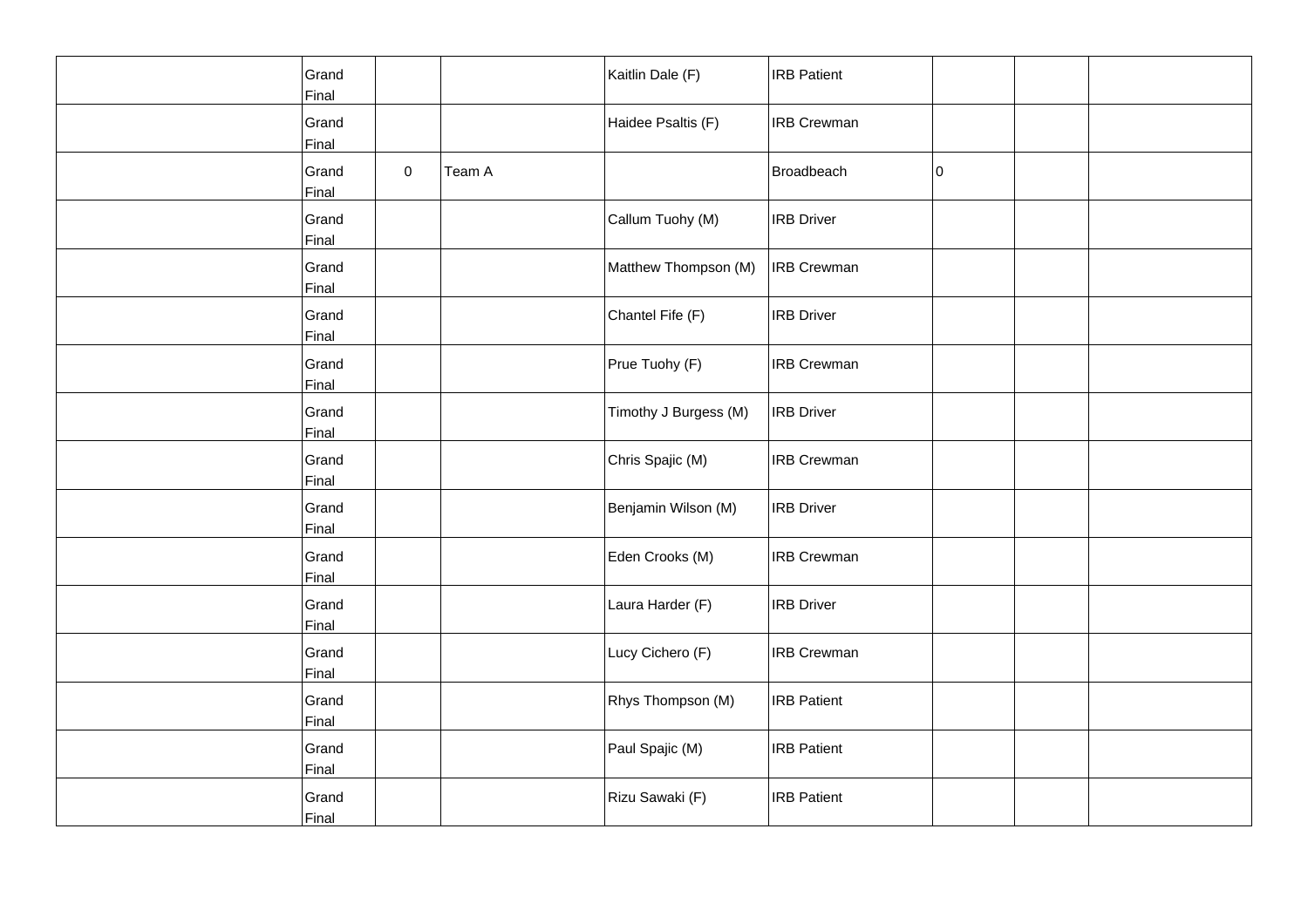| | | | | | | | | |
|---|---|---|---|---|---|---|---|---|
| | Grand Final | | | Kaitlin Dale (F) | IRB Patient | | | |
| | Grand Final | | | Haidee Psaltis (F) | IRB Crewman | | | |
| | Grand Final | 0 | Team A | | Broadbeach | 0 | | |
| | Grand Final | | | Callum Tuohy (M) | IRB Driver | | | |
| | Grand Final | | | Matthew Thompson (M) | IRB Crewman | | | |
| | Grand Final | | | Chantel Fife (F) | IRB Driver | | | |
| | Grand Final | | | Prue Tuohy (F) | IRB Crewman | | | |
| | Grand Final | | | Timothy J Burgess (M) | IRB Driver | | | |
| | Grand Final | | | Chris Spajic (M) | IRB Crewman | | | |
| | Grand Final | | | Benjamin Wilson (M) | IRB Driver | | | |
| | Grand Final | | | Eden Crooks (M) | IRB Crewman | | | |
| | Grand Final | | | Laura Harder (F) | IRB Driver | | | |
| | Grand Final | | | Lucy Cichero (F) | IRB Crewman | | | |
| | Grand Final | | | Rhys Thompson (M) | IRB Patient | | | |
| | Grand Final | | | Paul Spajic (M) | IRB Patient | | | |
| | Grand Final | | | Rizu Sawaki (F) | IRB Patient | | | |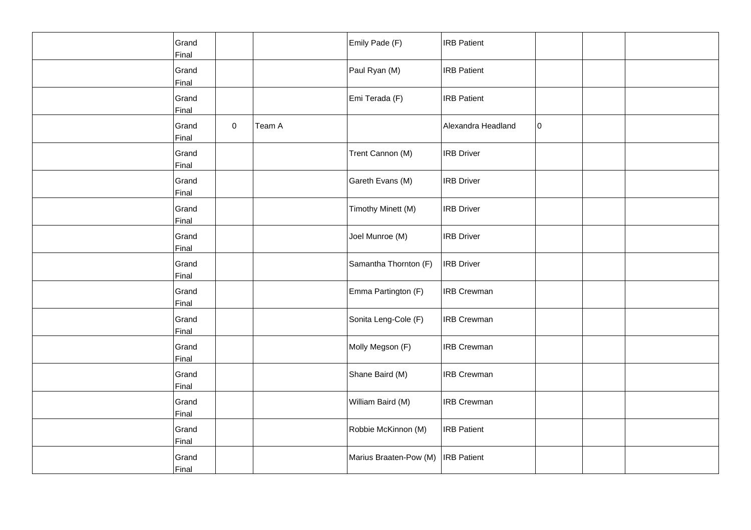| | | | | | | | | |
|---|---|---|---|---|---|---|---|---|
| | Grand Final | | | Emily Pade (F) | IRB Patient | | | |
| | Grand Final | | | Paul Ryan (M) | IRB Patient | | | |
| | Grand Final | | | Emi Terada (F) | IRB Patient | | | |
| | Grand Final | 0 | Team A | | Alexandra Headland | 0 | | |
| | Grand Final | | | Trent Cannon (M) | IRB Driver | | | |
| | Grand Final | | | Gareth Evans (M) | IRB Driver | | | |
| | Grand Final | | | Timothy Minett (M) | IRB Driver | | | |
| | Grand Final | | | Joel Munroe (M) | IRB Driver | | | |
| | Grand Final | | | Samantha Thornton (F) | IRB Driver | | | |
| | Grand Final | | | Emma Partington (F) | IRB Crewman | | | |
| | Grand Final | | | Sonita Leng-Cole (F) | IRB Crewman | | | |
| | Grand Final | | | Molly Megson (F) | IRB Crewman | | | |
| | Grand Final | | | Shane Baird (M) | IRB Crewman | | | |
| | Grand Final | | | William Baird (M) | IRB Crewman | | | |
| | Grand Final | | | Robbie McKinnon (M) | IRB Patient | | | |
| | Grand Final | | | Marius Braaten-Pow (M) | IRB Patient | | | |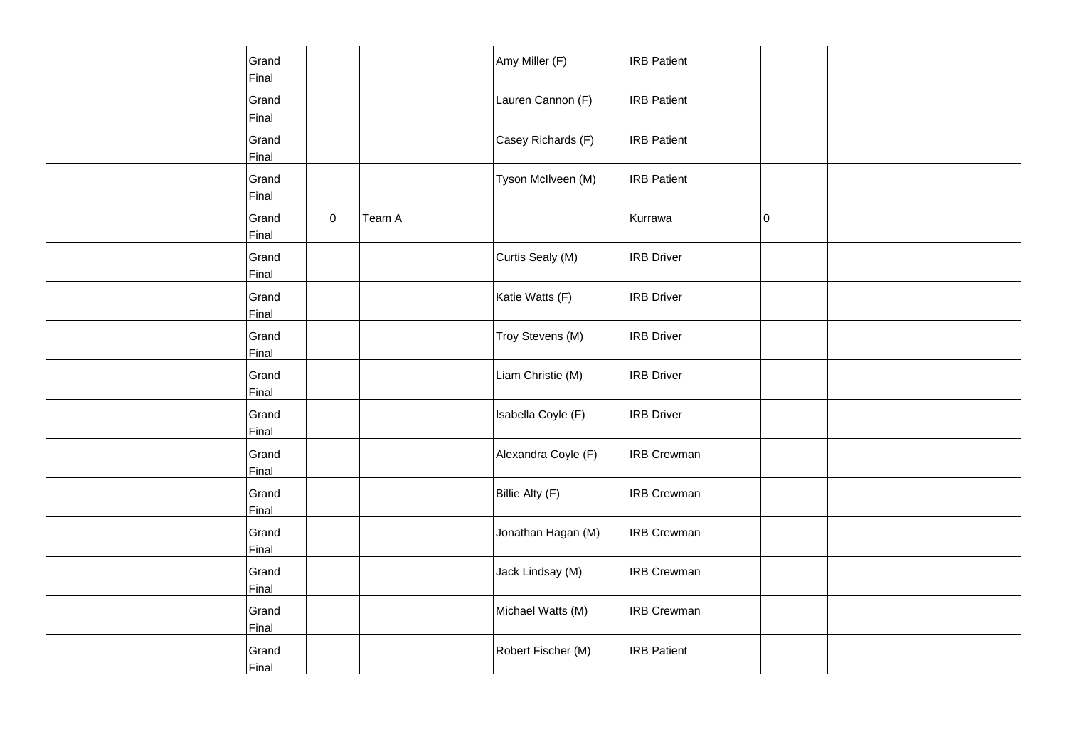| | | | | | | | | |
|---|---|---|---|---|---|---|---|---|
| | Grand Final | | | Amy Miller (F) | IRB Patient | | | |
| | Grand Final | | | Lauren Cannon (F) | IRB Patient | | | |
| | Grand Final | | | Casey Richards (F) | IRB Patient | | | |
| | Grand Final | | | Tyson McIlveen (M) | IRB Patient | | | |
| | Grand Final | 0 | Team A | | Kurrawa | 0 | | |
| | Grand Final | | | Curtis Sealy (M) | IRB Driver | | | |
| | Grand Final | | | Katie Watts (F) | IRB Driver | | | |
| | Grand Final | | | Troy Stevens (M) | IRB Driver | | | |
| | Grand Final | | | Liam Christie (M) | IRB Driver | | | |
| | Grand Final | | | Isabella Coyle (F) | IRB Driver | | | |
| | Grand Final | | | Alexandra Coyle (F) | IRB Crewman | | | |
| | Grand Final | | | Billie Alty (F) | IRB Crewman | | | |
| | Grand Final | | | Jonathan Hagan (M) | IRB Crewman | | | |
| | Grand Final | | | Jack Lindsay (M) | IRB Crewman | | | |
| | Grand Final | | | Michael Watts (M) | IRB Crewman | | | |
| | Grand Final | | | Robert Fischer (M) | IRB Patient | | | |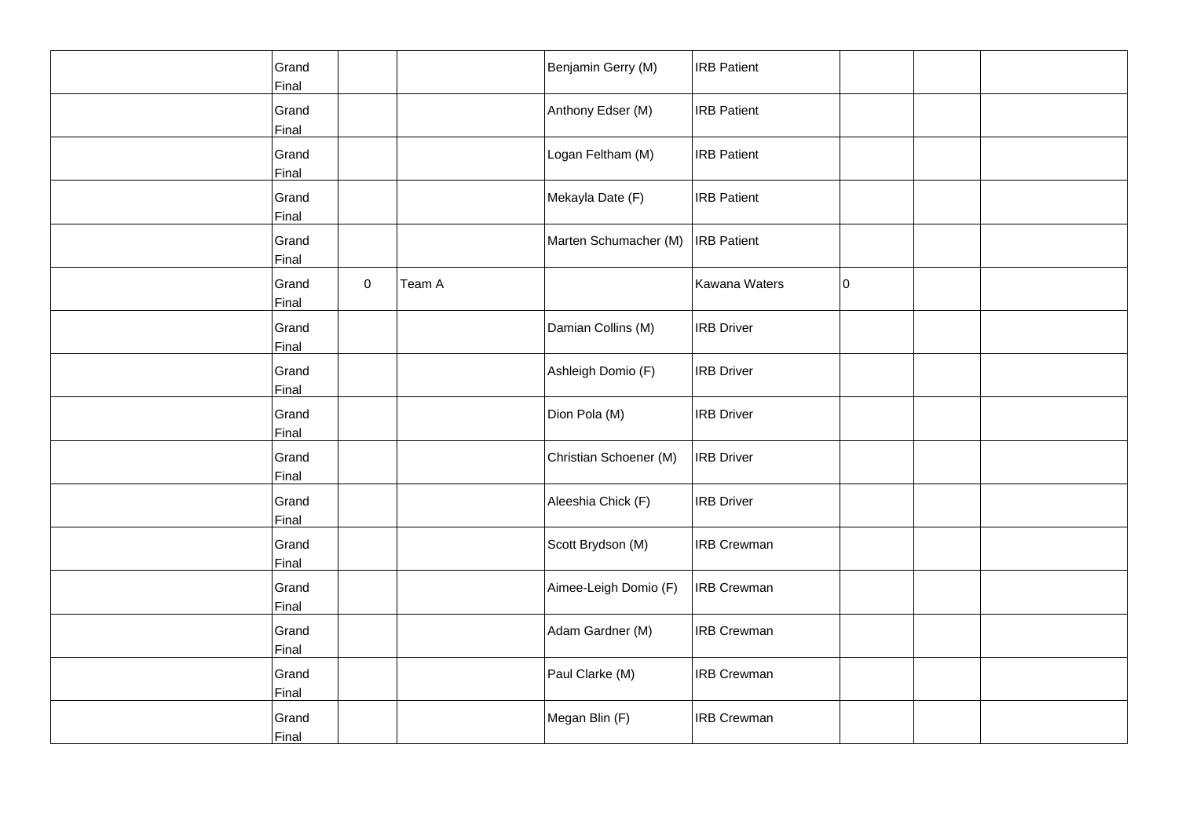| | | | | | | | | |
|---|---|---|---|---|---|---|---|---|
| | Grand Final | | | Benjamin Gerry (M) | IRB Patient | | | |
| | Grand Final | | | Anthony Edser (M) | IRB Patient | | | |
| | Grand Final | | | Logan Feltham (M) | IRB Patient | | | |
| | Grand Final | | | Mekayla Date (F) | IRB Patient | | | |
| | Grand Final | | | Marten Schumacher (M) | IRB Patient | | | |
| | Grand Final | 0 | Team A | | Kawana Waters | 0 | | |
| | Grand Final | | | Damian Collins (M) | IRB Driver | | | |
| | Grand Final | | | Ashleigh Domio (F) | IRB Driver | | | |
| | Grand Final | | | Dion Pola (M) | IRB Driver | | | |
| | Grand Final | | | Christian Schoener (M) | IRB Driver | | | |
| | Grand Final | | | Aleeshia Chick (F) | IRB Driver | | | |
| | Grand Final | | | Scott Brydson (M) | IRB Crewman | | | |
| | Grand Final | | | Aimee-Leigh Domio (F) | IRB Crewman | | | |
| | Grand Final | | | Adam Gardner (M) | IRB Crewman | | | |
| | Grand Final | | | Paul Clarke (M) | IRB Crewman | | | |
| | Grand Final | | | Megan Blin (F) | IRB Crewman | | | |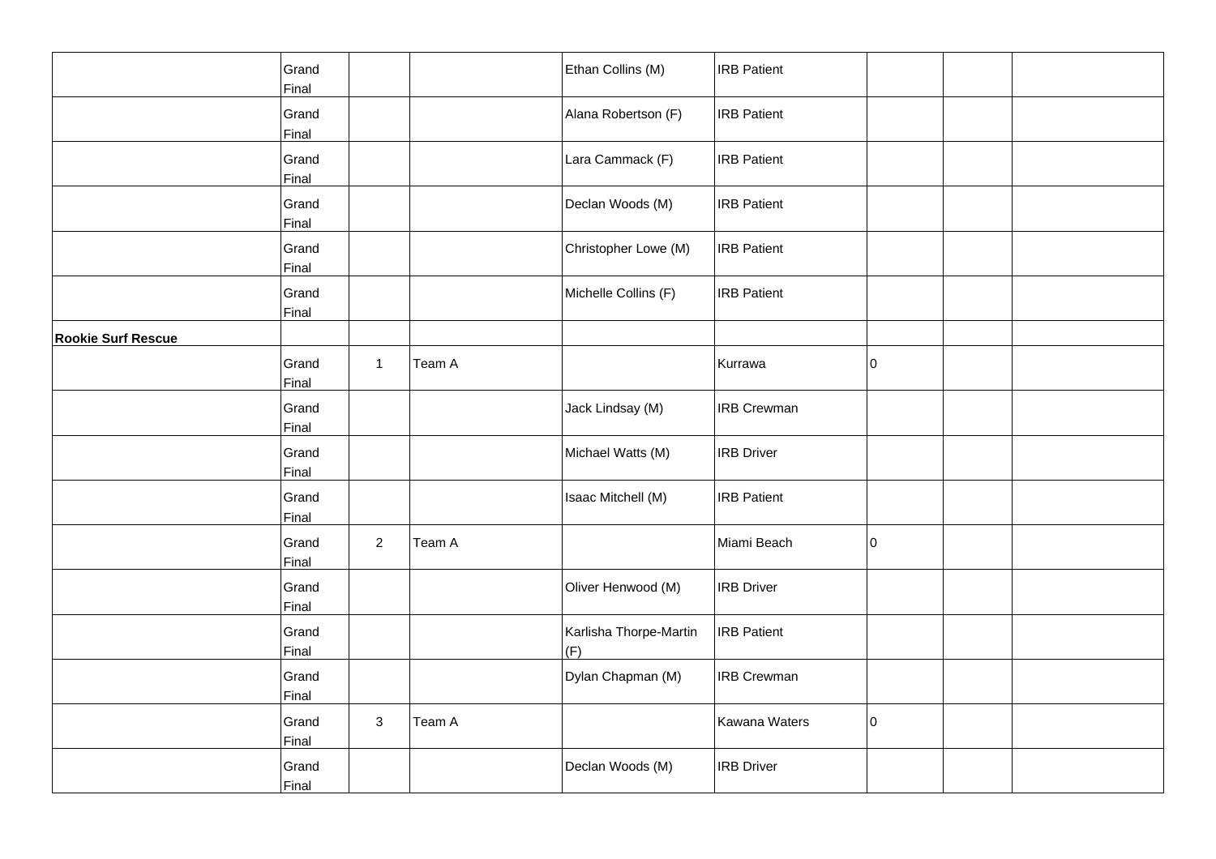| | | | | | | | | |
|---|---|---|---|---|---|---|---|---|
| | Grand Final | | | Ethan Collins (M) | IRB Patient | | | |
| | Grand Final | | | Alana Robertson (F) | IRB Patient | | | |
| | Grand Final | | | Lara Cammack (F) | IRB Patient | | | |
| | Grand Final | | | Declan Woods (M) | IRB Patient | | | |
| | Grand Final | | | Christopher Lowe (M) | IRB Patient | | | |
| | Grand Final | | | Michelle Collins (F) | IRB Patient | | | |
| **Rookie Surf Rescue** | | | | | | | | |
| | Grand Final | 1 | Team A | | Kurrawa | 0 | | |
| | Grand Final | | | Jack Lindsay (M) | IRB Crewman | | | |
| | Grand Final | | | Michael Watts (M) | IRB Driver | | | |
| | Grand Final | | | Isaac Mitchell (M) | IRB Patient | | | |
| | Grand Final | 2 | Team A | | Miami Beach | 0 | | |
| | Grand Final | | | Oliver Henwood (M) | IRB Driver | | | |
| | Grand Final | | | Karlisha Thorpe-Martin (F) | IRB Patient | | | |
| | Grand Final | | | Dylan Chapman (M) | IRB Crewman | | | |
| | Grand Final | 3 | Team A | | Kawana Waters | 0 | | |
| | Grand Final | | | Declan Woods (M) | IRB Driver | | | |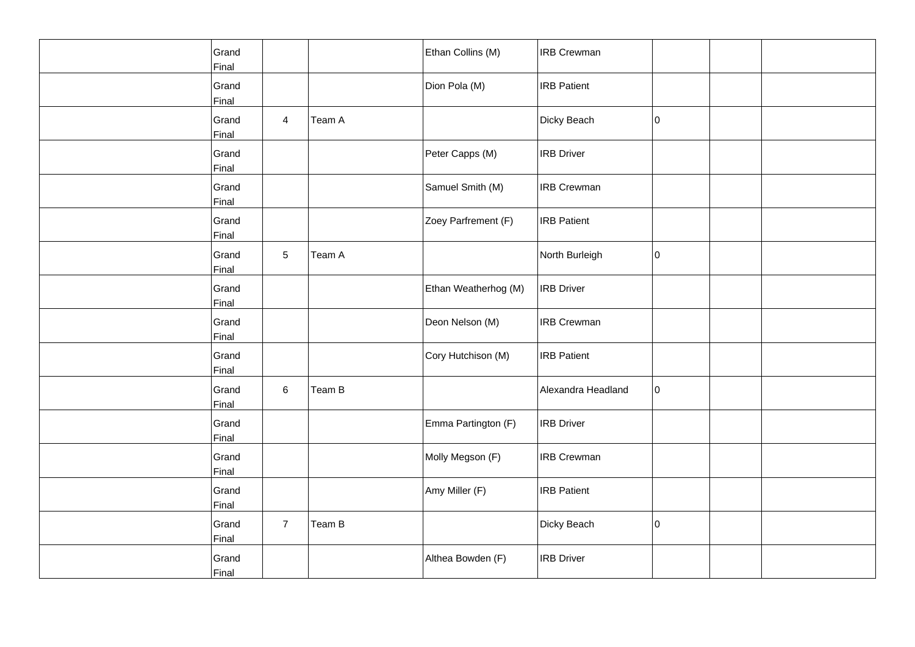| | | | | | | | | |
|---|---|---|---|---|---|---|---|---|
| | Grand Final | | | Ethan Collins (M) | IRB Crewman | | | |
| | Grand Final | | | Dion Pola (M) | IRB Patient | | | |
| | Grand Final | 4 | Team A | | Dicky Beach | 0 | | |
| | Grand Final | | | Peter Capps (M) | IRB Driver | | | |
| | Grand Final | | | Samuel Smith (M) | IRB Crewman | | | |
| | Grand Final | | | Zoey Parfrement (F) | IRB Patient | | | |
| | Grand Final | 5 | Team A | | North Burleigh | 0 | | |
| | Grand Final | | | Ethan Weatherhog (M) | IRB Driver | | | |
| | Grand Final | | | Deon Nelson (M) | IRB Crewman | | | |
| | Grand Final | | | Cory Hutchison (M) | IRB Patient | | | |
| | Grand Final | 6 | Team B | | Alexandra Headland | 0 | | |
| | Grand Final | | | Emma Partington (F) | IRB Driver | | | |
| | Grand Final | | | Molly Megson (F) | IRB Crewman | | | |
| | Grand Final | | | Amy Miller (F) | IRB Patient | | | |
| | Grand Final | 7 | Team B | | Dicky Beach | 0 | | |
| | Grand Final | | | Althea Bowden (F) | IRB Driver | | | |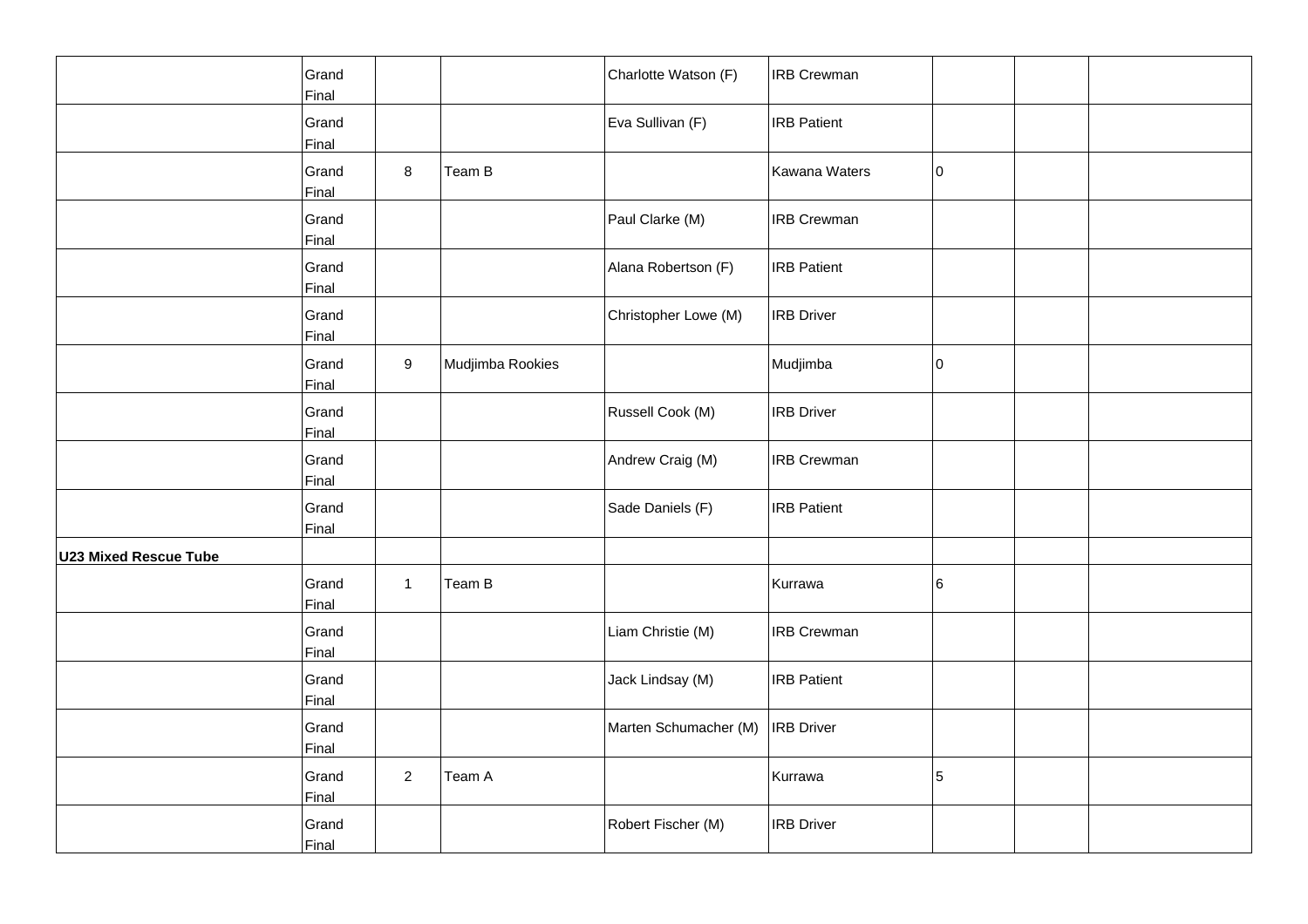| | | | | | | | | |
|---|---|---|---|---|---|---|---|---|
| | Grand Final | | | Charlotte Watson (F) | IRB Crewman | | | |
| | Grand Final | | | Eva Sullivan (F) | IRB Patient | | | |
| | Grand Final | 8 | Team B | | Kawana Waters | 0 | | |
| | Grand Final | | | Paul Clarke (M) | IRB Crewman | | | |
| | Grand Final | | | Alana Robertson (F) | IRB Patient | | | |
| | Grand Final | | | Christopher Lowe (M) | IRB Driver | | | |
| | Grand Final | 9 | Mudjimba Rookies | | Mudjimba | 0 | | |
| | Grand Final | | | Russell Cook (M) | IRB Driver | | | |
| | Grand Final | | | Andrew Craig (M) | IRB Crewman | | | |
| | Grand Final | | | Sade Daniels (F) | IRB Patient | | | |
| **U23 Mixed Rescue Tube** | | | | | | | | |
| | Grand Final | 1 | Team B | | Kurrawa | 6 | | |
| | Grand Final | | | Liam Christie (M) | IRB Crewman | | | |
| | Grand Final | | | Jack Lindsay (M) | IRB Patient | | | |
| | Grand Final | | | Marten Schumacher (M) | IRB Driver | | | |
| | Grand Final | 2 | Team A | | Kurrawa | 5 | | |
| | Grand Final | | | Robert Fischer (M) | IRB Driver | | | |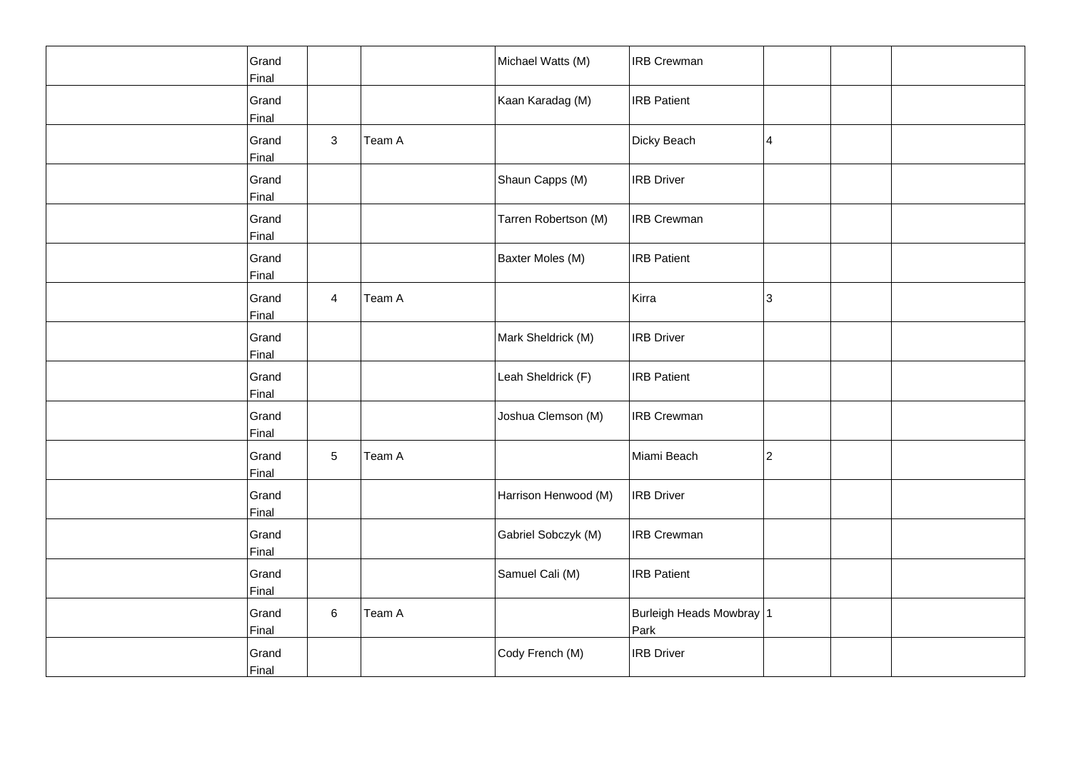| | | | | | | | | |
|---|---|---|---|---|---|---|---|---|
| | Grand Final | | | Michael Watts (M) | IRB Crewman | | | |
| | Grand Final | | | Kaan Karadag (M) | IRB Patient | | | |
| | Grand Final | 3 | Team A | | Dicky Beach | 4 | | |
| | Grand Final | | | Shaun Capps (M) | IRB Driver | | | |
| | Grand Final | | | Tarren Robertson (M) | IRB Crewman | | | |
| | Grand Final | | | Baxter Moles (M) | IRB Patient | | | |
| | Grand Final | 4 | Team A | | Kirra | 3 | | |
| | Grand Final | | | Mark Sheldrick (M) | IRB Driver | | | |
| | Grand Final | | | Leah Sheldrick (F) | IRB Patient | | | |
| | Grand Final | | | Joshua Clemson (M) | IRB Crewman | | | |
| | Grand Final | 5 | Team A | | Miami Beach | 2 | | |
| | Grand Final | | | Harrison Henwood (M) | IRB Driver | | | |
| | Grand Final | | | Gabriel Sobczyk (M) | IRB Crewman | | | |
| | Grand Final | | | Samuel Cali (M) | IRB Patient | | | |
| | Grand Final | 6 | Team A | | Burleigh Heads Mowbray Park | 1 | | |
| | Grand Final | | | Cody French (M) | IRB Driver | | | |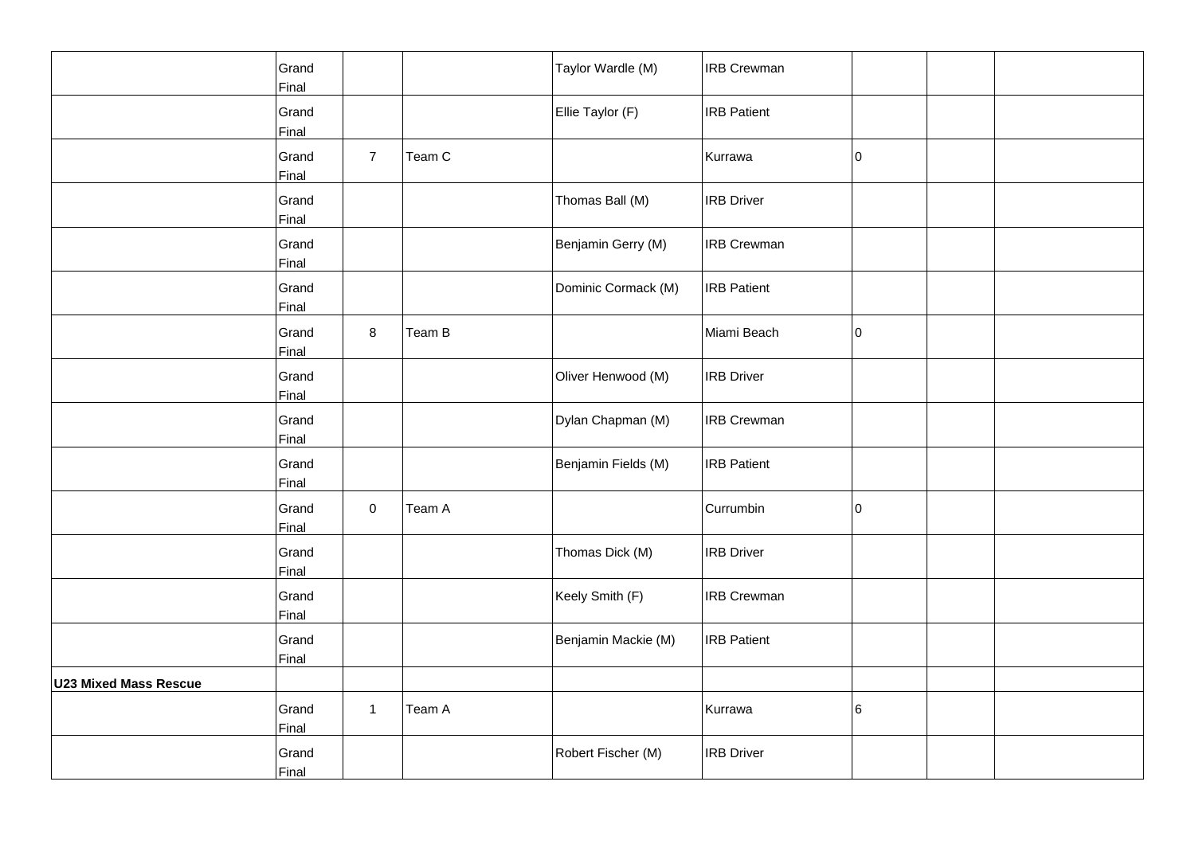| | | | | | | | | |
|---|---|---|---|---|---|---|---|---|
| | Grand Final | | | Taylor Wardle (M) | IRB Crewman | | | |
| | Grand Final | | | Ellie Taylor (F) | IRB Patient | | | |
| | Grand Final | 7 | Team C | | Kurrawa | 0 | | |
| | Grand Final | | | Thomas Ball (M) | IRB Driver | | | |
| | Grand Final | | | Benjamin Gerry (M) | IRB Crewman | | | |
| | Grand Final | | | Dominic Cormack (M) | IRB Patient | | | |
| | Grand Final | 8 | Team B | | Miami Beach | 0 | | |
| | Grand Final | | | Oliver Henwood (M) | IRB Driver | | | |
| | Grand Final | | | Dylan Chapman (M) | IRB Crewman | | | |
| | Grand Final | | | Benjamin Fields (M) | IRB Patient | | | |
| | Grand Final | 0 | Team A | | Currumbin | 0 | | |
| | Grand Final | | | Thomas Dick (M) | IRB Driver | | | |
| | Grand Final | | | Keely Smith (F) | IRB Crewman | | | |
| | Grand Final | | | Benjamin Mackie (M) | IRB Patient | | | |
| **U23 Mixed Mass Rescue** | | | | | | | | |
| | Grand Final | 1 | Team A | | Kurrawa | 6 | | |
| | Grand Final | | | Robert Fischer (M) | IRB Driver | | | |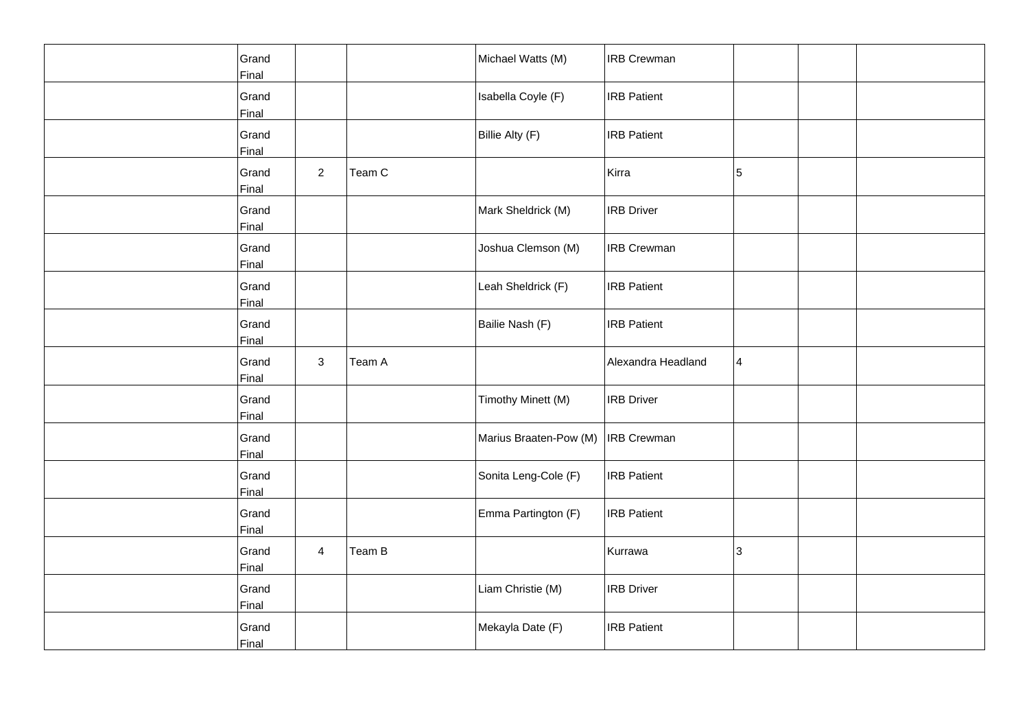| | | | | | | | | |
|---|---|---|---|---|---|---|---|---|
| | Grand Final | | | Michael Watts (M) | IRB Crewman | | | |
| | Grand Final | | | Isabella Coyle (F) | IRB Patient | | | |
| | Grand Final | | | Billie Alty (F) | IRB Patient | | | |
| | Grand Final | 2 | Team C | | Kirra | 5 | | |
| | Grand Final | | | Mark Sheldrick (M) | IRB Driver | | | |
| | Grand Final | | | Joshua Clemson (M) | IRB Crewman | | | |
| | Grand Final | | | Leah Sheldrick (F) | IRB Patient | | | |
| | Grand Final | | | Bailie Nash (F) | IRB Patient | | | |
| | Grand Final | 3 | Team A | | Alexandra Headland | 4 | | |
| | Grand Final | | | Timothy Minett (M) | IRB Driver | | | |
| | Grand Final | | | Marius Braaten-Pow (M) | IRB Crewman | | | |
| | Grand Final | | | Sonita Leng-Cole (F) | IRB Patient | | | |
| | Grand Final | | | Emma Partington (F) | IRB Patient | | | |
| | Grand Final | 4 | Team B | | Kurrawa | 3 | | |
| | Grand Final | | | Liam Christie (M) | IRB Driver | | | |
| | Grand Final | | | Mekayla Date (F) | IRB Patient | | | |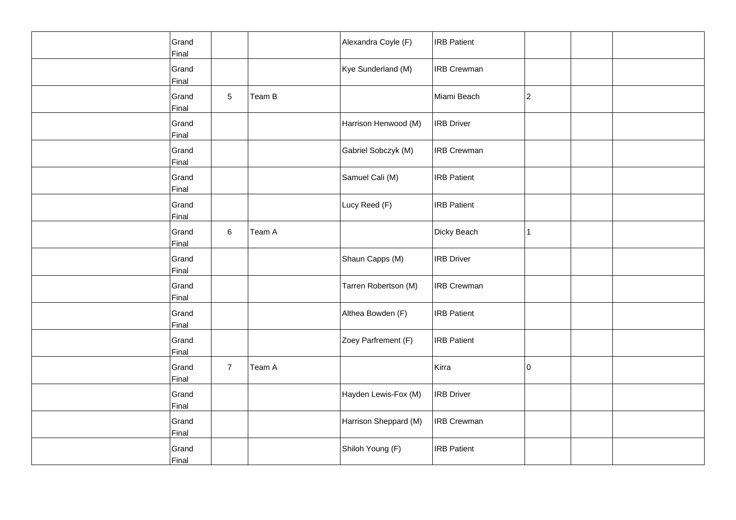| | | | | | | | | |
|---|---|---|---|---|---|---|---|---|
| | Grand Final | | | Alexandra Coyle (F) | IRB Patient | | | |
| | Grand Final | | | Kye Sunderland (M) | IRB Crewman | | | |
| | Grand Final | 5 | Team B | | Miami Beach | 2 | | |
| | Grand Final | | | Harrison Henwood (M) | IRB Driver | | | |
| | Grand Final | | | Gabriel Sobczyk (M) | IRB Crewman | | | |
| | Grand Final | | | Samuel Cali (M) | IRB Patient | | | |
| | Grand Final | | | Lucy Reed (F) | IRB Patient | | | |
| | Grand Final | 6 | Team A | | Dicky Beach | 1 | | |
| | Grand Final | | | Shaun Capps (M) | IRB Driver | | | |
| | Grand Final | | | Tarren Robertson (M) | IRB Crewman | | | |
| | Grand Final | | | Althea Bowden (F) | IRB Patient | | | |
| | Grand Final | | | Zoey Parfrement (F) | IRB Patient | | | |
| | Grand Final | 7 | Team A | | Kirra | 0 | | |
| | Grand Final | | | Hayden Lewis-Fox (M) | IRB Driver | | | |
| | Grand Final | | | Harrison Sheppard (M) | IRB Crewman | | | |
| | Grand Final | | | Shiloh Young (F) | IRB Patient | | | |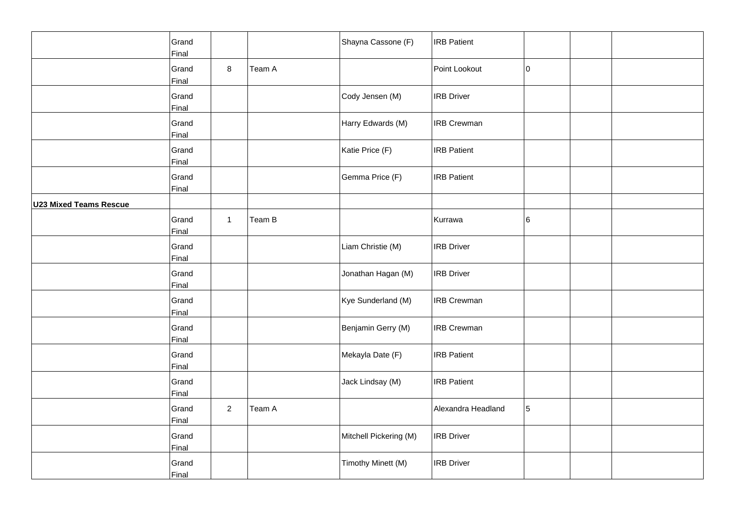| | | | | | | | | |
|---|---|---|---|---|---|---|---|---|
| | Grand Final | | | Shayna Cassone (F) | IRB Patient | | | |
| | Grand Final | 8 | Team A | | Point Lookout | 0 | | |
| | Grand Final | | | Cody Jensen (M) | IRB Driver | | | |
| | Grand Final | | | Harry Edwards (M) | IRB Crewman | | | |
| | Grand Final | | | Katie Price (F) | IRB Patient | | | |
| | Grand Final | | | Gemma Price (F) | IRB Patient | | | |
| **U23 Mixed Teams Rescue** | | | | | | | | |
| | Grand Final | 1 | Team B | | Kurrawa | 6 | | |
| | Grand Final | | | Liam Christie (M) | IRB Driver | | | |
| | Grand Final | | | Jonathan Hagan (M) | IRB Driver | | | |
| | Grand Final | | | Kye Sunderland (M) | IRB Crewman | | | |
| | Grand Final | | | Benjamin Gerry (M) | IRB Crewman | | | |
| | Grand Final | | | Mekayla Date (F) | IRB Patient | | | |
| | Grand Final | | | Jack Lindsay (M) | IRB Patient | | | |
| | Grand Final | 2 | Team A | | Alexandra Headland | 5 | | |
| | Grand Final | | | Mitchell Pickering (M) | IRB Driver | | | |
| | Grand Final | | | Timothy Minett (M) | IRB Driver | | | |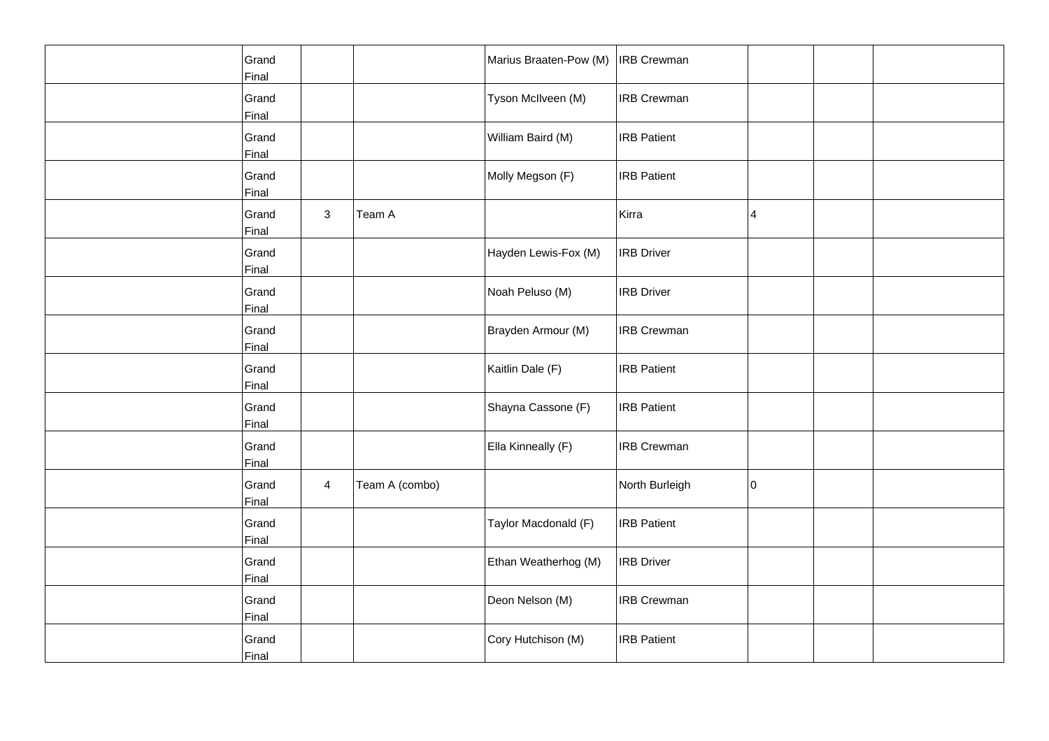| | | | | | | | | |
|---|---|---|---|---|---|---|---|---|
| | Grand Final | | | Marius Braaten-Pow (M) | IRB Crewman | | | |
| | Grand Final | | | Tyson McIlveen (M) | IRB Crewman | | | |
| | Grand Final | | | William Baird (M) | IRB Patient | | | |
| | Grand Final | | | Molly Megson (F) | IRB Patient | | | |
| | Grand Final | 3 | Team A | | Kirra | 4 | | |
| | Grand Final | | | Hayden Lewis-Fox (M) | IRB Driver | | | |
| | Grand Final | | | Noah Peluso (M) | IRB Driver | | | |
| | Grand Final | | | Brayden Armour (M) | IRB Crewman | | | |
| | Grand Final | | | Kaitlin Dale (F) | IRB Patient | | | |
| | Grand Final | | | Shayna Cassone (F) | IRB Patient | | | |
| | Grand Final | | | Ella Kinneally (F) | IRB Crewman | | | |
| | Grand Final | 4 | Team A (combo) | | North Burleigh | 0 | | |
| | Grand Final | | | Taylor Macdonald (F) | IRB Patient | | | |
| | Grand Final | | | Ethan Weatherhog (M) | IRB Driver | | | |
| | Grand Final | | | Deon Nelson (M) | IRB Crewman | | | |
| | Grand Final | | | Cory Hutchison (M) | IRB Patient | | | |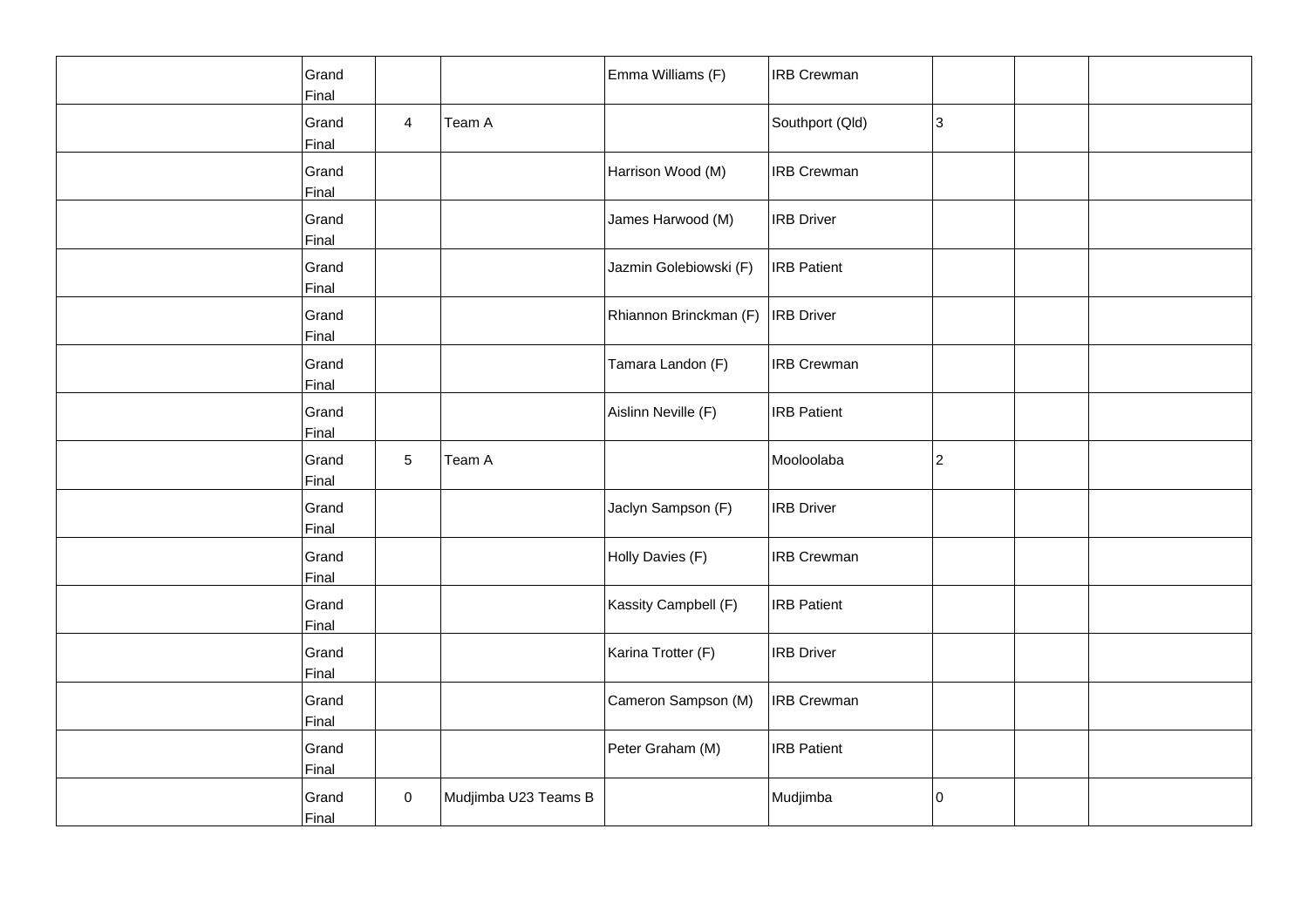|  |  |  |  |  |  |  |  |  |
|---|---|---|---|---|---|---|---|---|
|  | Grand Final |  |  | Emma Williams (F) | IRB Crewman |  |  |  |
|  | Grand Final | 4 | Team A |  | Southport (Qld) | 3 |  |  |
|  | Grand Final |  |  | Harrison Wood (M) | IRB Crewman |  |  |  |
|  | Grand Final |  |  | James Harwood (M) | IRB Driver |  |  |  |
|  | Grand Final |  |  | Jazmin Golebiowski (F) | IRB Patient |  |  |  |
|  | Grand Final |  |  | Rhiannon Brinckman (F) | IRB Driver |  |  |  |
|  | Grand Final |  |  | Tamara Landon (F) | IRB Crewman |  |  |  |
|  | Grand Final |  |  | Aislinn Neville (F) | IRB Patient |  |  |  |
|  | Grand Final | 5 | Team A |  | Mooloolaba | 2 |  |  |
|  | Grand Final |  |  | Jaclyn Sampson (F) | IRB Driver |  |  |  |
|  | Grand Final |  |  | Holly Davies (F) | IRB Crewman |  |  |  |
|  | Grand Final |  |  | Kassity Campbell (F) | IRB Patient |  |  |  |
|  | Grand Final |  |  | Karina Trotter (F) | IRB Driver |  |  |  |
|  | Grand Final |  |  | Cameron Sampson (M) | IRB Crewman |  |  |  |
|  | Grand Final |  |  | Peter Graham (M) | IRB Patient |  |  |  |
|  | Grand Final | 0 | Mudjimba U23 Teams B |  | Mudjimba | 0 |  |  |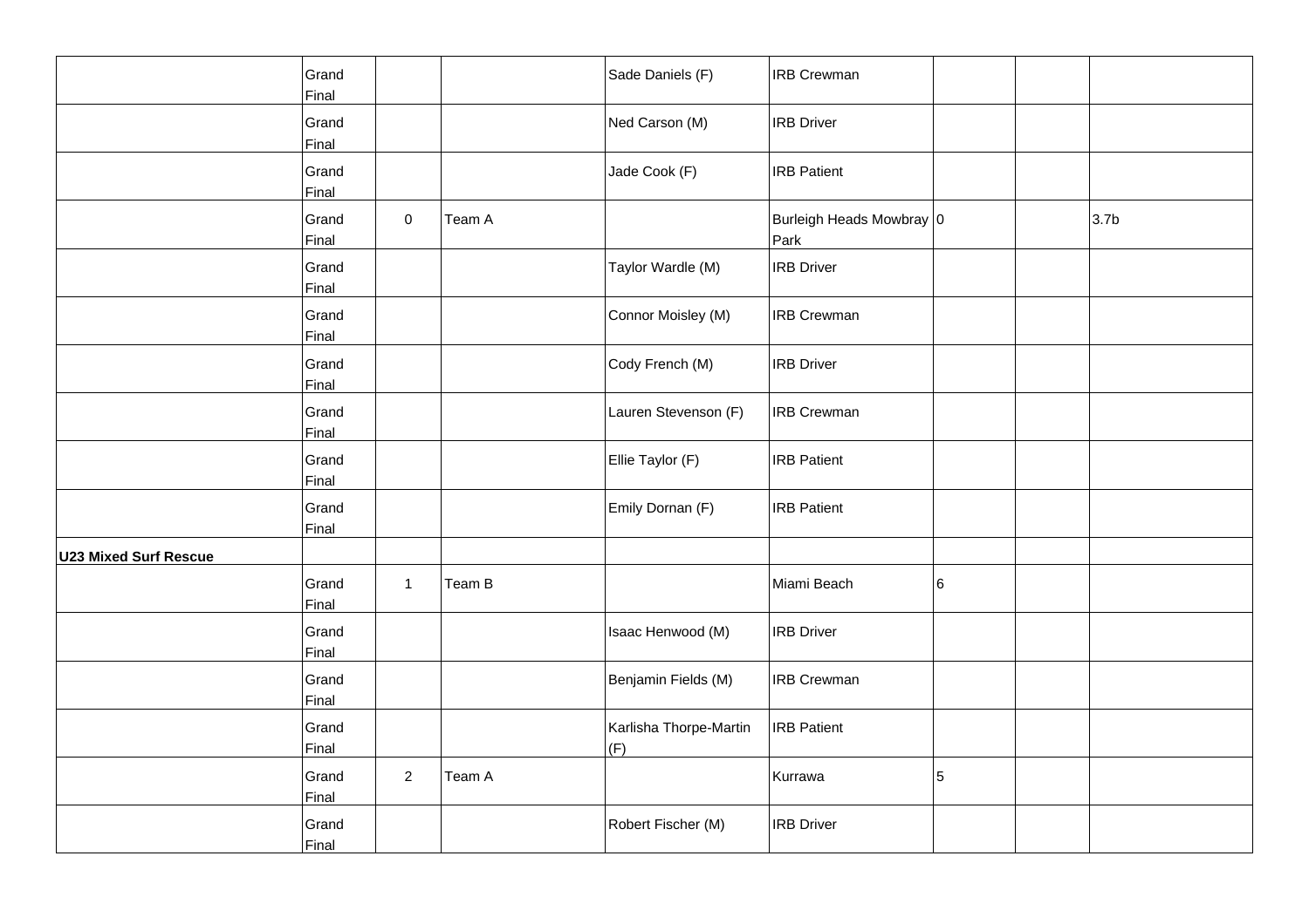| | | | | | | | | |
|---|---|---|---|---|---|---|---|---|
| | Grand Final | | | Sade Daniels (F) | IRB Crewman | | | |
| | Grand Final | | | Ned Carson (M) | IRB Driver | | | |
| | Grand Final | | | Jade Cook (F) | IRB Patient | | | |
| | Grand Final | 0 | Team A | | Burleigh Heads Mowbray Park | 0 | | 3.7b |
| | Grand Final | | | Taylor Wardle (M) | IRB Driver | | | |
| | Grand Final | | | Connor Moisley (M) | IRB Crewman | | | |
| | Grand Final | | | Cody French (M) | IRB Driver | | | |
| | Grand Final | | | Lauren Stevenson (F) | IRB Crewman | | | |
| | Grand Final | | | Ellie Taylor (F) | IRB Patient | | | |
| | Grand Final | | | Emily Dornan (F) | IRB Patient | | | |
| **U23 Mixed Surf Rescue** | | | | | | | | |
| | Grand Final | 1 | Team B | | Miami Beach | 6 | | |
| | Grand Final | | | Isaac Henwood (M) | IRB Driver | | | |
| | Grand Final | | | Benjamin Fields (M) | IRB Crewman | | | |
| | Grand Final | | | Karlisha Thorpe-Martin (F) | IRB Patient | | | |
| | Grand Final | 2 | Team A | | Kurrawa | 5 | | |
| | Grand Final | | | Robert Fischer (M) | IRB Driver | | | |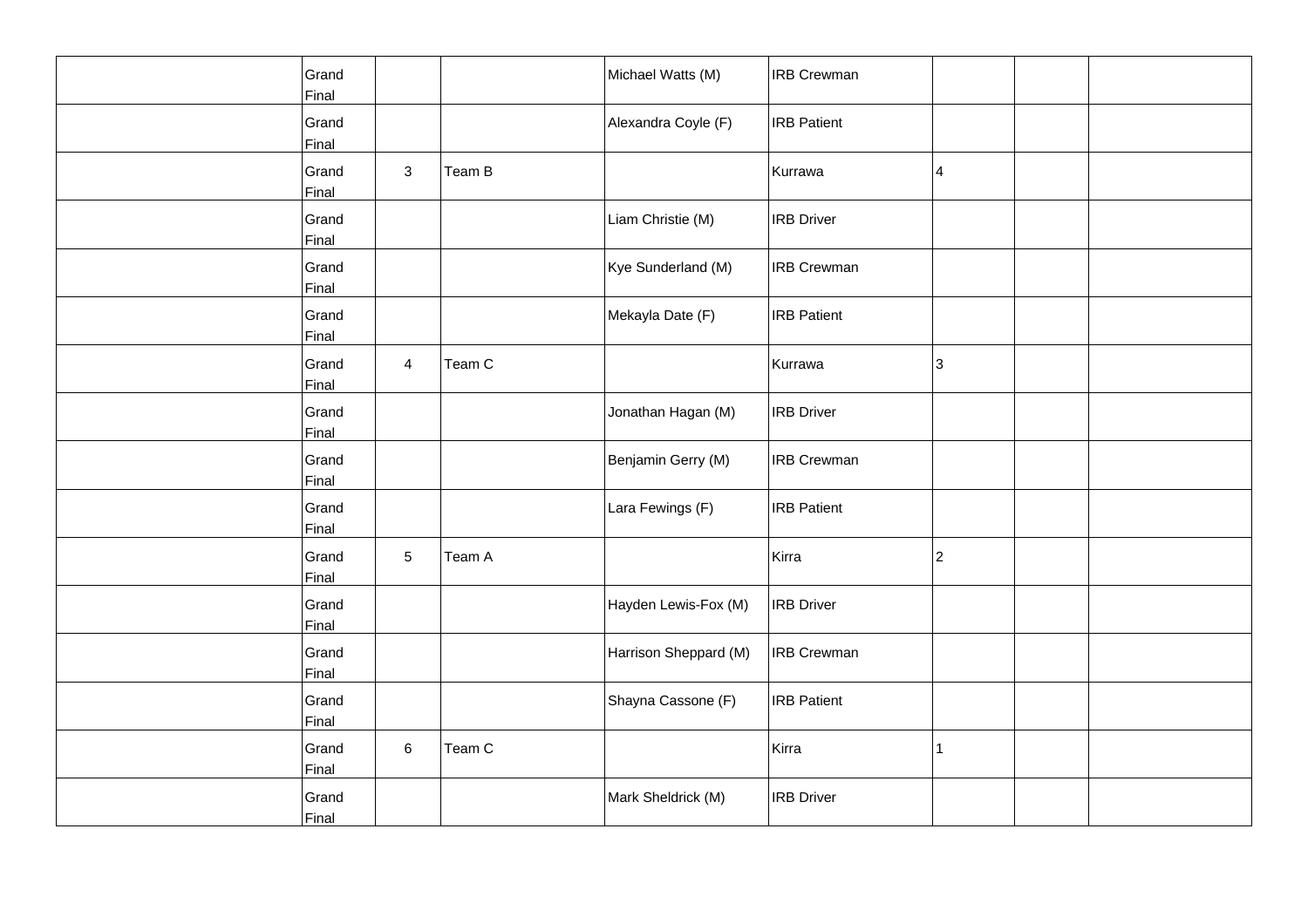| | | | | | | | | |
|---|---|---|---|---|---|---|---|---|
| | Grand Final | | | Michael Watts (M) | IRB Crewman | | | |
| | Grand Final | | | Alexandra Coyle (F) | IRB Patient | | | |
| | Grand Final | 3 | Team B | | Kurrawa | 4 | | |
| | Grand Final | | | Liam Christie (M) | IRB Driver | | | |
| | Grand Final | | | Kye Sunderland (M) | IRB Crewman | | | |
| | Grand Final | | | Mekayla Date (F) | IRB Patient | | | |
| | Grand Final | 4 | Team C | | Kurrawa | 3 | | |
| | Grand Final | | | Jonathan Hagan (M) | IRB Driver | | | |
| | Grand Final | | | Benjamin Gerry (M) | IRB Crewman | | | |
| | Grand Final | | | Lara Fewings (F) | IRB Patient | | | |
| | Grand Final | 5 | Team A | | Kirra | 2 | | |
| | Grand Final | | | Hayden Lewis-Fox (M) | IRB Driver | | | |
| | Grand Final | | | Harrison Sheppard (M) | IRB Crewman | | | |
| | Grand Final | | | Shayna Cassone (F) | IRB Patient | | | |
| | Grand Final | 6 | Team C | | Kirra | 1 | | |
| | Grand Final | | | Mark Sheldrick (M) | IRB Driver | | | |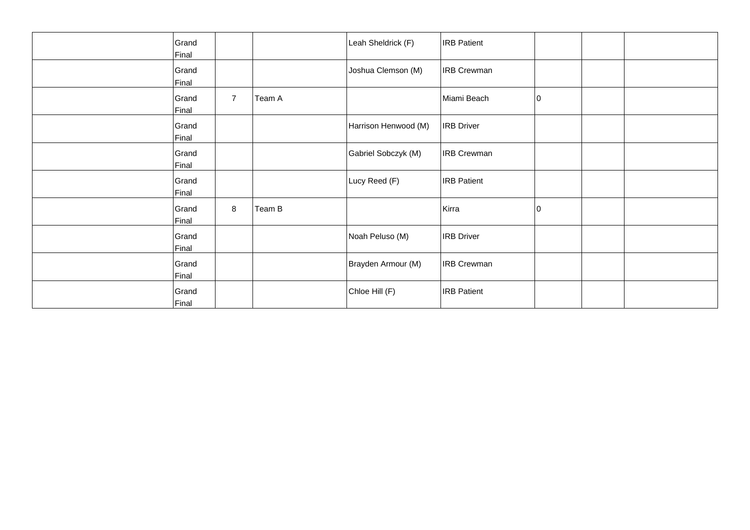| | | | | | | | | |
|---|---|---|---|---|---|---|---|---|
| | Grand Final | | | Leah Sheldrick (F) | IRB Patient | | | |
| | Grand Final | | | Joshua Clemson (M) | IRB Crewman | | | |
| | Grand Final | 7 | Team A | | Miami Beach | 0 | | |
| | Grand Final | | | Harrison Henwood (M) | IRB Driver | | | |
| | Grand Final | | | Gabriel Sobczyk (M) | IRB Crewman | | | |
| | Grand Final | | | Lucy Reed (F) | IRB Patient | | | |
| | Grand Final | 8 | Team B | | Kirra | 0 | | |
| | Grand Final | | | Noah Peluso (M) | IRB Driver | | | |
| | Grand Final | | | Brayden Armour (M) | IRB Crewman | | | |
| | Grand Final | | | Chloe Hill (F) | IRB Patient | | | |